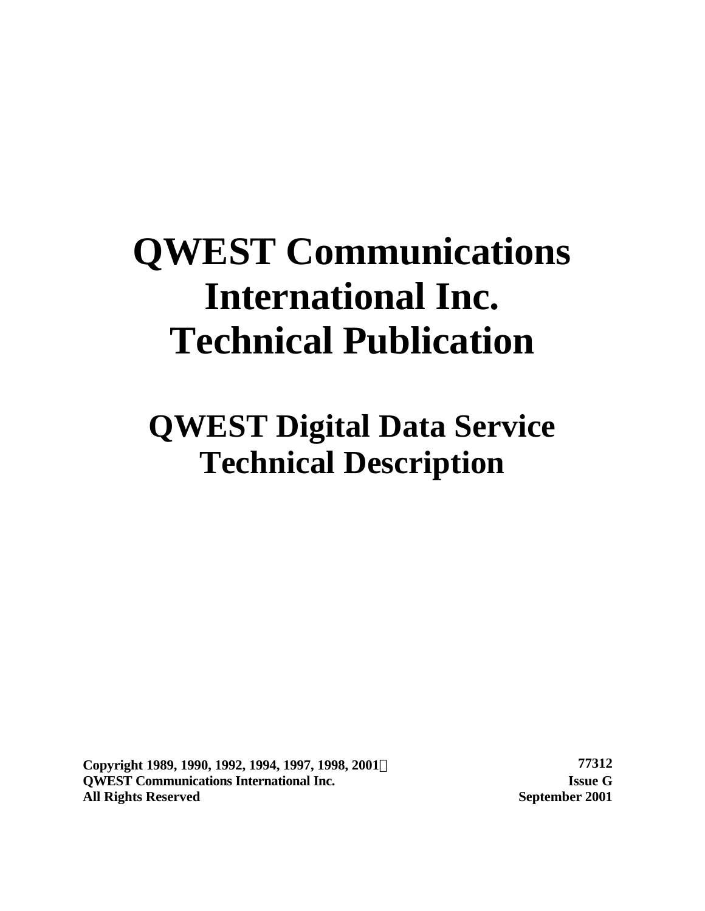# QWEST Communications International Inc. Technical Publication

## QWEST Digital Data Service Technical Description

**Copyright 1989, 1990, 1992, 1994, 1997, 1998, 2001©**
**QWEST Communications International Inc.**
**All Rights Reserved**

**77312**
**Issue G**
**September 2001**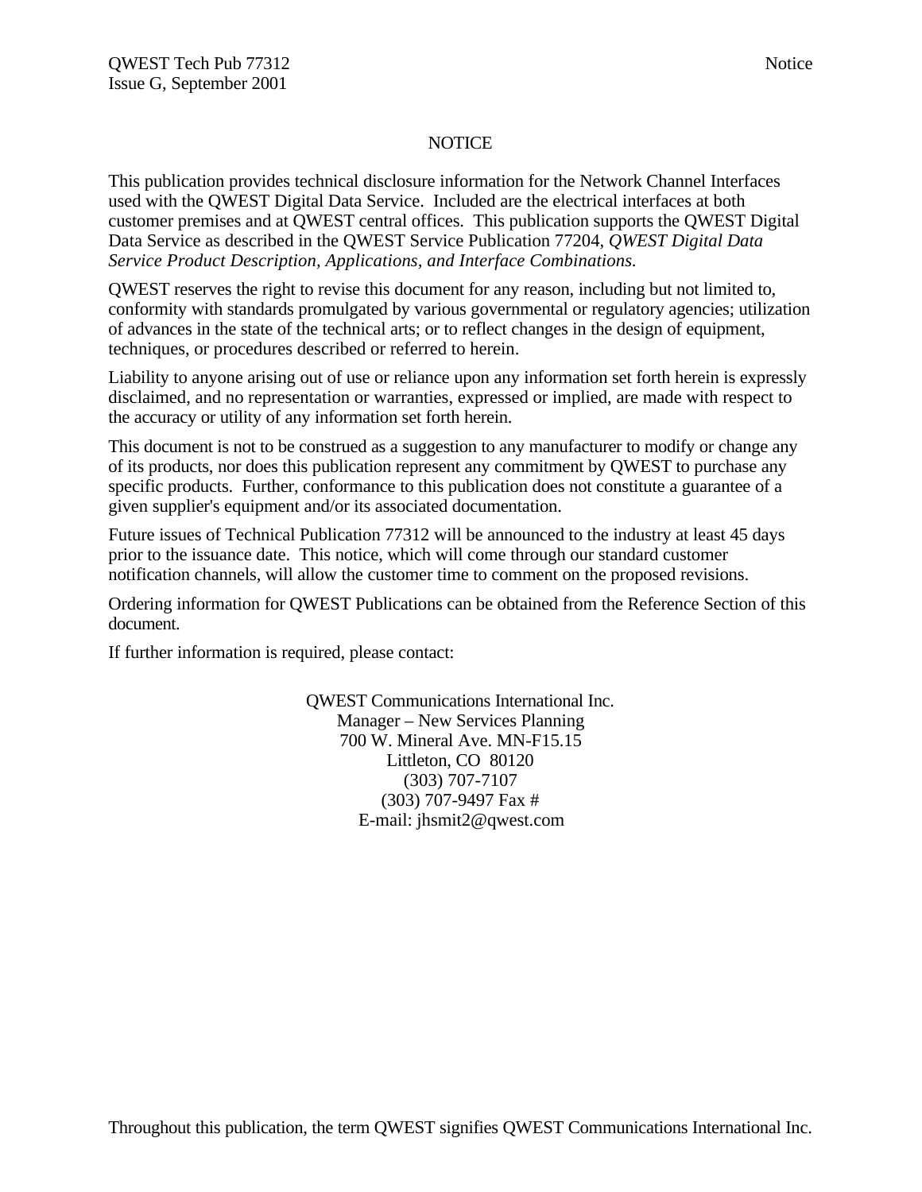# NOTICE

This publication provides technical disclosure information for the Network Channel Interfaces used with the QWEST Digital Data Service. Included are the electrical interfaces at both customer premises and at QWEST central offices. This publication supports the QWEST Digital Data Service as described in the QWEST Service Publication 77204, *QWEST Digital Data Service Product Description, Applications, and Interface Combinations.*

QWEST reserves the right to revise this document for any reason, including but not limited to, conformity with standards promulgated by various governmental or regulatory agencies; utilization of advances in the state of the technical arts; or to reflect changes in the design of equipment, techniques, or procedures described or referred to herein.

Liability to anyone arising out of use or reliance upon any information set forth herein is expressly disclaimed, and no representation or warranties, expressed or implied, are made with respect to the accuracy or utility of any information set forth herein.

This document is not to be construed as a suggestion to any manufacturer to modify or change any of its products, nor does this publication represent any commitment by QWEST to purchase any specific products. Further, conformance to this publication does not constitute a guarantee of a given supplier's equipment and/or its associated documentation.

Future issues of Technical Publication 77312 will be announced to the industry at least 45 days prior to the issuance date. This notice, which will come through our standard customer notification channels, will allow the customer time to comment on the proposed revisions.

Ordering information for QWEST Publications can be obtained from the Reference Section of this document.

If further information is required, please contact:

QWEST Communications International Inc.
Manager – New Services Planning
700 W. Mineral Ave. MN-F15.15
Littleton, CO 80120
(303) 707-7107
(303) 707-9497 Fax #
E-mail: jhsmit2@qwest.com

Throughout this publication, the term QWEST signifies QWEST Communications International Inc.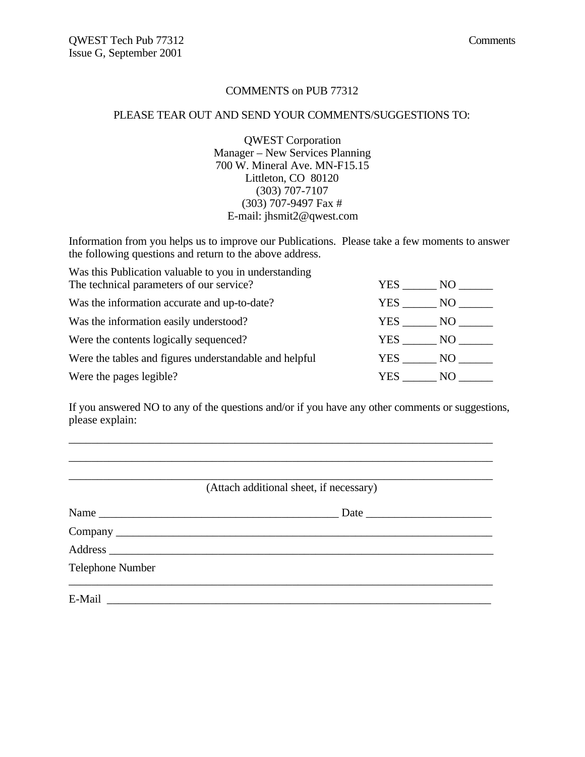COMMENTS on PUB 77312

PLEASE TEAR OUT AND SEND YOUR COMMENTS/SUGGESTIONS TO:

QWEST Corporation
Manager – New Services Planning
700 W. Mineral Ave. MN-F15.15
Littleton, CO 80120
(303) 707-7107
(303) 707-9497 Fax #
E-mail: jhsmit2@qwest.com

Information from you helps us to improve our Publications. Please take a few moments to answer the following questions and return to the above address.

| | |
|---|---|
| Was this Publication valuable to you in understanding The technical parameters of our service? | YES ______ NO ______ |
| Was the information accurate and up-to-date? | YES ______ NO ______ |
| Was the information easily understood? | YES ______ NO ______ |
| Were the contents logically sequenced? | YES ______ NO ______ |
| Were the tables and figures understandable and helpful | YES ______ NO ______ |
| Were the pages legible? | YES ______ NO ______ |

If you answered NO to any of the questions and/or if you have any other comments or suggestions, please explain:

_______________________________________________________________________________

_______________________________________________________________________________

_______________________________________________________________________________

(Attach additional sheet, if necessary)

Name ___________________________________________ Date _____________________

Company ________________________________________________________________

Address _________________________________________________________________

Telephone Number
_______________________________________________________________________________

E-Mail _________________________________________________________________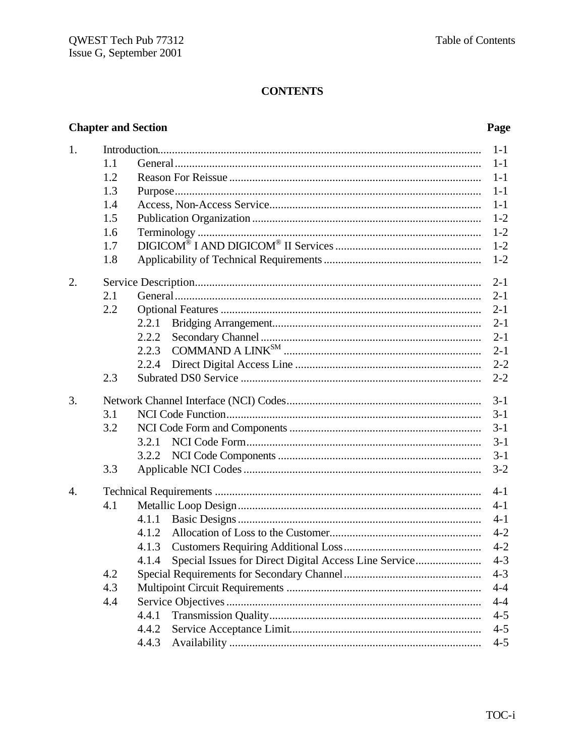# CONTENTS

| Chapter and Section | | | Page |
|---|---|---|---|
| 1. | Introduction | | 1-1 |
| | 1.1 | General | 1-1 |
| | 1.2 | Reason For Reissue | 1-1 |
| | 1.3 | Purpose | 1-1 |
| | 1.4 | Access, Non-Access Service | 1-1 |
| | 1.5 | Publication Organization | 1-2 |
| | 1.6 | Terminology | 1-2 |
| | 1.7 | DIGICOM® I AND DIGICOM® II Services | 1-2 |
| | 1.8 | Applicability of Technical Requirements | 1-2 |
| 2. | Service Description | | 2-1 |
| | 2.1 | General | 2-1 |
| | 2.2 | Optional Features | 2-1 |
| | | 2.2.1 Bridging Arrangement | 2-1 |
| | | 2.2.2 Secondary Channel | 2-1 |
| | | 2.2.3 COMMAND A LINK℠ | 2-1 |
| | | 2.2.4 Direct Digital Access Line | 2-2 |
| | 2.3 | Subrated DS0 Service | 2-2 |
| 3. | Network Channel Interface (NCI) Codes | | 3-1 |
| | 3.1 | NCI Code Function | 3-1 |
| | 3.2 | NCI Code Form and Components | 3-1 |
| | | 3.2.1 NCI Code Form | 3-1 |
| | | 3.2.2 NCI Code Components | 3-1 |
| | 3.3 | Applicable NCI Codes | 3-2 |
| 4. | Technical Requirements | | 4-1 |
| | 4.1 | Metallic Loop Design | 4-1 |
| | | 4.1.1 Basic Designs | 4-1 |
| | | 4.1.2 Allocation of Loss to the Customer | 4-2 |
| | | 4.1.3 Customers Requiring Additional Loss | 4-2 |
| | | 4.1.4 Special Issues for Direct Digital Access Line Service | 4-3 |
| | 4.2 | Special Requirements for Secondary Channel | 4-3 |
| | 4.3 | Multipoint Circuit Requirements | 4-4 |
| | 4.4 | Service Objectives | 4-4 |
| | | 4.4.1 Transmission Quality | 4-5 |
| | | 4.4.2 Service Acceptance Limit | 4-5 |
| | | 4.4.3 Availability | 4-5 |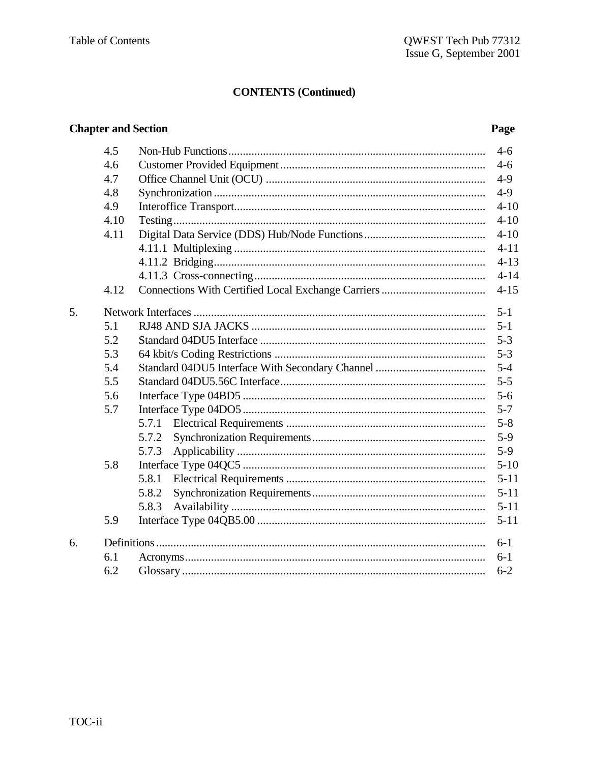## CONTENTS (Continued)

| Chapter and Section | | | Page |
|---|---|---|---|
| | 4.5 | Non-Hub Functions | 4-6 |
| | 4.6 | Customer Provided Equipment | 4-6 |
| | 4.7 | Office Channel Unit (OCU) | 4-9 |
| | 4.8 | Synchronization | 4-9 |
| | 4.9 | Interoffice Transport | 4-10 |
| | 4.10 | Testing | 4-10 |
| | 4.11 | Digital Data Service (DDS) Hub/Node Functions | 4-10 |
| | | 4.11.1 Multiplexing | 4-11 |
| | | 4.11.2 Bridging | 4-13 |
| | | 4.11.3 Cross-connecting | 4-14 |
| | 4.12 | Connections With Certified Local Exchange Carriers | 4-15 |
| 5. | | Network Interfaces | 5-1 |
| | 5.1 | RJ48 AND SJA JACKS | 5-1 |
| | 5.2 | Standard 04DU5 Interface | 5-3 |
| | 5.3 | 64 kbit/s Coding Restrictions | 5-3 |
| | 5.4 | Standard 04DU5 Interface With Secondary Channel | 5-4 |
| | 5.5 | Standard 04DU5.56C Interface | 5-5 |
| | 5.6 | Interface Type 04BD5 | 5-6 |
| | 5.7 | Interface Type 04DO5 | 5-7 |
| | | 5.7.1 Electrical Requirements | 5-8 |
| | | 5.7.2 Synchronization Requirements | 5-9 |
| | | 5.7.3 Applicability | 5-9 |
| | 5.8 | Interface Type 04QC5 | 5-10 |
| | | 5.8.1 Electrical Requirements | 5-11 |
| | | 5.8.2 Synchronization Requirements | 5-11 |
| | | 5.8.3 Availability | 5-11 |
| | 5.9 | Interface Type 04QB5.00 | 5-11 |
| 6. | | Definitions | 6-1 |
| | 6.1 | Acronyms | 6-1 |
| | 6.2 | Glossary | 6-2 |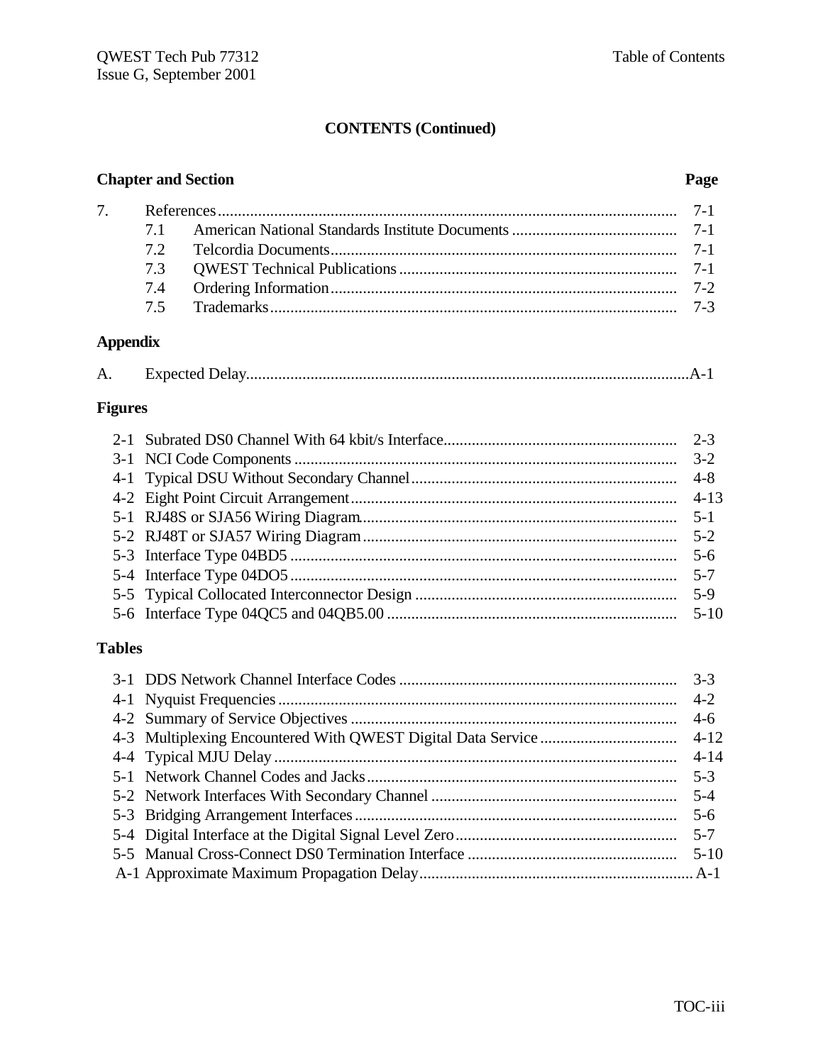## CONTENTS (Continued)

| Chapter and Section | | | Page |
|---|---|---|---|
| 7. | References | | 7-1 |
| | 7.1 | American National Standards Institute Documents | 7-1 |
| | 7.2 | Telcordia Documents | 7-1 |
| | 7.3 | QWEST Technical Publications | 7-1 |
| | 7.4 | Ordering Information | 7-2 |
| | 7.5 | Trademarks | 7-3 |

### Appendix

| | | |
|---|---|---|
| A. | Expected Delay | A-1 |

### Figures

| | | |
|---|---|---|
| 2-1 | Subrated DS0 Channel With 64 kbit/s Interface | 2-3 |
| 3-1 | NCI Code Components | 3-2 |
| 4-1 | Typical DSU Without Secondary Channel | 4-8 |
| 4-2 | Eight Point Circuit Arrangement | 4-13 |
| 5-1 | RJ48S or SJA56 Wiring Diagram | 5-1 |
| 5-2 | RJ48T or SJA57 Wiring Diagram | 5-2 |
| 5-3 | Interface Type 04BD5 | 5-6 |
| 5-4 | Interface Type 04DO5 | 5-7 |
| 5-5 | Typical Collocated Interconnector Design | 5-9 |
| 5-6 | Interface Type 04QC5 and 04QB5.00 | 5-10 |

### Tables

| | | |
|---|---|---|
| 3-1 | DDS Network Channel Interface Codes | 3-3 |
| 4-1 | Nyquist Frequencies | 4-2 |
| 4-2 | Summary of Service Objectives | 4-6 |
| 4-3 | Multiplexing Encountered With QWEST Digital Data Service | 4-12 |
| 4-4 | Typical MJU Delay | 4-14 |
| 5-1 | Network Channel Codes and Jacks | 5-3 |
| 5-2 | Network Interfaces With Secondary Channel | 5-4 |
| 5-3 | Bridging Arrangement Interfaces | 5-6 |
| 5-4 | Digital Interface at the Digital Signal Level Zero | 5-7 |
| 5-5 | Manual Cross-Connect DS0 Termination Interface | 5-10 |
| A-1 | Approximate Maximum Propagation Delay | A-1 |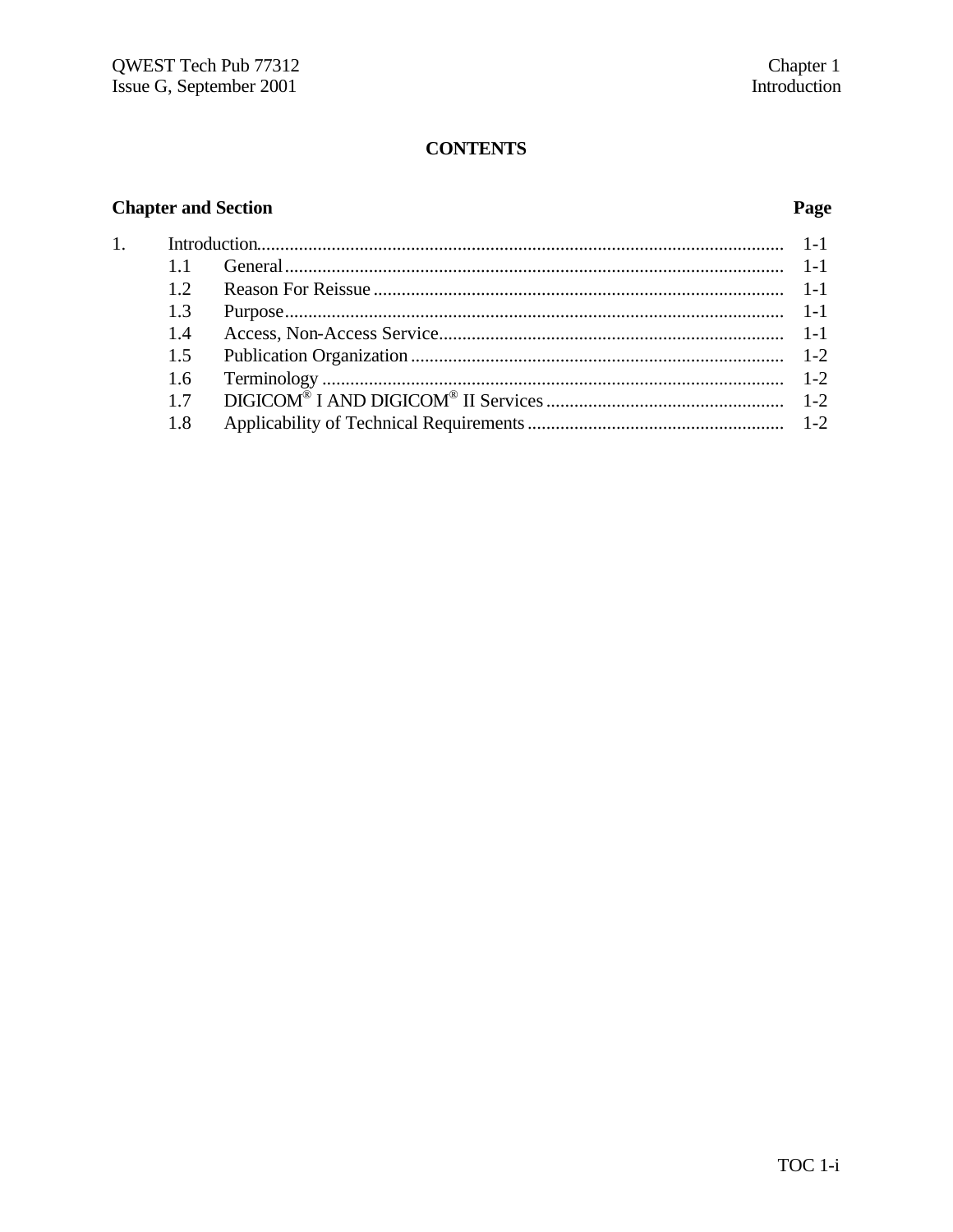# CONTENTS

| Chapter and Section | | Page |
|---|---|---|
| 1. | Introduction | 1-1 |
| 1.1 | General | 1-1 |
| 1.2 | Reason For Reissue | 1-1 |
| 1.3 | Purpose | 1-1 |
| 1.4 | Access, Non-Access Service | 1-1 |
| 1.5 | Publication Organization | 1-2 |
| 1.6 | Terminology | 1-2 |
| 1.7 | DIGICOM® I AND DIGICOM® II Services | 1-2 |
| 1.8 | Applicability of Technical Requirements | 1-2 |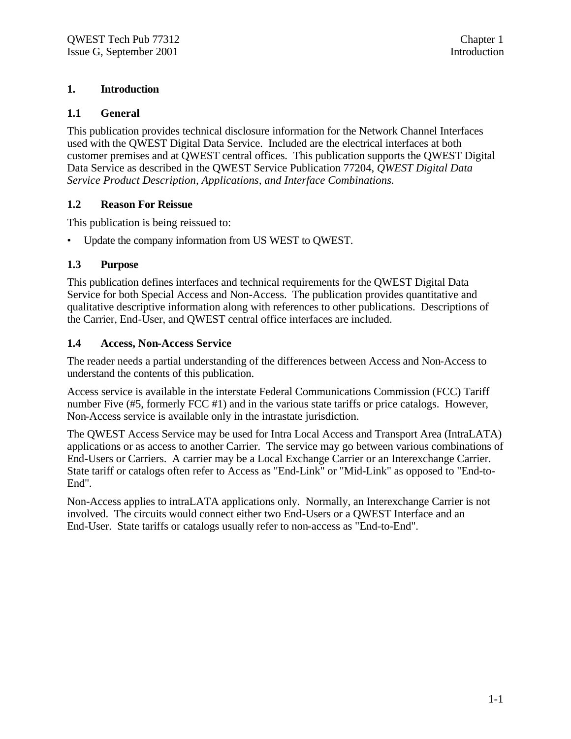# 1. Introduction

## 1.1 General

This publication provides technical disclosure information for the Network Channel Interfaces used with the QWEST Digital Data Service. Included are the electrical interfaces at both customer premises and at QWEST central offices. This publication supports the QWEST Digital Data Service as described in the QWEST Service Publication 77204, *QWEST Digital Data Service Product Description, Applications, and Interface Combinations.*

## 1.2 Reason For Reissue

This publication is being reissued to:

- Update the company information from US WEST to QWEST.

## 1.3 Purpose

This publication defines interfaces and technical requirements for the QWEST Digital Data Service for both Special Access and Non-Access. The publication provides quantitative and qualitative descriptive information along with references to other publications. Descriptions of the Carrier, End-User, and QWEST central office interfaces are included.

## 1.4 Access, Non-Access Service

The reader needs a partial understanding of the differences between Access and Non-Access to understand the contents of this publication.

Access service is available in the interstate Federal Communications Commission (FCC) Tariff number Five (#5, formerly FCC #1) and in the various state tariffs or price catalogs. However, Non-Access service is available only in the intrastate jurisdiction.

The QWEST Access Service may be used for Intra Local Access and Transport Area (IntraLATA) applications or as access to another Carrier. The service may go between various combinations of End-Users or Carriers. A carrier may be a Local Exchange Carrier or an Interexchange Carrier. State tariff or catalogs often refer to Access as "End-Link" or "Mid-Link" as opposed to "End-to-End".

Non-Access applies to intraLATA applications only. Normally, an Interexchange Carrier is not involved. The circuits would connect either two End-Users or a QWEST Interface and an End-User. State tariffs or catalogs usually refer to non-access as "End-to-End".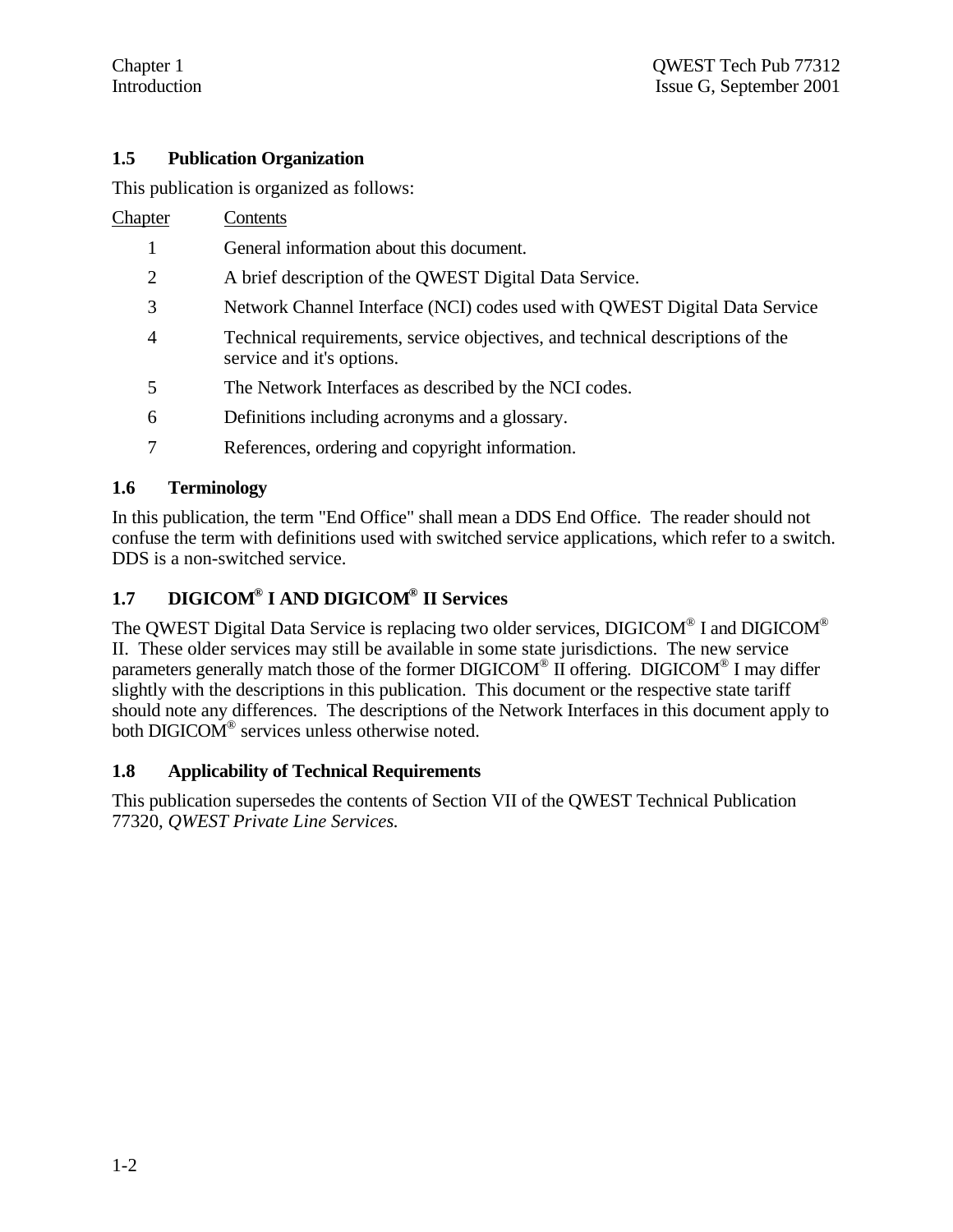## 1.5 Publication Organization

This publication is organized as follows:

| Chapter | Contents |
|---|---|
| 1 | General information about this document. |
| 2 | A brief description of the QWEST Digital Data Service. |
| 3 | Network Channel Interface (NCI) codes used with QWEST Digital Data Service |
| 4 | Technical requirements, service objectives, and technical descriptions of the service and it's options. |
| 5 | The Network Interfaces as described by the NCI codes. |
| 6 | Definitions including acronyms and a glossary. |
| 7 | References, ordering and copyright information. |

## 1.6 Terminology

In this publication, the term "End Office" shall mean a DDS End Office. The reader should not confuse the term with definitions used with switched service applications, which refer to a switch. DDS is a non-switched service.

## 1.7 DIGICOM® I AND DIGICOM® II Services

The QWEST Digital Data Service is replacing two older services, DIGICOM® I and DIGICOM® II. These older services may still be available in some state jurisdictions. The new service parameters generally match those of the former DIGICOM® II offering. DIGICOM® I may differ slightly with the descriptions in this publication. This document or the respective state tariff should note any differences. The descriptions of the Network Interfaces in this document apply to both DIGICOM® services unless otherwise noted.

## 1.8 Applicability of Technical Requirements

This publication supersedes the contents of Section VII of the QWEST Technical Publication 77320, *QWEST Private Line Services.*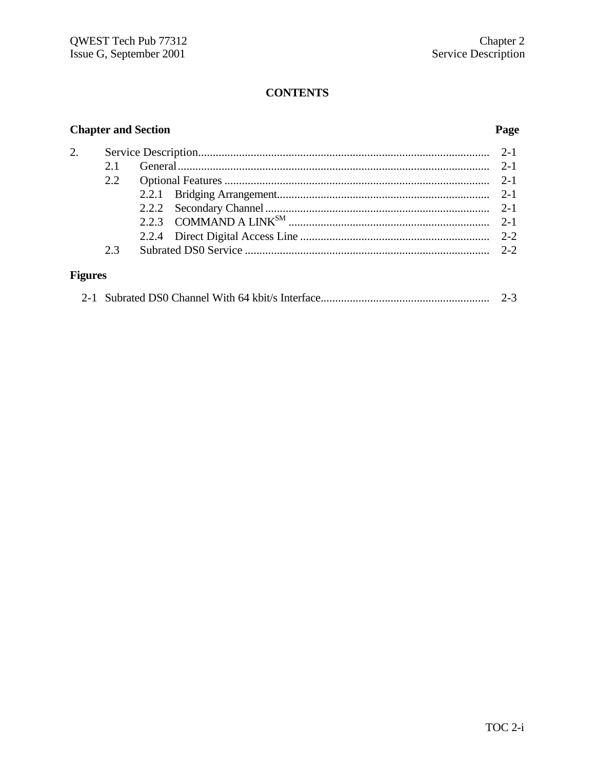# CONTENTS

| Chapter and Section | | | Page |
|---|---|---|---|
| 2. | Service Description | | 2-1 |
| | 2.1 | General | 2-1 |
| | 2.2 | Optional Features | 2-1 |
| | | 2.2.1 Bridging Arrangement | 2-1 |
| | | 2.2.2 Secondary Channel | 2-1 |
| | | 2.2.3 COMMAND A LINK[SM] | 2-1 |
| | | 2.2.4 Direct Digital Access Line | 2-2 |
| | 2.3 | Subrated DS0 Service | 2-2 |

## Figures

| | | Page |
|---|---|---|
| 2-1 | Subrated DS0 Channel With 64 kbit/s Interface | 2-3 |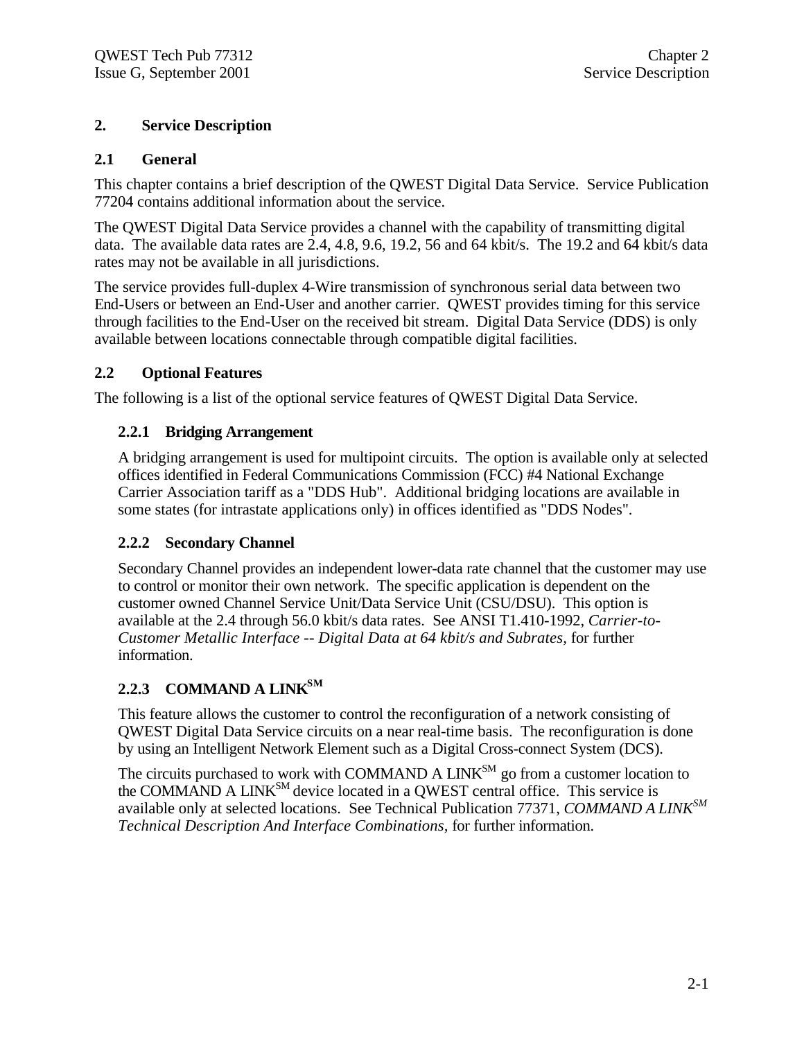# 2. Service Description

## 2.1 General

This chapter contains a brief description of the QWEST Digital Data Service. Service Publication 77204 contains additional information about the service.

The QWEST Digital Data Service provides a channel with the capability of transmitting digital data. The available data rates are 2.4, 4.8, 9.6, 19.2, 56 and 64 kbit/s. The 19.2 and 64 kbit/s data rates may not be available in all jurisdictions.

The service provides full-duplex 4-Wire transmission of synchronous serial data between two End-Users or between an End-User and another carrier. QWEST provides timing for this service through facilities to the End-User on the received bit stream. Digital Data Service (DDS) is only available between locations connectable through compatible digital facilities.

## 2.2 Optional Features

The following is a list of the optional service features of QWEST Digital Data Service.

### 2.2.1 Bridging Arrangement

A bridging arrangement is used for multipoint circuits. The option is available only at selected offices identified in Federal Communications Commission (FCC) #4 National Exchange Carrier Association tariff as a "DDS Hub". Additional bridging locations are available in some states (for intrastate applications only) in offices identified as "DDS Nodes".

### 2.2.2 Secondary Channel

Secondary Channel provides an independent lower-data rate channel that the customer may use to control or monitor their own network. The specific application is dependent on the customer owned Channel Service Unit/Data Service Unit (CSU/DSU). This option is available at the 2.4 through 56.0 kbit/s data rates. See ANSI T1.410-1992, *Carrier-to-Customer Metallic Interface -- Digital Data at 64 kbit/s and Subrates,* for further information.

### 2.2.3 COMMAND A LINK^SM

This feature allows the customer to control the reconfiguration of a network consisting of QWEST Digital Data Service circuits on a near real-time basis. The reconfiguration is done by using an Intelligent Network Element such as a Digital Cross-connect System (DCS).

The circuits purchased to work with COMMAND A LINK^SM go from a customer location to the COMMAND A LINK^SM device located in a QWEST central office. This service is available only at selected locations. See Technical Publication 77371, *COMMAND A LINK^SM Technical Description And Interface Combinations*, for further information.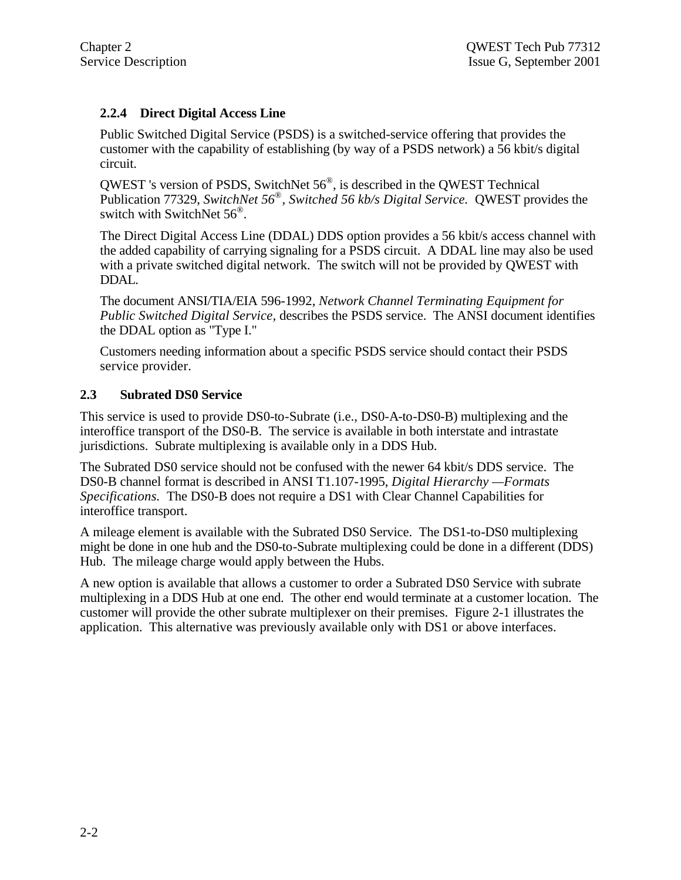### 2.2.4 Direct Digital Access Line

Public Switched Digital Service (PSDS) is a switched-service offering that provides the customer with the capability of establishing (by way of a PSDS network) a 56 kbit/s digital circuit.

QWEST 's version of PSDS, SwitchNet 56®, is described in the QWEST Technical Publication 77329, *SwitchNet 56®, Switched 56 kb/s Digital Service.* QWEST provides the switch with SwitchNet 56®.

The Direct Digital Access Line (DDAL) DDS option provides a 56 kbit/s access channel with the added capability of carrying signaling for a PSDS circuit. A DDAL line may also be used with a private switched digital network. The switch will not be provided by QWEST with DDAL.

The document ANSI/TIA/EIA 596-1992, *Network Channel Terminating Equipment for Public Switched Digital Service,* describes the PSDS service. The ANSI document identifies the DDAL option as "Type I."

Customers needing information about a specific PSDS service should contact their PSDS service provider.

## 2.3 Subrated DS0 Service

This service is used to provide DS0-to-Subrate (i.e., DS0-A-to-DS0-B) multiplexing and the interoffice transport of the DS0-B. The service is available in both interstate and intrastate jurisdictions. Subrate multiplexing is available only in a DDS Hub.

The Subrated DS0 service should not be confused with the newer 64 kbit/s DDS service. The DS0-B channel format is described in ANSI T1.107-1995, *Digital Hierarchy —Formats Specifications.* The DS0-B does not require a DS1 with Clear Channel Capabilities for interoffice transport.

A mileage element is available with the Subrated DS0 Service. The DS1-to-DS0 multiplexing might be done in one hub and the DS0-to-Subrate multiplexing could be done in a different (DDS) Hub. The mileage charge would apply between the Hubs.

A new option is available that allows a customer to order a Subrated DS0 Service with subrate multiplexing in a DDS Hub at one end. The other end would terminate at a customer location. The customer will provide the other subrate multiplexer on their premises. Figure 2-1 illustrates the application. This alternative was previously available only with DS1 or above interfaces.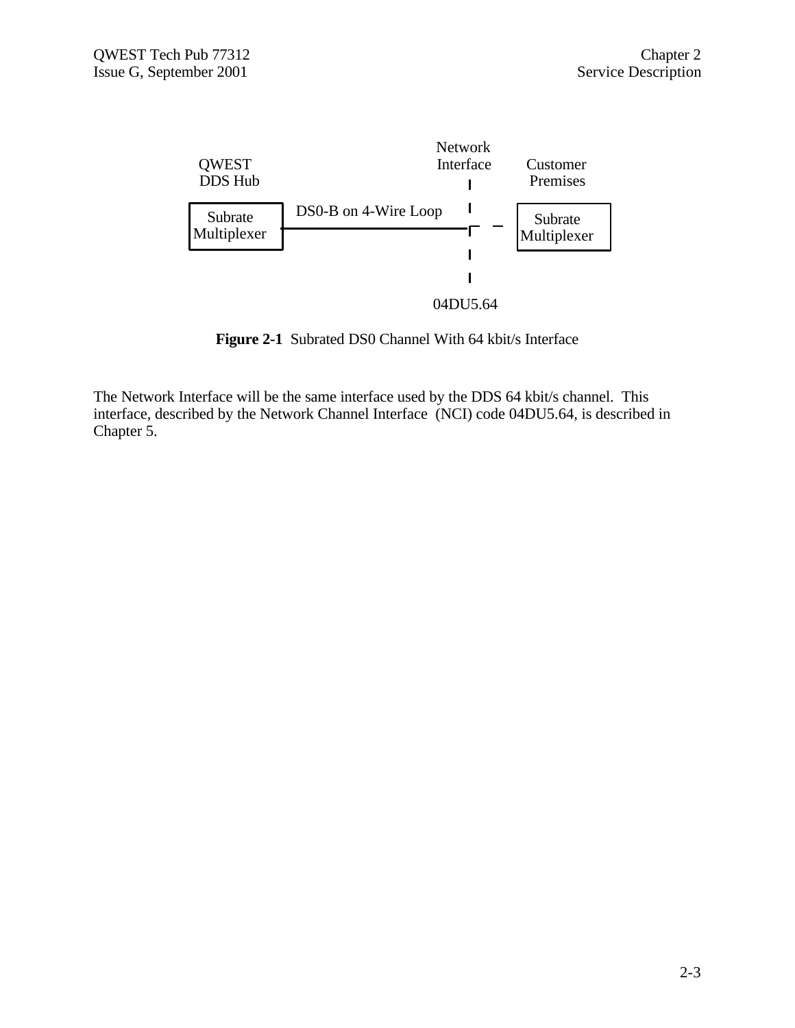**Figure 2-1** Subrated DS0 Channel With 64 kbit/s Interface

The Network Interface will be the same interface used by the DDS 64 kbit/s channel. This interface, described by the Network Channel Interface (NCI) code 04DU5.64, is described in Chapter 5.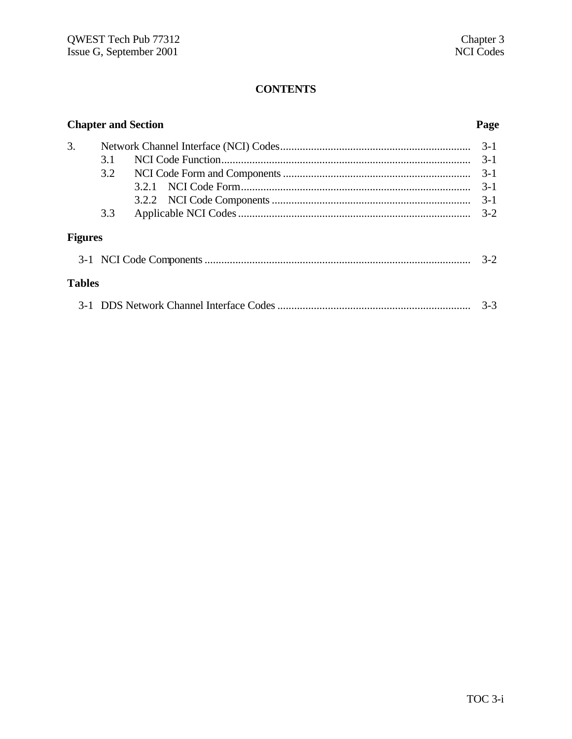# CONTENTS

| Chapter and Section | | | Page |
|---|---|---|---|
| 3. | Network Channel Interface (NCI) Codes | | 3-1 |
| | 3.1 | NCI Code Function | 3-1 |
| | 3.2 | NCI Code Form and Components | 3-1 |
| | | 3.2.1 NCI Code Form | 3-1 |
| | | 3.2.2 NCI Code Components | 3-1 |
| | 3.3 | Applicable NCI Codes | 3-2 |

**Figures**

| | | |
|---|---|---|
| 3-1 | NCI Code Components | 3-2 |

**Tables**

| | | |
|---|---|---|
| 3-1 | DDS Network Channel Interface Codes | 3-3 |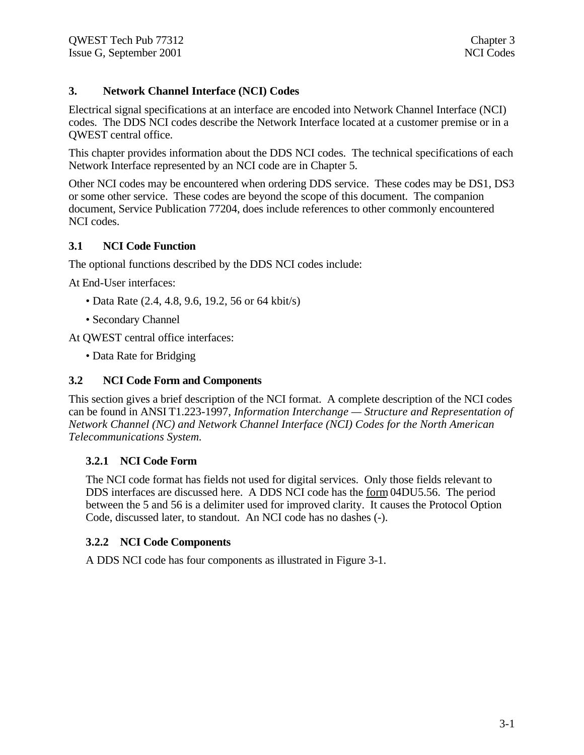# 3. Network Channel Interface (NCI) Codes

Electrical signal specifications at an interface are encoded into Network Channel Interface (NCI) codes. The DDS NCI codes describe the Network Interface located at a customer premise or in a QWEST central office.

This chapter provides information about the DDS NCI codes. The technical specifications of each Network Interface represented by an NCI code are in Chapter 5.

Other NCI codes may be encountered when ordering DDS service. These codes may be DS1, DS3 or some other service. These codes are beyond the scope of this document. The companion document, Service Publication 77204, does include references to other commonly encountered NCI codes.

## 3.1 NCI Code Function

The optional functions described by the DDS NCI codes include:

At End-User interfaces:

- Data Rate (2.4, 4.8, 9.6, 19.2, 56 or 64 kbit/s)
- Secondary Channel

At QWEST central office interfaces:

- Data Rate for Bridging

## 3.2 NCI Code Form and Components

This section gives a brief description of the NCI format. A complete description of the NCI codes can be found in ANSI T1.223-1997, *Information Interchange — Structure and Representation of Network Channel (NC) and Network Channel Interface (NCI) Codes for the North American Telecommunications System.*

### 3.2.1 NCI Code Form

The NCI code format has fields not used for digital services. Only those fields relevant to DDS interfaces are discussed here. A DDS NCI code has the form 04DU5.56. The period between the 5 and 56 is a delimiter used for improved clarity. It causes the Protocol Option Code, discussed later, to standout. An NCI code has no dashes (-).

### 3.2.2 NCI Code Components

A DDS NCI code has four components as illustrated in Figure 3-1.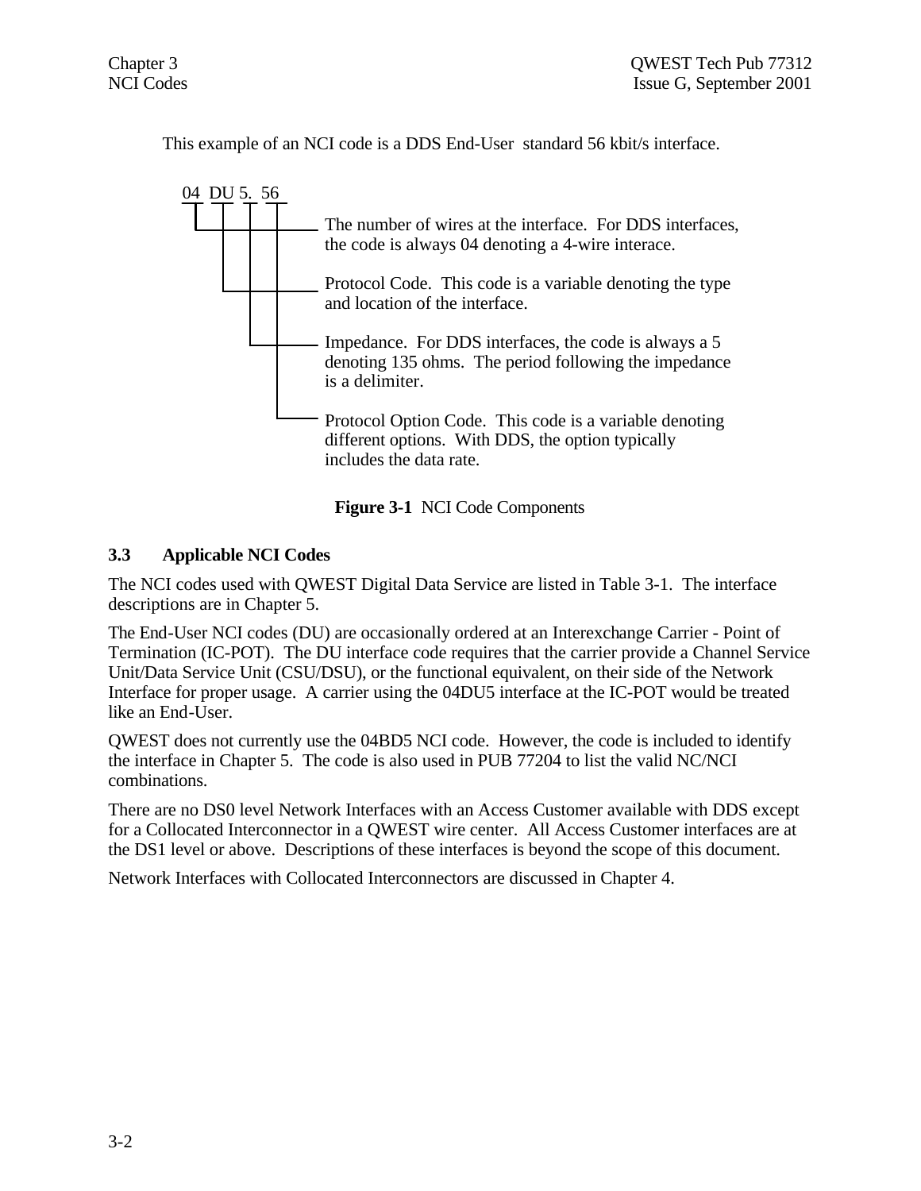This example of an NCI code is a DDS End-User standard 56 kbit/s interface.

```
04  DU 5.  56
 |   |  |   |
 |   |  |   |____ Protocol Option Code.  This code is a variable denoting
 |   |  |         different options.  With DDS, the option typically
 |   |  |         includes the data rate.
 |   |  |
 |   |  |________ Impedance.  For DDS interfaces, the code is always a 5
 |   |            denoting 135 ohms.  The period following the impedance
 |   |            is a delimiter.
 |   |
 |   |___________ Protocol Code.  This code is a variable denoting the type
 |                and location of the interface.
 |
 |_______________ The number of wires at the interface.  For DDS interfaces,
                  the code is always 04 denoting a 4-wire interace.
```

**Figure 3-1** NCI Code Components

### 3.3 Applicable NCI Codes

The NCI codes used with QWEST Digital Data Service are listed in Table 3-1. The interface descriptions are in Chapter 5.

The End-User NCI codes (DU) are occasionally ordered at an Interexchange Carrier - Point of Termination (IC-POT). The DU interface code requires that the carrier provide a Channel Service Unit/Data Service Unit (CSU/DSU), or the functional equivalent, on their side of the Network Interface for proper usage. A carrier using the 04DU5 interface at the IC-POT would be treated like an End-User.

QWEST does not currently use the 04BD5 NCI code. However, the code is included to identify the interface in Chapter 5. The code is also used in PUB 77204 to list the valid NC/NCI combinations.

There are no DS0 level Network Interfaces with an Access Customer available with DDS except for a Collocated Interconnector in a QWEST wire center. All Access Customer interfaces are at the DS1 level or above. Descriptions of these interfaces is beyond the scope of this document.

Network Interfaces with Collocated Interconnectors are discussed in Chapter 4.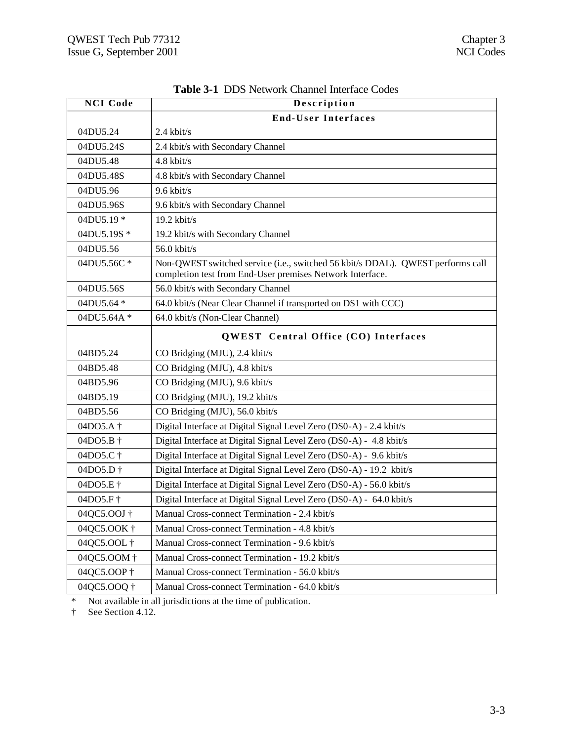**Table 3-1** DDS Network Channel Interface Codes

| NCI Code | Description |
|---|---|
| | **End-User Interfaces** |
| 04DU5.24 | 2.4 kbit/s |
| 04DU5.24S | 2.4 kbit/s with Secondary Channel |
| 04DU5.48 | 4.8 kbit/s |
| 04DU5.48S | 4.8 kbit/s with Secondary Channel |
| 04DU5.96 | 9.6 kbit/s |
| 04DU5.96S | 9.6 kbit/s with Secondary Channel |
| 04DU5.19 * | 19.2 kbit/s |
| 04DU5.19S * | 19.2 kbit/s with Secondary Channel |
| 04DU5.56 | 56.0 kbit/s |
| 04DU5.56C * | Non-QWEST switched service (i.e., switched 56 kbit/s DDAL). QWEST performs call completion test from End-User premises Network Interface. |
| 04DU5.56S | 56.0 kbit/s with Secondary Channel |
| 04DU5.64 * | 64.0 kbit/s (Near Clear Channel if transported on DS1 with CCC) |
| 04DU5.64A * | 64.0 kbit/s (Non-Clear Channel) |
| | **QWEST Central Office (CO) Interfaces** |
| 04BD5.24 | CO Bridging (MJU), 2.4 kbit/s |
| 04BD5.48 | CO Bridging (MJU), 4.8 kbit/s |
| 04BD5.96 | CO Bridging (MJU), 9.6 kbit/s |
| 04BD5.19 | CO Bridging (MJU), 19.2 kbit/s |
| 04BD5.56 | CO Bridging (MJU), 56.0 kbit/s |
| 04DO5.A † | Digital Interface at Digital Signal Level Zero (DS0-A) - 2.4 kbit/s |
| 04DO5.B † | Digital Interface at Digital Signal Level Zero (DS0-A) - 4.8 kbit/s |
| 04DO5.C † | Digital Interface at Digital Signal Level Zero (DS0-A) - 9.6 kbit/s |
| 04DO5.D † | Digital Interface at Digital Signal Level Zero (DS0-A) - 19.2 kbit/s |
| 04DO5.E † | Digital Interface at Digital Signal Level Zero (DS0-A) - 56.0 kbit/s |
| 04DO5.F † | Digital Interface at Digital Signal Level Zero (DS0-A) - 64.0 kbit/s |
| 04QC5.OOJ † | Manual Cross-connect Termination - 2.4 kbit/s |
| 04QC5.OOK † | Manual Cross-connect Termination - 4.8 kbit/s |
| 04QC5.OOL † | Manual Cross-connect Termination - 9.6 kbit/s |
| 04QC5.OOM † | Manual Cross-connect Termination - 19.2 kbit/s |
| 04QC5.OOP † | Manual Cross-connect Termination - 56.0 kbit/s |
| 04QC5.OOQ † | Manual Cross-connect Termination - 64.0 kbit/s |

\* Not available in all jurisdictions at the time of publication.

† See Section 4.12.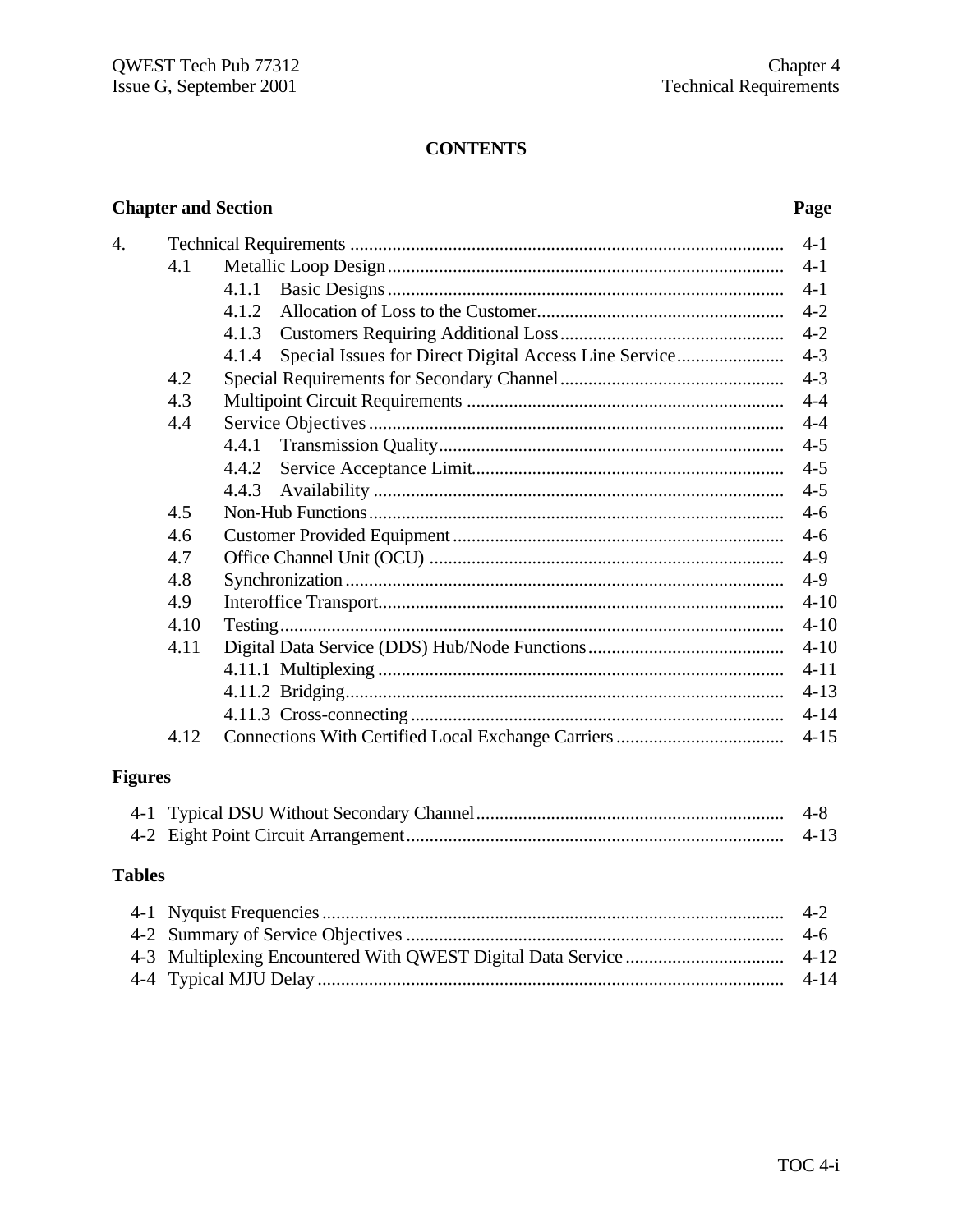# CONTENTS

| Chapter and Section | | | Page |
|---|---|---|---|
| 4. | Technical Requirements | | 4-1 |
| | 4.1 | Metallic Loop Design | 4-1 |
| | | 4.1.1 Basic Designs | 4-1 |
| | | 4.1.2 Allocation of Loss to the Customer | 4-2 |
| | | 4.1.3 Customers Requiring Additional Loss | 4-2 |
| | | 4.1.4 Special Issues for Direct Digital Access Line Service | 4-3 |
| | 4.2 | Special Requirements for Secondary Channel | 4-3 |
| | 4.3 | Multipoint Circuit Requirements | 4-4 |
| | 4.4 | Service Objectives | 4-4 |
| | | 4.4.1 Transmission Quality | 4-5 |
| | | 4.4.2 Service Acceptance Limit | 4-5 |
| | | 4.4.3 Availability | 4-5 |
| | 4.5 | Non-Hub Functions | 4-6 |
| | 4.6 | Customer Provided Equipment | 4-6 |
| | 4.7 | Office Channel Unit (OCU) | 4-9 |
| | 4.8 | Synchronization | 4-9 |
| | 4.9 | Interoffice Transport | 4-10 |
| | 4.10 | Testing | 4-10 |
| | 4.11 | Digital Data Service (DDS) Hub/Node Functions | 4-10 |
| | | 4.11.1 Multiplexing | 4-11 |
| | | 4.11.2 Bridging | 4-13 |
| | | 4.11.3 Cross-connecting | 4-14 |
| | 4.12 | Connections With Certified Local Exchange Carriers | 4-15 |

## Figures

| | | |
|---|---|---|
| 4-1 | Typical DSU Without Secondary Channel | 4-8 |
| 4-2 | Eight Point Circuit Arrangement | 4-13 |

## Tables

| | | |
|---|---|---|
| 4-1 | Nyquist Frequencies | 4-2 |
| 4-2 | Summary of Service Objectives | 4-6 |
| 4-3 | Multiplexing Encountered With QWEST Digital Data Service | 4-12 |
| 4-4 | Typical MJU Delay | 4-14 |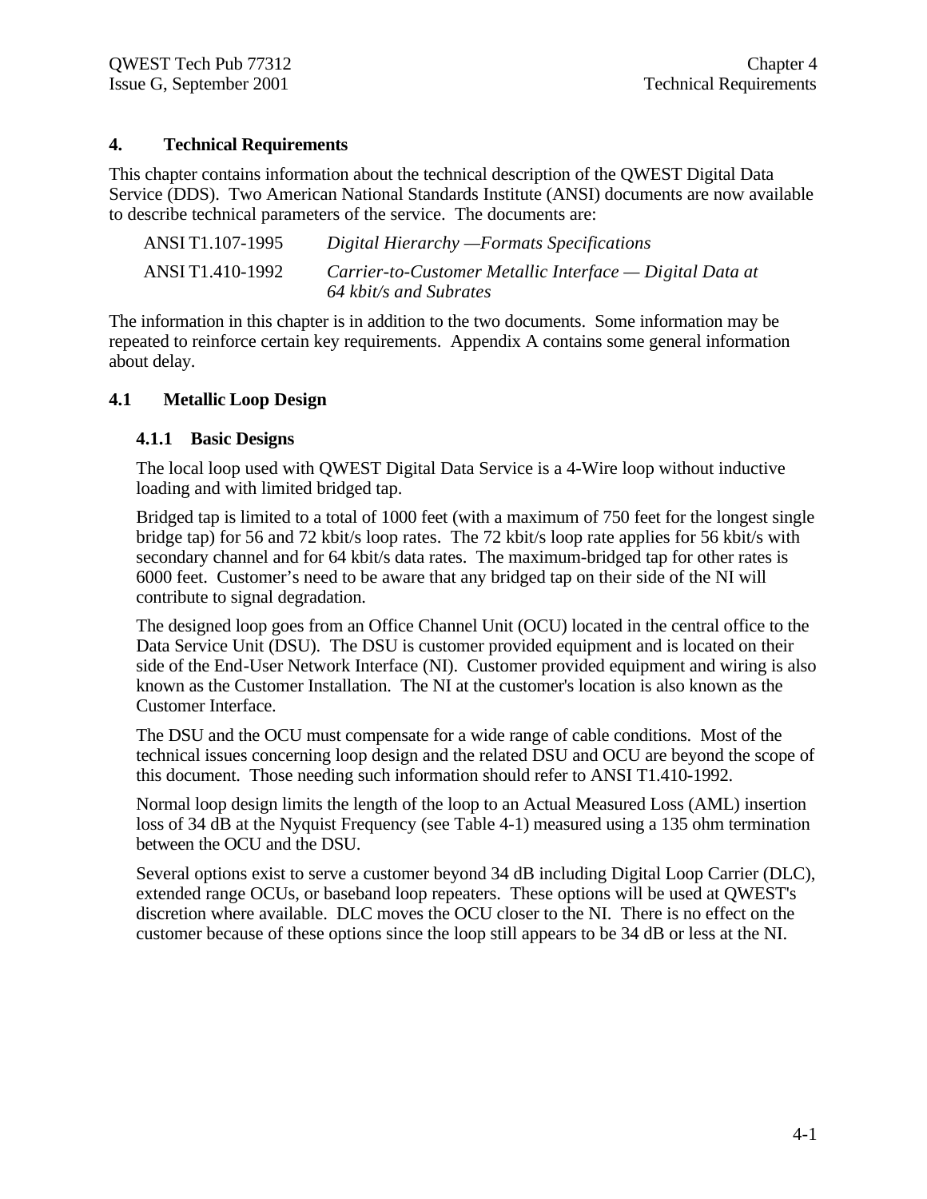# 4. Technical Requirements

This chapter contains information about the technical description of the QWEST Digital Data Service (DDS). Two American National Standards Institute (ANSI) documents are now available to describe technical parameters of the service. The documents are:

| | |
|---|---|
| ANSI T1.107-1995 | *Digital Hierarchy —Formats Specifications* |
| ANSI T1.410-1992 | *Carrier-to-Customer Metallic Interface — Digital Data at 64 kbit/s and Subrates* |

The information in this chapter is in addition to the two documents. Some information may be repeated to reinforce certain key requirements. Appendix A contains some general information about delay.

## 4.1 Metallic Loop Design

### 4.1.1 Basic Designs

The local loop used with QWEST Digital Data Service is a 4-Wire loop without inductive loading and with limited bridged tap.

Bridged tap is limited to a total of 1000 feet (with a maximum of 750 feet for the longest single bridge tap) for 56 and 72 kbit/s loop rates. The 72 kbit/s loop rate applies for 56 kbit/s with secondary channel and for 64 kbit/s data rates. The maximum-bridged tap for other rates is 6000 feet. Customer's need to be aware that any bridged tap on their side of the NI will contribute to signal degradation.

The designed loop goes from an Office Channel Unit (OCU) located in the central office to the Data Service Unit (DSU). The DSU is customer provided equipment and is located on their side of the End-User Network Interface (NI). Customer provided equipment and wiring is also known as the Customer Installation. The NI at the customer's location is also known as the Customer Interface.

The DSU and the OCU must compensate for a wide range of cable conditions. Most of the technical issues concerning loop design and the related DSU and OCU are beyond the scope of this document. Those needing such information should refer to ANSI T1.410-1992.

Normal loop design limits the length of the loop to an Actual Measured Loss (AML) insertion loss of 34 dB at the Nyquist Frequency (see Table 4-1) measured using a 135 ohm termination between the OCU and the DSU.

Several options exist to serve a customer beyond 34 dB including Digital Loop Carrier (DLC), extended range OCUs, or baseband loop repeaters. These options will be used at QWEST's discretion where available. DLC moves the OCU closer to the NI. There is no effect on the customer because of these options since the loop still appears to be 34 dB or less at the NI.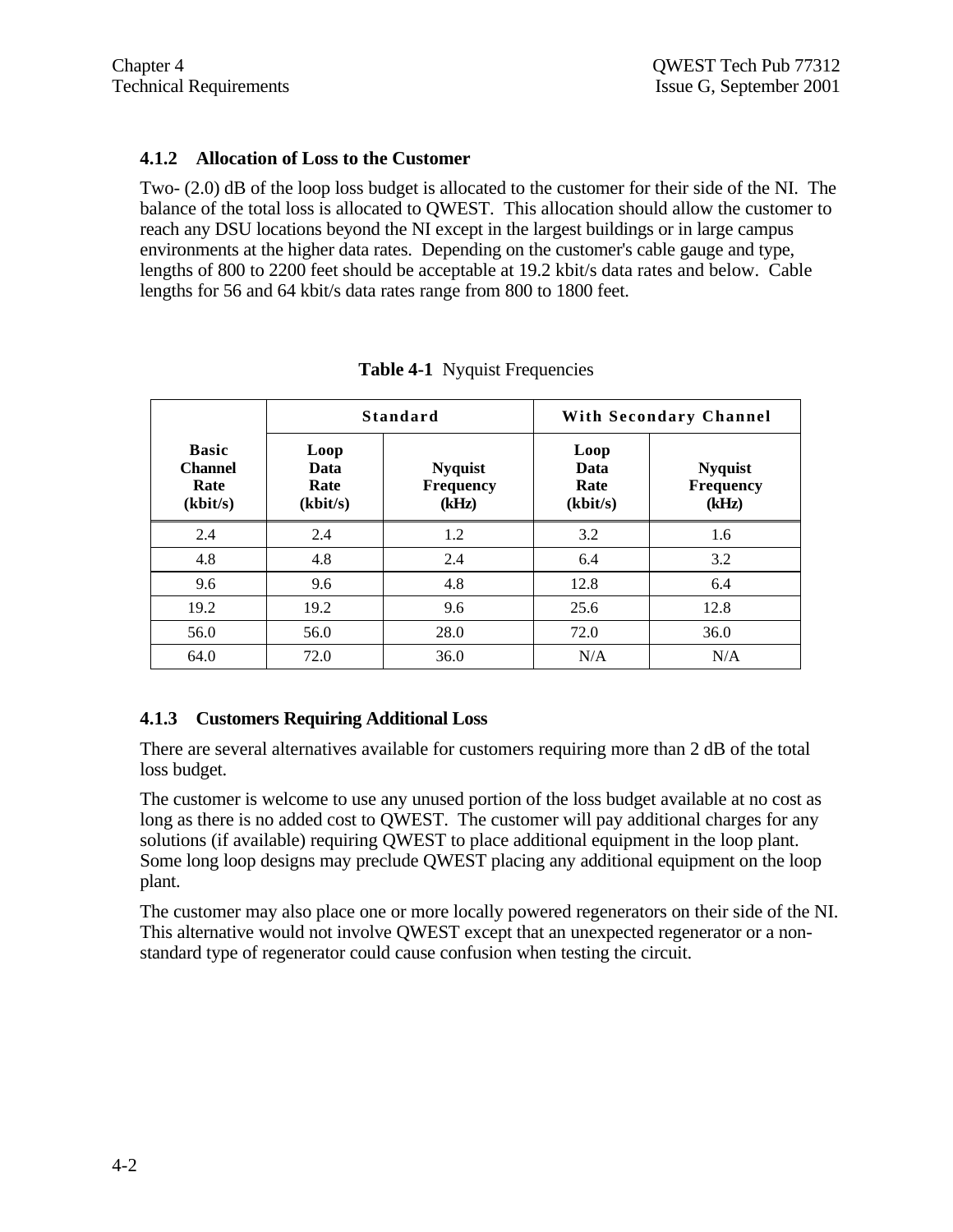### 4.1.2 Allocation of Loss to the Customer

Two- (2.0) dB of the loop loss budget is allocated to the customer for their side of the NI. The balance of the total loss is allocated to QWEST. This allocation should allow the customer to reach any DSU locations beyond the NI except in the largest buildings or in large campus environments at the higher data rates. Depending on the customer's cable gauge and type, lengths of 800 to 2200 feet should be acceptable at 19.2 kbit/s data rates and below. Cable lengths for 56 and 64 kbit/s data rates range from 800 to 1800 feet.

**Table 4-1** Nyquist Frequencies

| | Standard | | With Secondary Channel | |
|---|---|---|---|---|
| **Basic Channel Rate (kbit/s)** | **Loop Data Rate (kbit/s)** | **Nyquist Frequency (kHz)** | **Loop Data Rate (kbit/s)** | **Nyquist Frequency (kHz)** |
| 2.4 | 2.4 | 1.2 | 3.2 | 1.6 |
| 4.8 | 4.8 | 2.4 | 6.4 | 3.2 |
| 9.6 | 9.6 | 4.8 | 12.8 | 6.4 |
| 19.2 | 19.2 | 9.6 | 25.6 | 12.8 |
| 56.0 | 56.0 | 28.0 | 72.0 | 36.0 |
| 64.0 | 72.0 | 36.0 | N/A | N/A |

### 4.1.3 Customers Requiring Additional Loss

There are several alternatives available for customers requiring more than 2 dB of the total loss budget.

The customer is welcome to use any unused portion of the loss budget available at no cost as long as there is no added cost to QWEST. The customer will pay additional charges for any solutions (if available) requiring QWEST to place additional equipment in the loop plant. Some long loop designs may preclude QWEST placing any additional equipment on the loop plant.

The customer may also place one or more locally powered regenerators on their side of the NI. This alternative would not involve QWEST except that an unexpected regenerator or a non-standard type of regenerator could cause confusion when testing the circuit.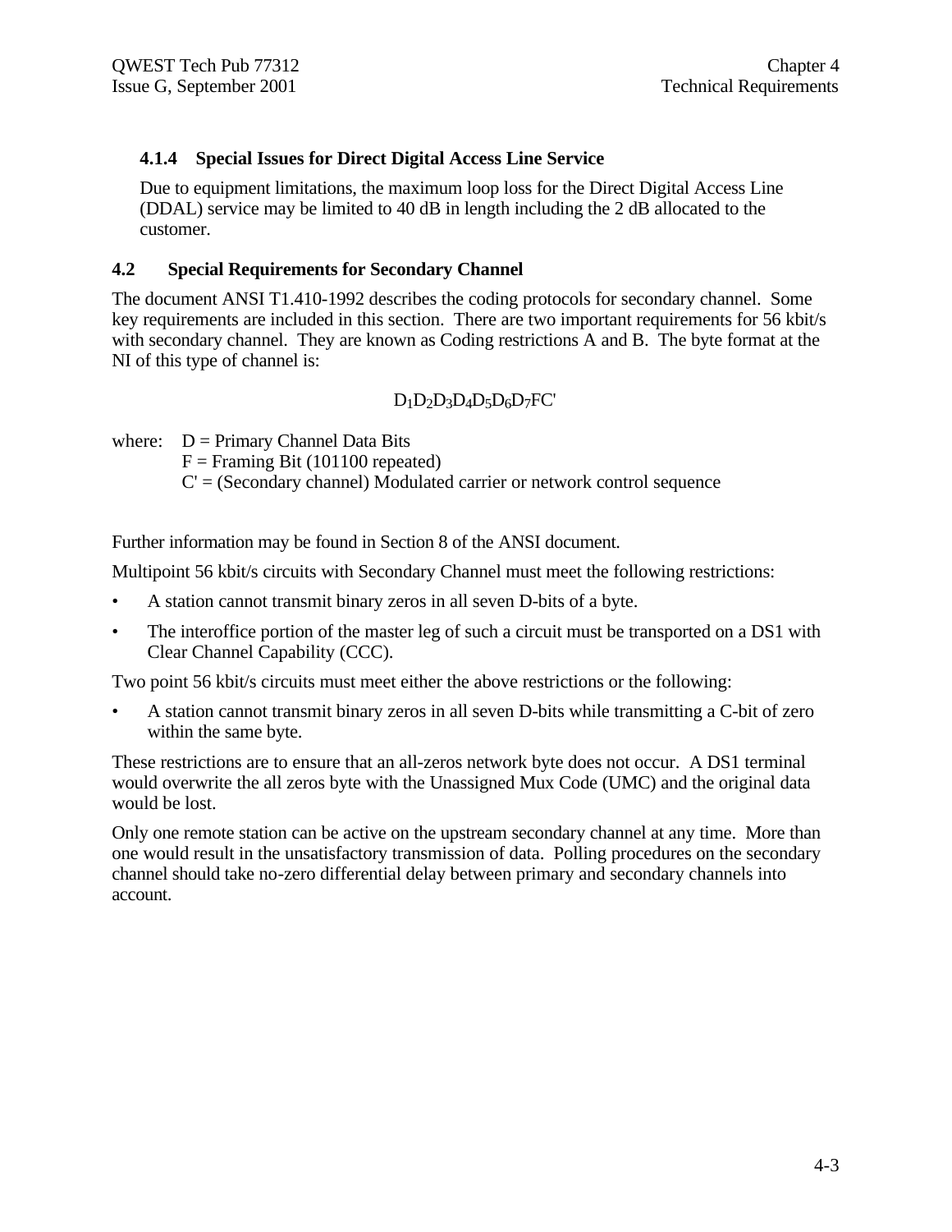### 4.1.4 Special Issues for Direct Digital Access Line Service

Due to equipment limitations, the maximum loop loss for the Direct Digital Access Line (DDAL) service may be limited to 40 dB in length including the 2 dB allocated to the customer.

## 4.2 Special Requirements for Secondary Channel

The document ANSI T1.410-1992 describes the coding protocols for secondary channel. Some key requirements are included in this section. There are two important requirements for 56 kbit/s with secondary channel. They are known as Coding restrictions A and B. The byte format at the NI of this type of channel is:

$$D_1D_2D_3D_4D_5D_6D_7FC'$$

where: D = Primary Channel Data Bits
F = Framing Bit (101100 repeated)
C' = (Secondary channel) Modulated carrier or network control sequence

Further information may be found in Section 8 of the ANSI document.

Multipoint 56 kbit/s circuits with Secondary Channel must meet the following restrictions:

- A station cannot transmit binary zeros in all seven D-bits of a byte.
- The interoffice portion of the master leg of such a circuit must be transported on a DS1 with Clear Channel Capability (CCC).

Two point 56 kbit/s circuits must meet either the above restrictions or the following:

- A station cannot transmit binary zeros in all seven D-bits while transmitting a C-bit of zero within the same byte.

These restrictions are to ensure that an all-zeros network byte does not occur. A DS1 terminal would overwrite the all zeros byte with the Unassigned Mux Code (UMC) and the original data would be lost.

Only one remote station can be active on the upstream secondary channel at any time. More than one would result in the unsatisfactory transmission of data. Polling procedures on the secondary channel should take no-zero differential delay between primary and secondary channels into account.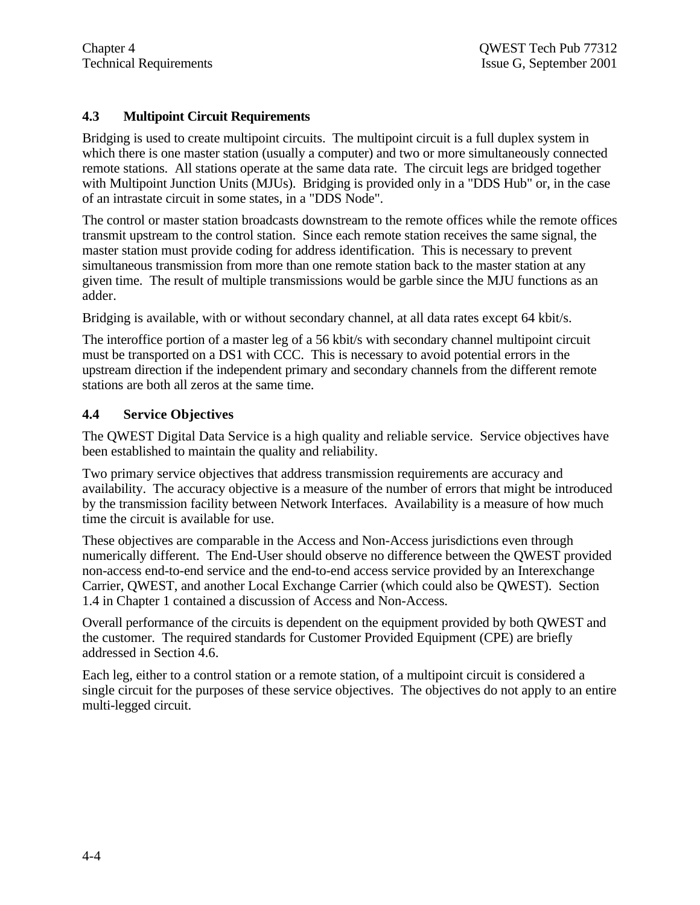## 4.3 Multipoint Circuit Requirements

Bridging is used to create multipoint circuits. The multipoint circuit is a full duplex system in which there is one master station (usually a computer) and two or more simultaneously connected remote stations. All stations operate at the same data rate. The circuit legs are bridged together with Multipoint Junction Units (MJUs). Bridging is provided only in a "DDS Hub" or, in the case of an intrastate circuit in some states, in a "DDS Node".

The control or master station broadcasts downstream to the remote offices while the remote offices transmit upstream to the control station. Since each remote station receives the same signal, the master station must provide coding for address identification. This is necessary to prevent simultaneous transmission from more than one remote station back to the master station at any given time. The result of multiple transmissions would be garble since the MJU functions as an adder.

Bridging is available, with or without secondary channel, at all data rates except 64 kbit/s.

The interoffice portion of a master leg of a 56 kbit/s with secondary channel multipoint circuit must be transported on a DS1 with CCC. This is necessary to avoid potential errors in the upstream direction if the independent primary and secondary channels from the different remote stations are both all zeros at the same time.

## 4.4 Service Objectives

The QWEST Digital Data Service is a high quality and reliable service. Service objectives have been established to maintain the quality and reliability.

Two primary service objectives that address transmission requirements are accuracy and availability. The accuracy objective is a measure of the number of errors that might be introduced by the transmission facility between Network Interfaces. Availability is a measure of how much time the circuit is available for use.

These objectives are comparable in the Access and Non-Access jurisdictions even through numerically different. The End-User should observe no difference between the QWEST provided non-access end-to-end service and the end-to-end access service provided by an Interexchange Carrier, QWEST, and another Local Exchange Carrier (which could also be QWEST). Section 1.4 in Chapter 1 contained a discussion of Access and Non-Access.

Overall performance of the circuits is dependent on the equipment provided by both QWEST and the customer. The required standards for Customer Provided Equipment (CPE) are briefly addressed in Section 4.6.

Each leg, either to a control station or a remote station, of a multipoint circuit is considered a single circuit for the purposes of these service objectives. The objectives do not apply to an entire multi-legged circuit.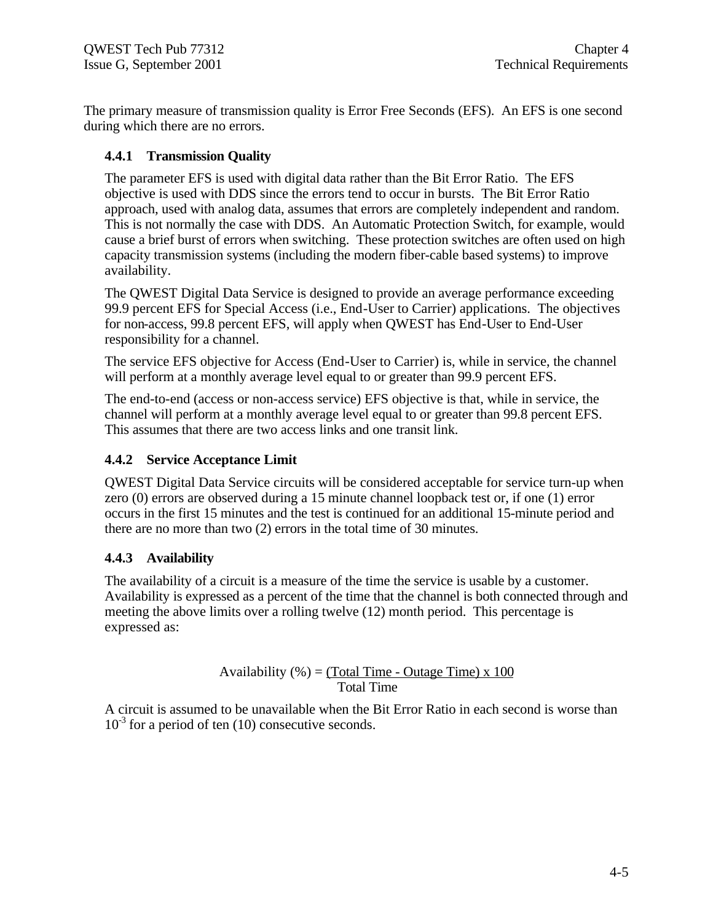The primary measure of transmission quality is Error Free Seconds (EFS). An EFS is one second during which there are no errors.

### 4.4.1 Transmission Quality

The parameter EFS is used with digital data rather than the Bit Error Ratio. The EFS objective is used with DDS since the errors tend to occur in bursts. The Bit Error Ratio approach, used with analog data, assumes that errors are completely independent and random. This is not normally the case with DDS. An Automatic Protection Switch, for example, would cause a brief burst of errors when switching. These protection switches are often used on high capacity transmission systems (including the modern fiber-cable based systems) to improve availability.

The QWEST Digital Data Service is designed to provide an average performance exceeding 99.9 percent EFS for Special Access (i.e., End-User to Carrier) applications. The objectives for non-access, 99.8 percent EFS, will apply when QWEST has End-User to End-User responsibility for a channel.

The service EFS objective for Access (End-User to Carrier) is, while in service, the channel will perform at a monthly average level equal to or greater than 99.9 percent EFS.

The end-to-end (access or non-access service) EFS objective is that, while in service, the channel will perform at a monthly average level equal to or greater than 99.8 percent EFS. This assumes that there are two access links and one transit link.

### 4.4.2 Service Acceptance Limit

QWEST Digital Data Service circuits will be considered acceptable for service turn-up when zero (0) errors are observed during a 15 minute channel loopback test or, if one (1) error occurs in the first 15 minutes and the test is continued for an additional 15-minute period and there are no more than two (2) errors in the total time of 30 minutes.

### 4.4.3 Availability

The availability of a circuit is a measure of the time the service is usable by a customer. Availability is expressed as a percent of the time that the channel is both connected through and meeting the above limits over a rolling twelve (12) month period. This percentage is expressed as:

$$\text{Availability (\%)} = \frac{(\text{Total Time} - \text{Outage Time}) \times 100}{\text{Total Time}}$$

A circuit is assumed to be unavailable when the Bit Error Ratio in each second is worse than $10^{-3}$ for a period of ten (10) consecutive seconds.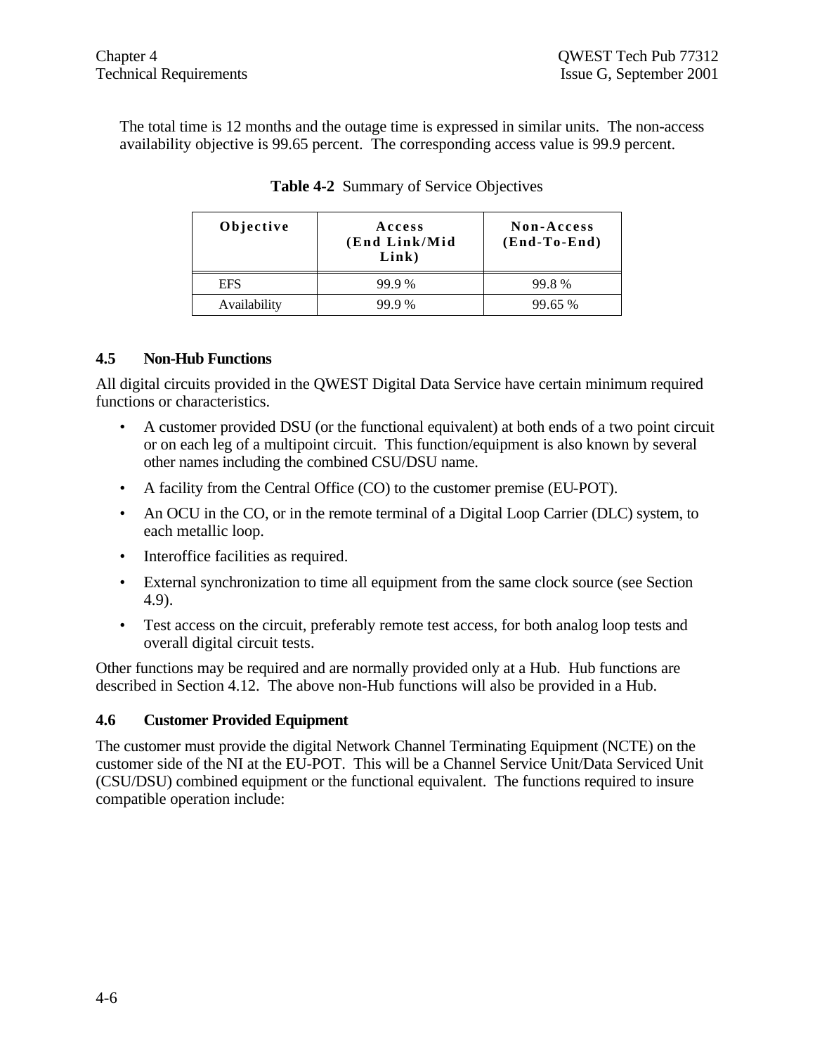The total time is 12 months and the outage time is expressed in similar units. The non-access availability objective is 99.65 percent. The corresponding access value is 99.9 percent.

**Table 4-2** Summary of Service Objectives

| Objective | Access (End Link/Mid Link) | Non-Access (End-To-End) |
|---|---|---|
| EFS | 99.9 % | 99.8 % |
| Availability | 99.9 % | 99.65 % |

## 4.5 Non-Hub Functions

All digital circuits provided in the QWEST Digital Data Service have certain minimum required functions or characteristics.

- A customer provided DSU (or the functional equivalent) at both ends of a two point circuit or on each leg of a multipoint circuit. This function/equipment is also known by several other names including the combined CSU/DSU name.
- A facility from the Central Office (CO) to the customer premise (EU-POT).
- An OCU in the CO, or in the remote terminal of a Digital Loop Carrier (DLC) system, to each metallic loop.
- Interoffice facilities as required.
- External synchronization to time all equipment from the same clock source (see Section 4.9).
- Test access on the circuit, preferably remote test access, for both analog loop tests and overall digital circuit tests.

Other functions may be required and are normally provided only at a Hub. Hub functions are described in Section 4.12. The above non-Hub functions will also be provided in a Hub.

## 4.6 Customer Provided Equipment

The customer must provide the digital Network Channel Terminating Equipment (NCTE) on the customer side of the NI at the EU-POT. This will be a Channel Service Unit/Data Serviced Unit (CSU/DSU) combined equipment or the functional equivalent. The functions required to insure compatible operation include: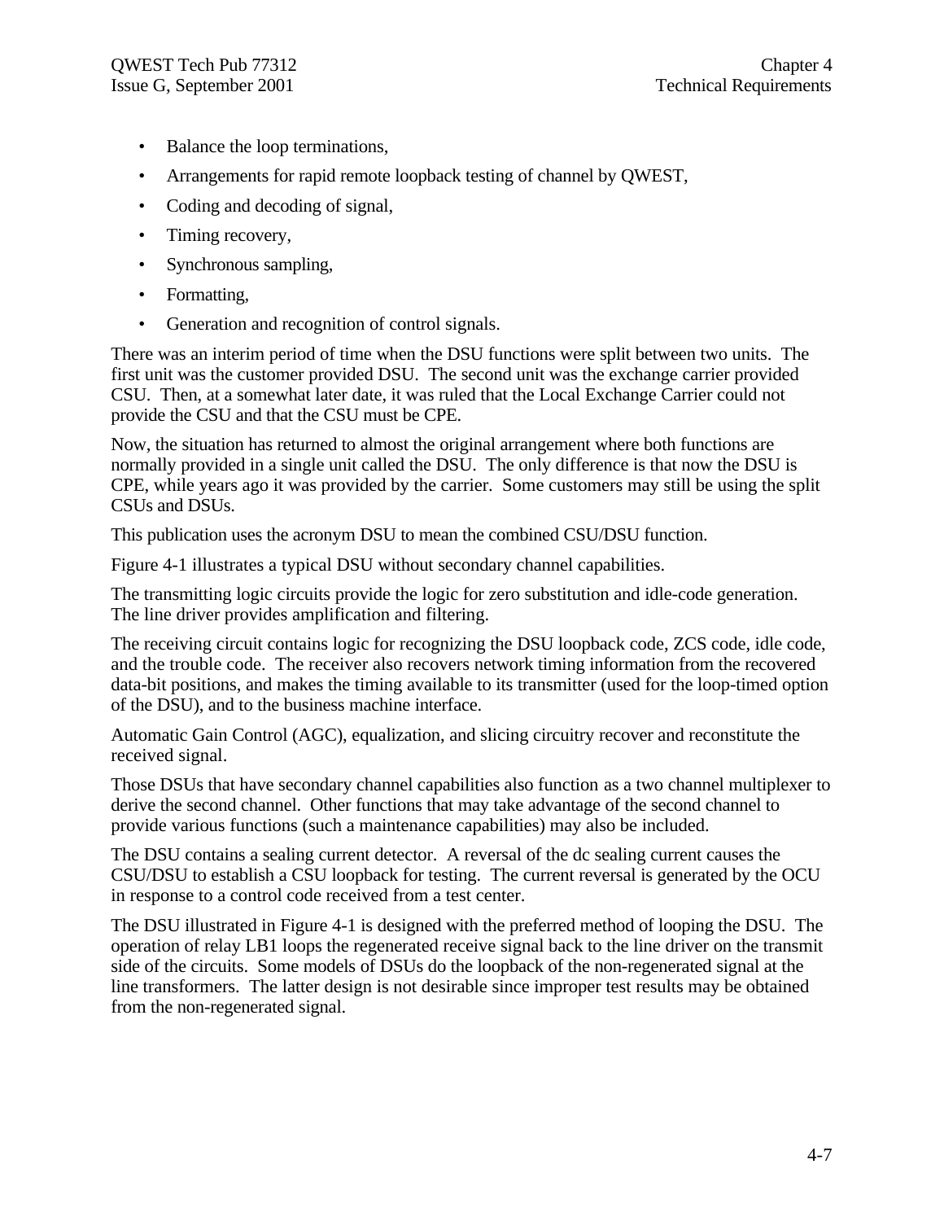- Balance the loop terminations,
- Arrangements for rapid remote loopback testing of channel by QWEST,
- Coding and decoding of signal,
- Timing recovery,
- Synchronous sampling,
- Formatting,
- Generation and recognition of control signals.

There was an interim period of time when the DSU functions were split between two units. The first unit was the customer provided DSU. The second unit was the exchange carrier provided CSU. Then, at a somewhat later date, it was ruled that the Local Exchange Carrier could not provide the CSU and that the CSU must be CPE.

Now, the situation has returned to almost the original arrangement where both functions are normally provided in a single unit called the DSU. The only difference is that now the DSU is CPE, while years ago it was provided by the carrier. Some customers may still be using the split CSUs and DSUs.

This publication uses the acronym DSU to mean the combined CSU/DSU function.

Figure 4-1 illustrates a typical DSU without secondary channel capabilities.

The transmitting logic circuits provide the logic for zero substitution and idle-code generation. The line driver provides amplification and filtering.

The receiving circuit contains logic for recognizing the DSU loopback code, ZCS code, idle code, and the trouble code. The receiver also recovers network timing information from the recovered data-bit positions, and makes the timing available to its transmitter (used for the loop-timed option of the DSU), and to the business machine interface.

Automatic Gain Control (AGC), equalization, and slicing circuitry recover and reconstitute the received signal.

Those DSUs that have secondary channel capabilities also function as a two channel multiplexer to derive the second channel. Other functions that may take advantage of the second channel to provide various functions (such a maintenance capabilities) may also be included.

The DSU contains a sealing current detector. A reversal of the dc sealing current causes the CSU/DSU to establish a CSU loopback for testing. The current reversal is generated by the OCU in response to a control code received from a test center.

The DSU illustrated in Figure 4-1 is designed with the preferred method of looping the DSU. The operation of relay LB1 loops the regenerated receive signal back to the line driver on the transmit side of the circuits. Some models of DSUs do the loopback of the non-regenerated signal at the line transformers. The latter design is not desirable since improper test results may be obtained from the non-regenerated signal.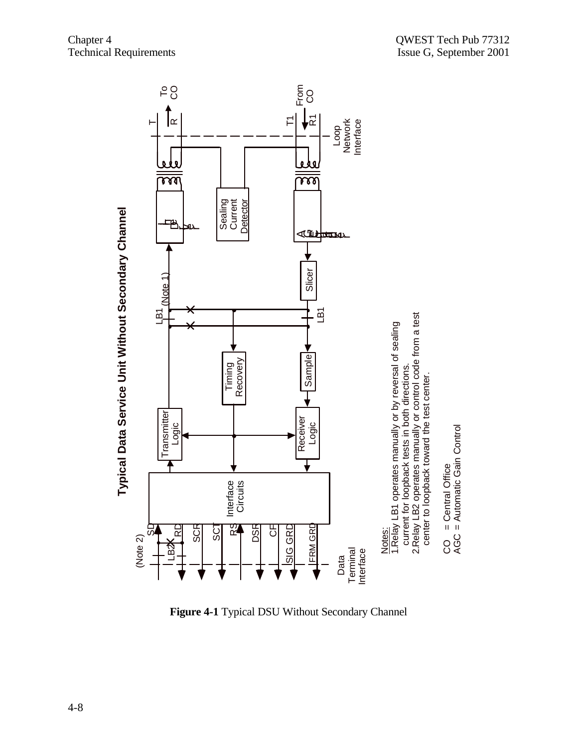**Typical Data Service Unit Without Secondary Channel**

Notes:
1. Relay LB1 operates manually or by reversal of sealing current for loopback tests in both directions.
2. Relay LB2 operates manually or control code from a test center to loopback toward the test center.

CO = Central Office
AGC = Automatic Gain Control

**Figure 4-1** Typical DSU Without Secondary Channel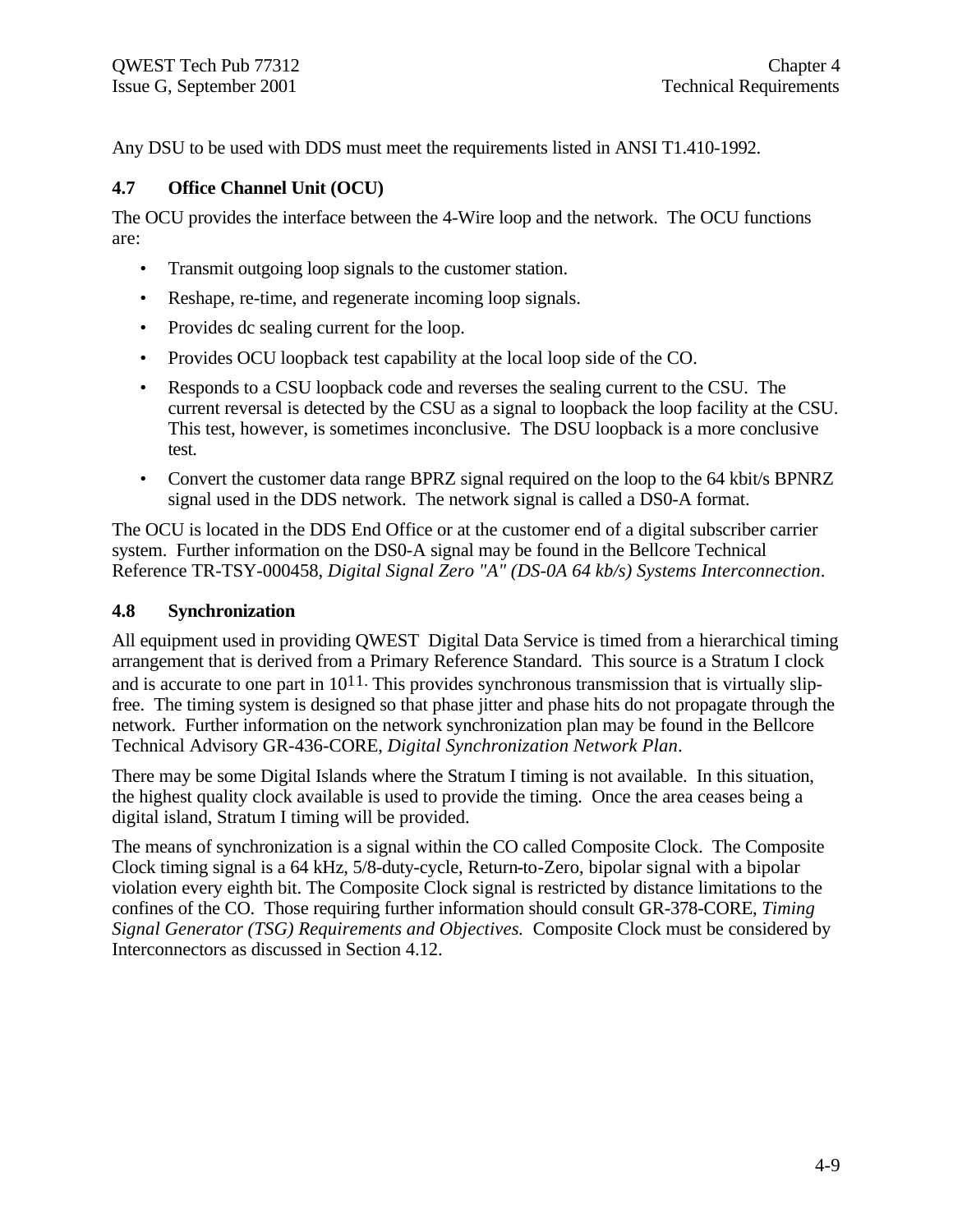Any DSU to be used with DDS must meet the requirements listed in ANSI T1.410-1992.

## 4.7 Office Channel Unit (OCU)

The OCU provides the interface between the 4-Wire loop and the network. The OCU functions are:

- Transmit outgoing loop signals to the customer station.
- Reshape, re-time, and regenerate incoming loop signals.
- Provides dc sealing current for the loop.
- Provides OCU loopback test capability at the local loop side of the CO.
- Responds to a CSU loopback code and reverses the sealing current to the CSU. The current reversal is detected by the CSU as a signal to loopback the loop facility at the CSU. This test, however, is sometimes inconclusive. The DSU loopback is a more conclusive test.
- Convert the customer data range BPRZ signal required on the loop to the 64 kbit/s BPNRZ signal used in the DDS network. The network signal is called a DS0-A format.

The OCU is located in the DDS End Office or at the customer end of a digital subscriber carrier system. Further information on the DS0-A signal may be found in the Bellcore Technical Reference TR-TSY-000458, *Digital Signal Zero "A" (DS-0A 64 kb/s) Systems Interconnection*.

## 4.8 Synchronization

All equipment used in providing QWEST Digital Data Service is timed from a hierarchical timing arrangement that is derived from a Primary Reference Standard. This source is a Stratum I clock and is accurate to one part in $10^{11}$. This provides synchronous transmission that is virtually slip-free. The timing system is designed so that phase jitter and phase hits do not propagate through the network. Further information on the network synchronization plan may be found in the Bellcore Technical Advisory GR-436-CORE, *Digital Synchronization Network Plan*.

There may be some Digital Islands where the Stratum I timing is not available. In this situation, the highest quality clock available is used to provide the timing. Once the area ceases being a digital island, Stratum I timing will be provided.

The means of synchronization is a signal within the CO called Composite Clock. The Composite Clock timing signal is a 64 kHz, 5/8-duty-cycle, Return-to-Zero, bipolar signal with a bipolar violation every eighth bit. The Composite Clock signal is restricted by distance limitations to the confines of the CO. Those requiring further information should consult GR-378-CORE, *Timing Signal Generator (TSG) Requirements and Objectives.* Composite Clock must be considered by Interconnectors as discussed in Section 4.12.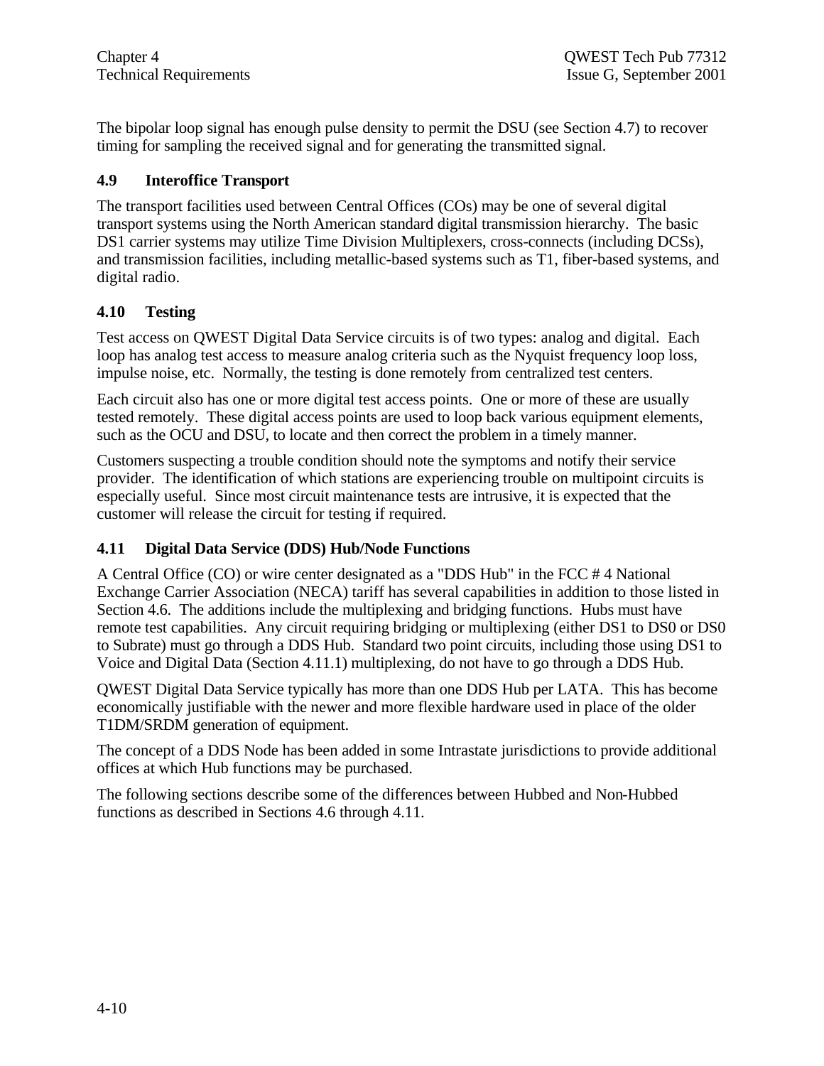The bipolar loop signal has enough pulse density to permit the DSU (see Section 4.7) to recover timing for sampling the received signal and for generating the transmitted signal.

## 4.9 Interoffice Transport

The transport facilities used between Central Offices (COs) may be one of several digital transport systems using the North American standard digital transmission hierarchy. The basic DS1 carrier systems may utilize Time Division Multiplexers, cross-connects (including DCSs), and transmission facilities, including metallic-based systems such as T1, fiber-based systems, and digital radio.

## 4.10 Testing

Test access on QWEST Digital Data Service circuits is of two types: analog and digital. Each loop has analog test access to measure analog criteria such as the Nyquist frequency loop loss, impulse noise, etc. Normally, the testing is done remotely from centralized test centers.

Each circuit also has one or more digital test access points. One or more of these are usually tested remotely. These digital access points are used to loop back various equipment elements, such as the OCU and DSU, to locate and then correct the problem in a timely manner.

Customers suspecting a trouble condition should note the symptoms and notify their service provider. The identification of which stations are experiencing trouble on multipoint circuits is especially useful. Since most circuit maintenance tests are intrusive, it is expected that the customer will release the circuit for testing if required.

## 4.11 Digital Data Service (DDS) Hub/Node Functions

A Central Office (CO) or wire center designated as a "DDS Hub" in the FCC # 4 National Exchange Carrier Association (NECA) tariff has several capabilities in addition to those listed in Section 4.6. The additions include the multiplexing and bridging functions. Hubs must have remote test capabilities. Any circuit requiring bridging or multiplexing (either DS1 to DS0 or DS0 to Subrate) must go through a DDS Hub. Standard two point circuits, including those using DS1 to Voice and Digital Data (Section 4.11.1) multiplexing, do not have to go through a DDS Hub.

QWEST Digital Data Service typically has more than one DDS Hub per LATA. This has become economically justifiable with the newer and more flexible hardware used in place of the older T1DM/SRDM generation of equipment.

The concept of a DDS Node has been added in some Intrastate jurisdictions to provide additional offices at which Hub functions may be purchased.

The following sections describe some of the differences between Hubbed and Non-Hubbed functions as described in Sections 4.6 through 4.11.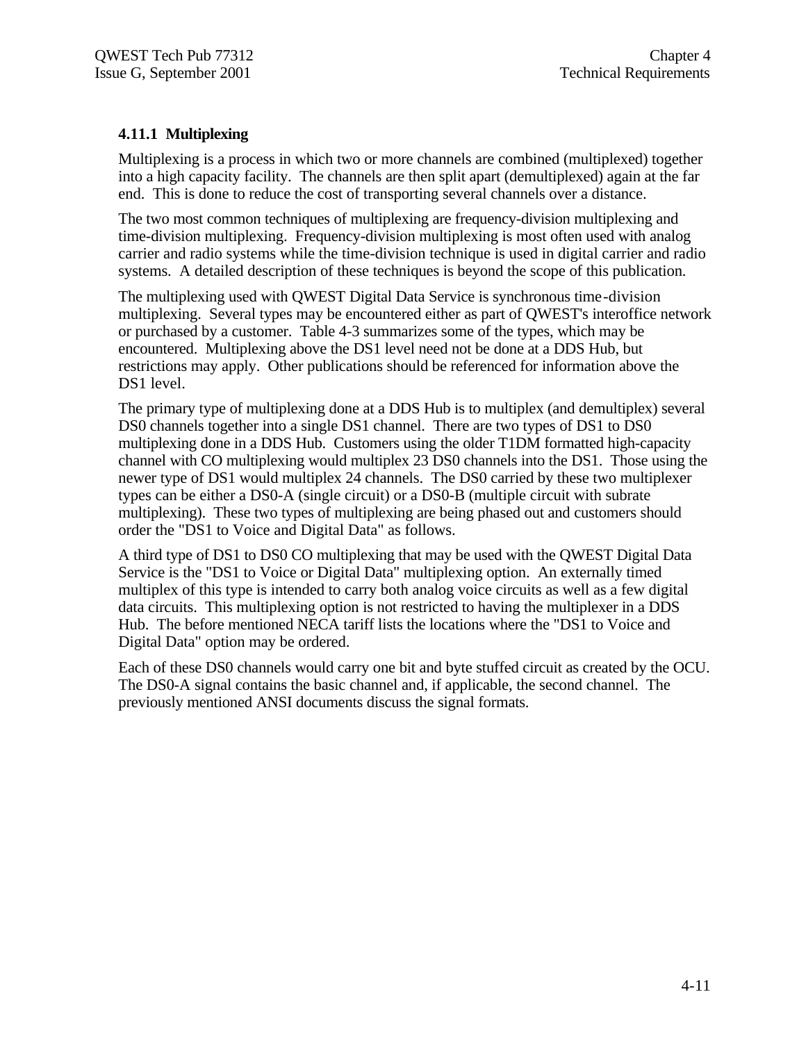### 4.11.1 Multiplexing

Multiplexing is a process in which two or more channels are combined (multiplexed) together into a high capacity facility. The channels are then split apart (demultiplexed) again at the far end. This is done to reduce the cost of transporting several channels over a distance.

The two most common techniques of multiplexing are frequency-division multiplexing and time-division multiplexing. Frequency-division multiplexing is most often used with analog carrier and radio systems while the time-division technique is used in digital carrier and radio systems. A detailed description of these techniques is beyond the scope of this publication.

The multiplexing used with QWEST Digital Data Service is synchronous time-division multiplexing. Several types may be encountered either as part of QWEST's interoffice network or purchased by a customer. Table 4-3 summarizes some of the types, which may be encountered. Multiplexing above the DS1 level need not be done at a DDS Hub, but restrictions may apply. Other publications should be referenced for information above the DS1 level.

The primary type of multiplexing done at a DDS Hub is to multiplex (and demultiplex) several DS0 channels together into a single DS1 channel. There are two types of DS1 to DS0 multiplexing done in a DDS Hub. Customers using the older T1DM formatted high-capacity channel with CO multiplexing would multiplex 23 DS0 channels into the DS1. Those using the newer type of DS1 would multiplex 24 channels. The DS0 carried by these two multiplexer types can be either a DS0-A (single circuit) or a DS0-B (multiple circuit with subrate multiplexing). These two types of multiplexing are being phased out and customers should order the "DS1 to Voice and Digital Data" as follows.

A third type of DS1 to DS0 CO multiplexing that may be used with the QWEST Digital Data Service is the "DS1 to Voice or Digital Data" multiplexing option. An externally timed multiplex of this type is intended to carry both analog voice circuits as well as a few digital data circuits. This multiplexing option is not restricted to having the multiplexer in a DDS Hub. The before mentioned NECA tariff lists the locations where the "DS1 to Voice and Digital Data" option may be ordered.

Each of these DS0 channels would carry one bit and byte stuffed circuit as created by the OCU. The DS0-A signal contains the basic channel and, if applicable, the second channel. The previously mentioned ANSI documents discuss the signal formats.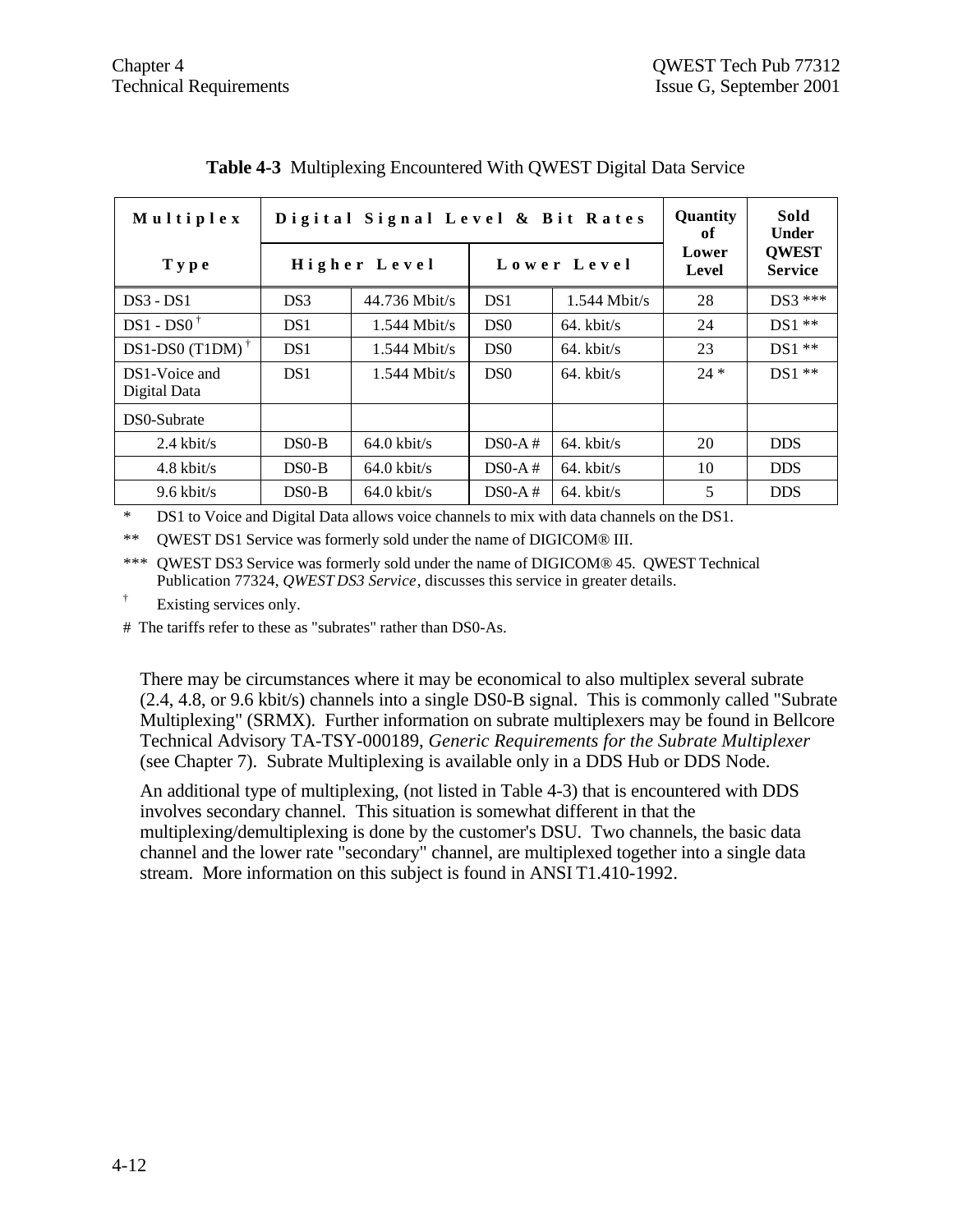**Table 4-3** Multiplexing Encountered With QWEST Digital Data Service

| Multiplex | Digital Signal Level & Bit Rates | | | | Quantity of | Sold Under |
|---|---|---|---|---|---|---|
| Type | Higher Level | | Lower Level | | Lower Level | QWEST Service |
| DS3 - DS1 | DS3 | 44.736 Mbit/s | DS1 | 1.544 Mbit/s | 28 | DS3 *** |
| DS1 - DS0 † | DS1 | 1.544 Mbit/s | DS0 | 64. kbit/s | 24 | DS1 ** |
| DS1-DS0 (T1DM) † | DS1 | 1.544 Mbit/s | DS0 | 64. kbit/s | 23 | DS1 ** |
| DS1-Voice and Digital Data | DS1 | 1.544 Mbit/s | DS0 | 64. kbit/s | 24 * | DS1 ** |
| DS0-Subrate | | | | | | |
| 2.4 kbit/s | DS0-B | 64.0 kbit/s | DS0-A # | 64. kbit/s | 20 | DDS |
| 4.8 kbit/s | DS0-B | 64.0 kbit/s | DS0-A # | 64. kbit/s | 10 | DDS |
| 9.6 kbit/s | DS0-B | 64.0 kbit/s | DS0-A # | 64. kbit/s | 5 | DDS |

\* DS1 to Voice and Digital Data allows voice channels to mix with data channels on the DS1.

** QWEST DS1 Service was formerly sold under the name of DIGICOM® III.

*** QWEST DS3 Service was formerly sold under the name of DIGICOM® 45. QWEST Technical Publication 77324, *QWEST DS3 Service*, discusses this service in greater details.

† Existing services only.

\# The tariffs refer to these as "subrates" rather than DS0-As.

There may be circumstances where it may be economical to also multiplex several subrate (2.4, 4.8, or 9.6 kbit/s) channels into a single DS0-B signal. This is commonly called "Subrate Multiplexing" (SRMX). Further information on subrate multiplexers may be found in Bellcore Technical Advisory TA-TSY-000189, *Generic Requirements for the Subrate Multiplexer* (see Chapter 7). Subrate Multiplexing is available only in a DDS Hub or DDS Node.

An additional type of multiplexing, (not listed in Table 4-3) that is encountered with DDS involves secondary channel. This situation is somewhat different in that the multiplexing/demultiplexing is done by the customer's DSU. Two channels, the basic data channel and the lower rate "secondary" channel, are multiplexed together into a single data stream. More information on this subject is found in ANSI T1.410-1992.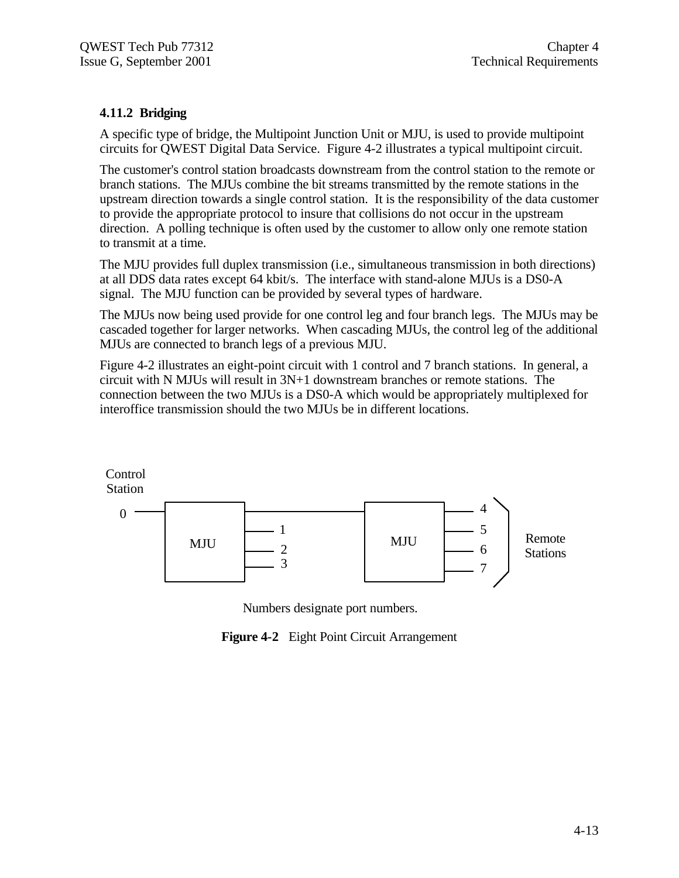### 4.11.2 Bridging

A specific type of bridge, the Multipoint Junction Unit or MJU, is used to provide multipoint circuits for QWEST Digital Data Service. Figure 4-2 illustrates a typical multipoint circuit.

The customer's control station broadcasts downstream from the control station to the remote or branch stations. The MJUs combine the bit streams transmitted by the remote stations in the upstream direction towards a single control station. It is the responsibility of the data customer to provide the appropriate protocol to insure that collisions do not occur in the upstream direction. A polling technique is often used by the customer to allow only one remote station to transmit at a time.

The MJU provides full duplex transmission (i.e., simultaneous transmission in both directions) at all DDS data rates except 64 kbit/s. The interface with stand-alone MJUs is a DS0-A signal. The MJU function can be provided by several types of hardware.

The MJUs now being used provide for one control leg and four branch legs. The MJUs may be cascaded together for larger networks. When cascading MJUs, the control leg of the additional MJUs are connected to branch legs of a previous MJU.

Figure 4-2 illustrates an eight-point circuit with 1 control and 7 branch stations. In general, a circuit with N MJUs will result in 3N+1 downstream branches or remote stations. The connection between the two MJUs is a DS0-A which would be appropriately multiplexed for interoffice transmission should the two MJUs be in different locations.

```
Control
Station
                                                         4
0 ───┌─────────┐──────────────────────┌─────────┐───────      \
     │         │── 1                  │         │── 5           |
     │   MJU   │                      │   MJU   │                | Remote
     │         │── 2                  │         │── 6           | Stations
     │         │── 3                  │         │── 7           |
     └─────────┘                      └─────────┘               /
```

Numbers designate port numbers.

**Figure 4-2** Eight Point Circuit Arrangement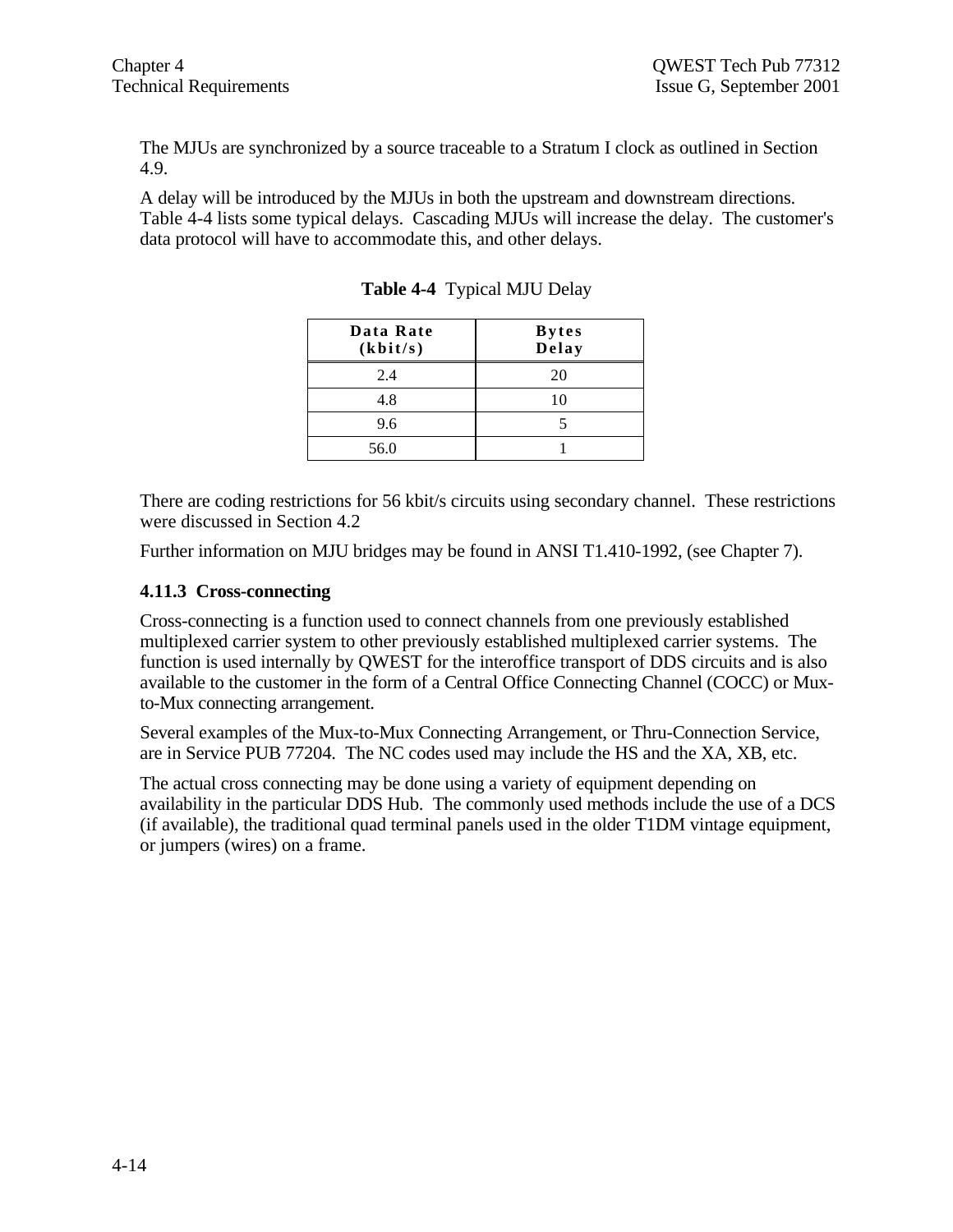The MJUs are synchronized by a source traceable to a Stratum I clock as outlined in Section 4.9.

A delay will be introduced by the MJUs in both the upstream and downstream directions. Table 4-4 lists some typical delays. Cascading MJUs will increase the delay. The customer's data protocol will have to accommodate this, and other delays.

**Table 4-4** Typical MJU Delay

| Data Rate (kbit/s) | Bytes Delay |
|---|---|
| 2.4 | 20 |
| 4.8 | 10 |
| 9.6 | 5 |
| 56.0 | 1 |

There are coding restrictions for 56 kbit/s circuits using secondary channel. These restrictions were discussed in Section 4.2

Further information on MJU bridges may be found in ANSI T1.410-1992, (see Chapter 7).

### 4.11.3 Cross-connecting

Cross-connecting is a function used to connect channels from one previously established multiplexed carrier system to other previously established multiplexed carrier systems. The function is used internally by QWEST for the interoffice transport of DDS circuits and is also available to the customer in the form of a Central Office Connecting Channel (COCC) or Mux-to-Mux connecting arrangement.

Several examples of the Mux-to-Mux Connecting Arrangement, or Thru-Connection Service, are in Service PUB 77204. The NC codes used may include the HS and the XA, XB, etc.

The actual cross connecting may be done using a variety of equipment depending on availability in the particular DDS Hub. The commonly used methods include the use of a DCS (if available), the traditional quad terminal panels used in the older T1DM vintage equipment, or jumpers (wires) on a frame.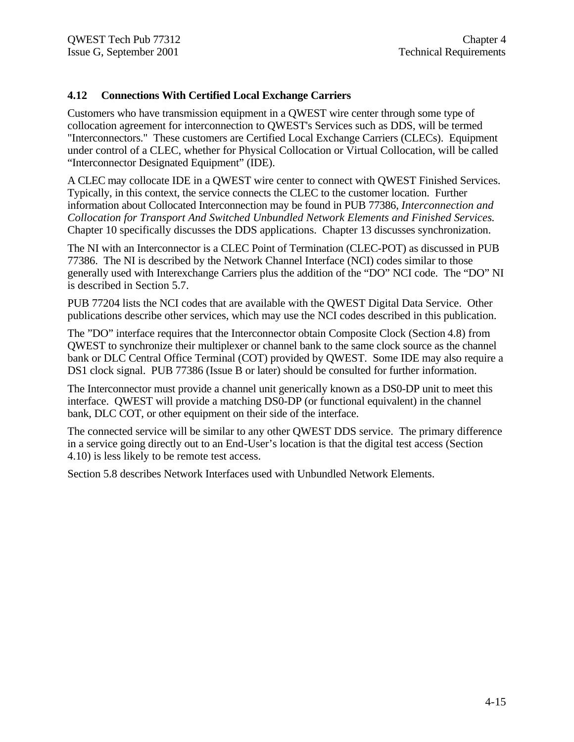### 4.12 Connections With Certified Local Exchange Carriers

Customers who have transmission equipment in a QWEST wire center through some type of collocation agreement for interconnection to QWEST's Services such as DDS, will be termed "Interconnectors." These customers are Certified Local Exchange Carriers (CLECs). Equipment under control of a CLEC, whether for Physical Collocation or Virtual Collocation, will be called “Interconnector Designated Equipment” (IDE).

A CLEC may collocate IDE in a QWEST wire center to connect with QWEST Finished Services. Typically, in this context, the service connects the CLEC to the customer location. Further information about Collocated Interconnection may be found in PUB 77386, *Interconnection and Collocation for Transport And Switched Unbundled Network Elements and Finished Services.* Chapter 10 specifically discusses the DDS applications. Chapter 13 discusses synchronization.

The NI with an Interconnector is a CLEC Point of Termination (CLEC-POT) as discussed in PUB 77386. The NI is described by the Network Channel Interface (NCI) codes similar to those generally used with Interexchange Carriers plus the addition of the “DO” NCI code. The “DO” NI is described in Section 5.7.

PUB 77204 lists the NCI codes that are available with the QWEST Digital Data Service. Other publications describe other services, which may use the NCI codes described in this publication.

The ”DO” interface requires that the Interconnector obtain Composite Clock (Section 4.8) from QWEST to synchronize their multiplexer or channel bank to the same clock source as the channel bank or DLC Central Office Terminal (COT) provided by QWEST. Some IDE may also require a DS1 clock signal. PUB 77386 (Issue B or later) should be consulted for further information.

The Interconnector must provide a channel unit generically known as a DS0-DP unit to meet this interface. QWEST will provide a matching DS0-DP (or functional equivalent) in the channel bank, DLC COT, or other equipment on their side of the interface.

The connected service will be similar to any other QWEST DDS service. The primary difference in a service going directly out to an End-User’s location is that the digital test access (Section 4.10) is less likely to be remote test access.

Section 5.8 describes Network Interfaces used with Unbundled Network Elements.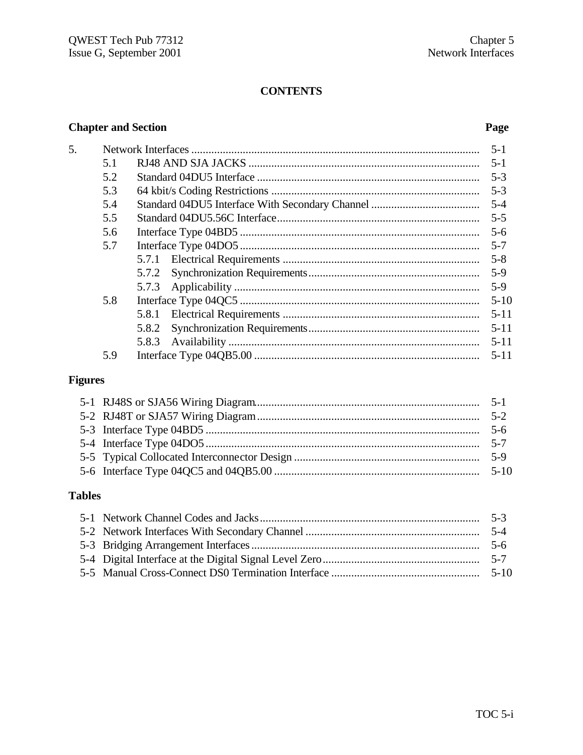# CONTENTS

| Chapter and Section | | | | Page |
|---|---|---|---|---|
| 5. | Network Interfaces | | | 5-1 |
| | 5.1 | RJ48 AND SJA JACKS | | 5-1 |
| | 5.2 | Standard 04DU5 Interface | | 5-3 |
| | 5.3 | 64 kbit/s Coding Restrictions | | 5-3 |
| | 5.4 | Standard 04DU5 Interface With Secondary Channel | | 5-4 |
| | 5.5 | Standard 04DU5.56C Interface | | 5-5 |
| | 5.6 | Interface Type 04BD5 | | 5-6 |
| | 5.7 | Interface Type 04DO5 | | 5-7 |
| | | 5.7.1 | Electrical Requirements | 5-8 |
| | | 5.7.2 | Synchronization Requirements | 5-9 |
| | | 5.7.3 | Applicability | 5-9 |
| | 5.8 | Interface Type 04QC5 | | 5-10 |
| | | 5.8.1 | Electrical Requirements | 5-11 |
| | | 5.8.2 | Synchronization Requirements | 5-11 |
| | | 5.8.3 | Availability | 5-11 |
| | 5.9 | Interface Type 04QB5.00 | | 5-11 |

## Figures

| | | |
|---|---|---|
| 5-1 | RJ48S or SJA56 Wiring Diagram | 5-1 |
| 5-2 | RJ48T or SJA57 Wiring Diagram | 5-2 |
| 5-3 | Interface Type 04BD5 | 5-6 |
| 5-4 | Interface Type 04DO5 | 5-7 |
| 5-5 | Typical Collocated Interconnector Design | 5-9 |
| 5-6 | Interface Type 04QC5 and 04QB5.00 | 5-10 |

## Tables

| | | |
|---|---|---|
| 5-1 | Network Channel Codes and Jacks | 5-3 |
| 5-2 | Network Interfaces With Secondary Channel | 5-4 |
| 5-3 | Bridging Arrangement Interfaces | 5-6 |
| 5-4 | Digital Interface at the Digital Signal Level Zero | 5-7 |
| 5-5 | Manual Cross-Connect DS0 Termination Interface | 5-10 |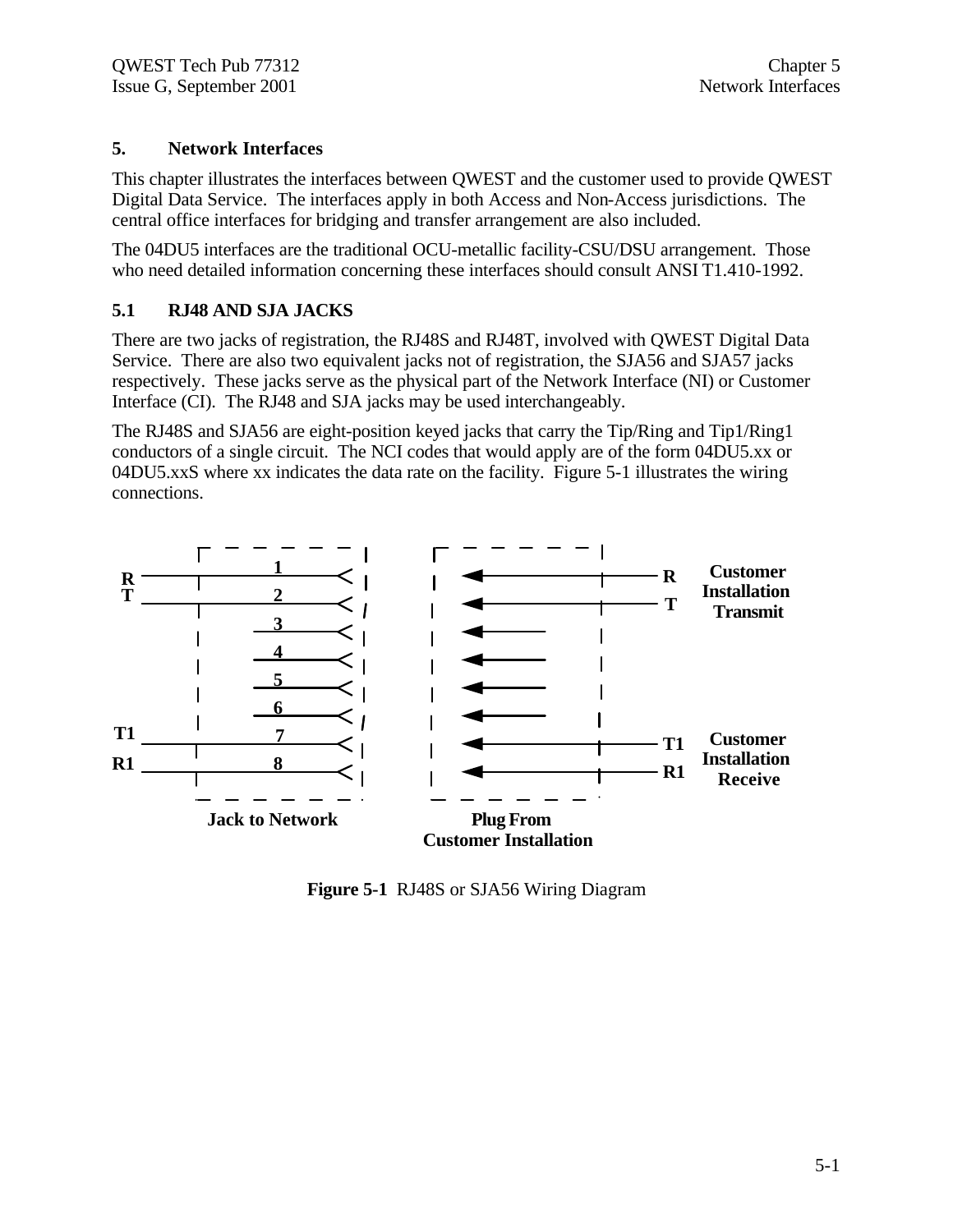# 5. Network Interfaces

This chapter illustrates the interfaces between QWEST and the customer used to provide QWEST Digital Data Service. The interfaces apply in both Access and Non-Access jurisdictions. The central office interfaces for bridging and transfer arrangement are also included.

The 04DU5 interfaces are the traditional OCU-metallic facility-CSU/DSU arrangement. Those who need detailed information concerning these interfaces should consult ANSI T1.410-1992.

## 5.1 RJ48 AND SJA JACKS

There are two jacks of registration, the RJ48S and RJ48T, involved with QWEST Digital Data Service. There are also two equivalent jacks not of registration, the SJA56 and SJA57 jacks respectively. These jacks serve as the physical part of the Network Interface (NI) or Customer Interface (CI). The RJ48 and SJA jacks may be used interchangeably.

The RJ48S and SJA56 are eight-position keyed jacks that carry the Tip/Ring and Tip1/Ring1 conductors of a single circuit. The NCI codes that would apply are of the form 04DU5.xx or 04DU5.xxS where xx indicates the data rate on the facility. Figure 5-1 illustrates the wiring connections.

**Figure 5-1** RJ48S or SJA56 Wiring Diagram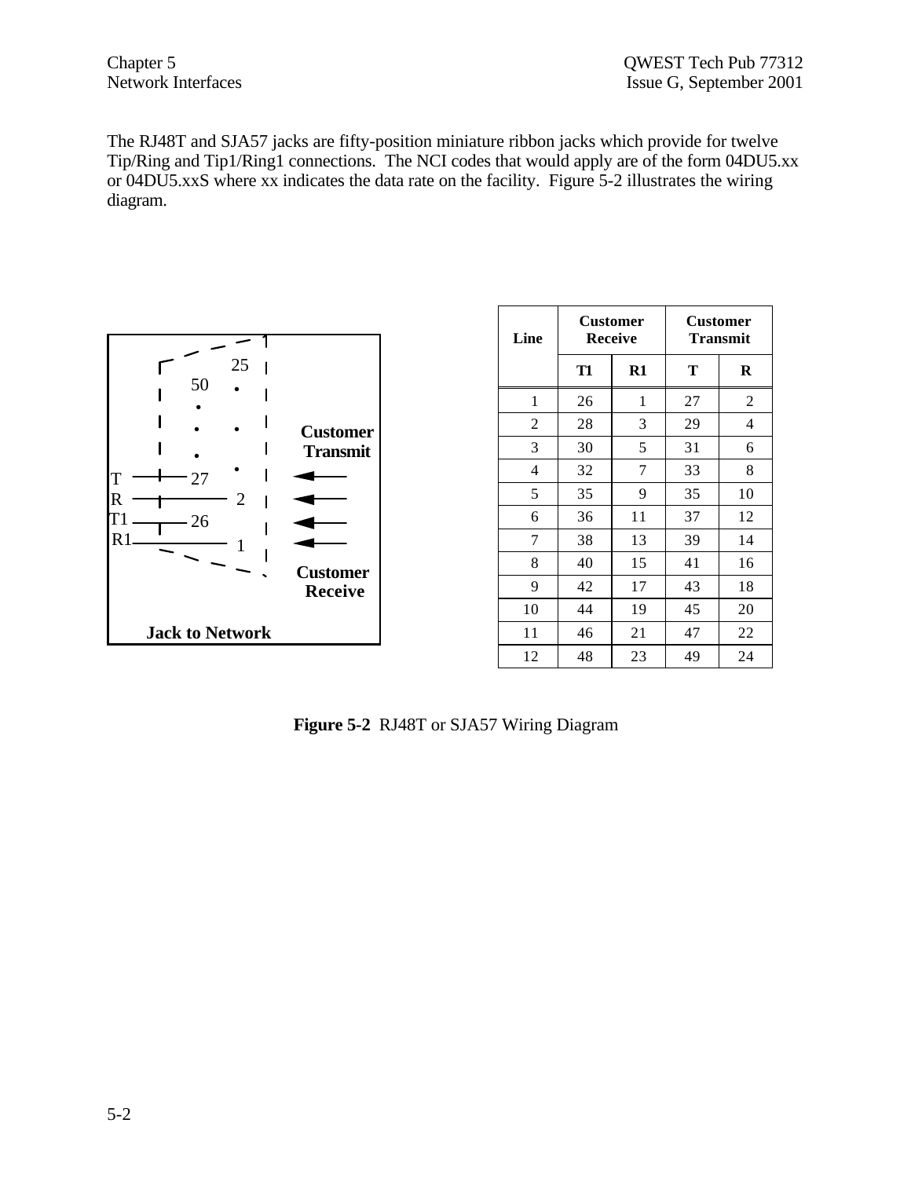The RJ48T and SJA57 jacks are fifty-position miniature ribbon jacks which provide for twelve Tip/Ring and Tip1/Ring1 connections. The NCI codes that would apply are of the form 04DU5.xx or 04DU5.xxS where xx indicates the data rate on the facility. Figure 5-2 illustrates the wiring diagram.

| Line | Customer Receive | | Customer Transmit | |
|---|---|---|---|---|
| | T1 | R1 | T | R |
| 1 | 26 | 1 | 27 | 2 |
| 2 | 28 | 3 | 29 | 4 |
| 3 | 30 | 5 | 31 | 6 |
| 4 | 32 | 7 | 33 | 8 |
| 5 | 35 | 9 | 35 | 10 |
| 6 | 36 | 11 | 37 | 12 |
| 7 | 38 | 13 | 39 | 14 |
| 8 | 40 | 15 | 41 | 16 |
| 9 | 42 | 17 | 43 | 18 |
| 10 | 44 | 19 | 45 | 20 |
| 11 | 46 | 21 | 47 | 22 |
| 12 | 48 | 23 | 49 | 24 |

**Figure 5-2** RJ48T or SJA57 Wiring Diagram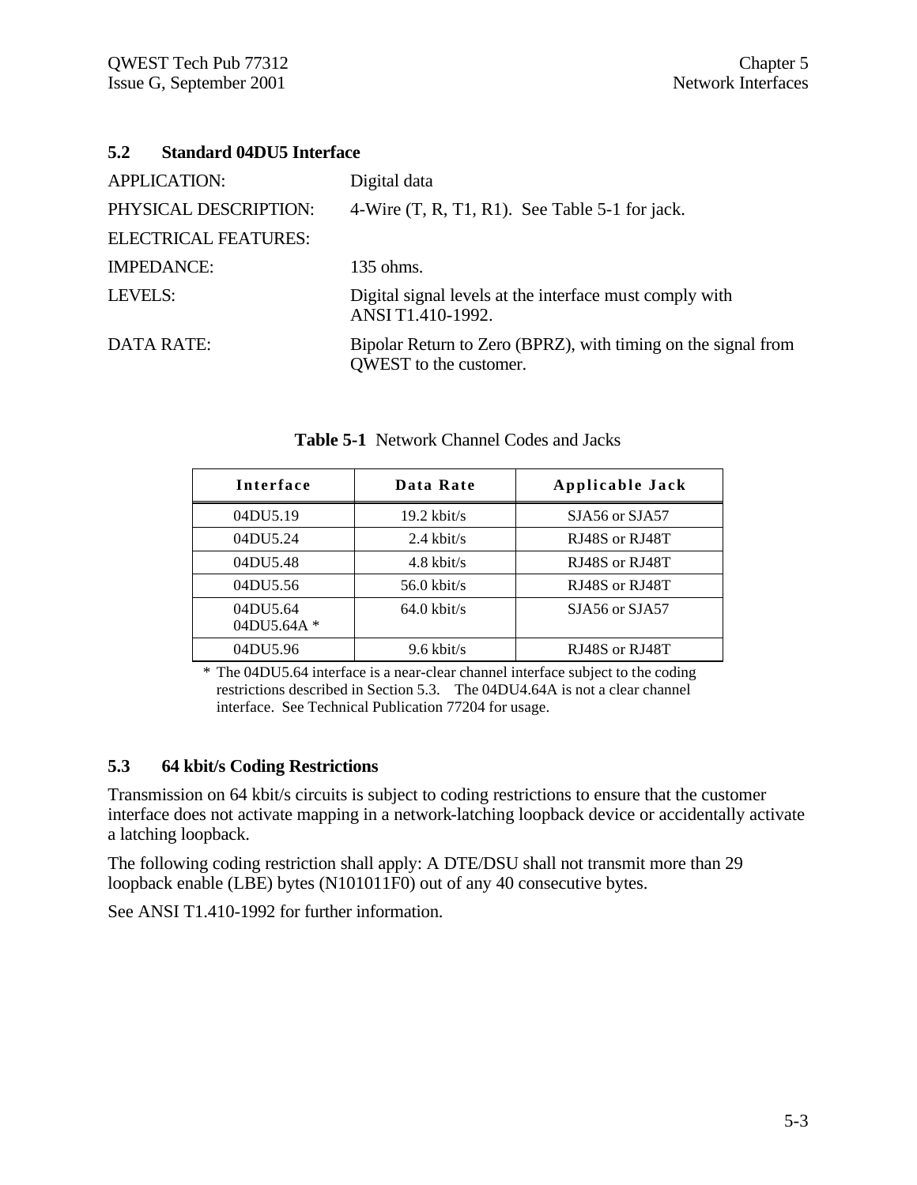## 5.2 Standard 04DU5 Interface

APPLICATION: Digital data

PHYSICAL DESCRIPTION: 4-Wire (T, R, T1, R1). See Table 5-1 for jack.

ELECTRICAL FEATURES:

IMPEDANCE: 135 ohms.

LEVELS: Digital signal levels at the interface must comply with ANSI T1.410-1992.

DATA RATE: Bipolar Return to Zero (BPRZ), with timing on the signal from QWEST to the customer.

**Table 5-1** Network Channel Codes and Jacks

| Interface | Data Rate | Applicable Jack |
|---|---|---|
| 04DU5.19 | 19.2 kbit/s | SJA56 or SJA57 |
| 04DU5.24 | 2.4 kbit/s | RJ48S or RJ48T |
| 04DU5.48 | 4.8 kbit/s | RJ48S or RJ48T |
| 04DU5.56 | 56.0 kbit/s | RJ48S or RJ48T |
| 04DU5.64<br>04DU5.64A * | 64.0 kbit/s | SJA56 or SJA57 |
| 04DU5.96 | 9.6 kbit/s | RJ48S or RJ48T |

\* The 04DU5.64 interface is a near-clear channel interface subject to the coding restrictions described in Section 5.3. The 04DU4.64A is not a clear channel interface. See Technical Publication 77204 for usage.

## 5.3 64 kbit/s Coding Restrictions

Transmission on 64 kbit/s circuits is subject to coding restrictions to ensure that the customer interface does not activate mapping in a network-latching loopback device or accidentally activate a latching loopback.

The following coding restriction shall apply: A DTE/DSU shall not transmit more than 29 loopback enable (LBE) bytes (N101011F0) out of any 40 consecutive bytes.

See ANSI T1.410-1992 for further information.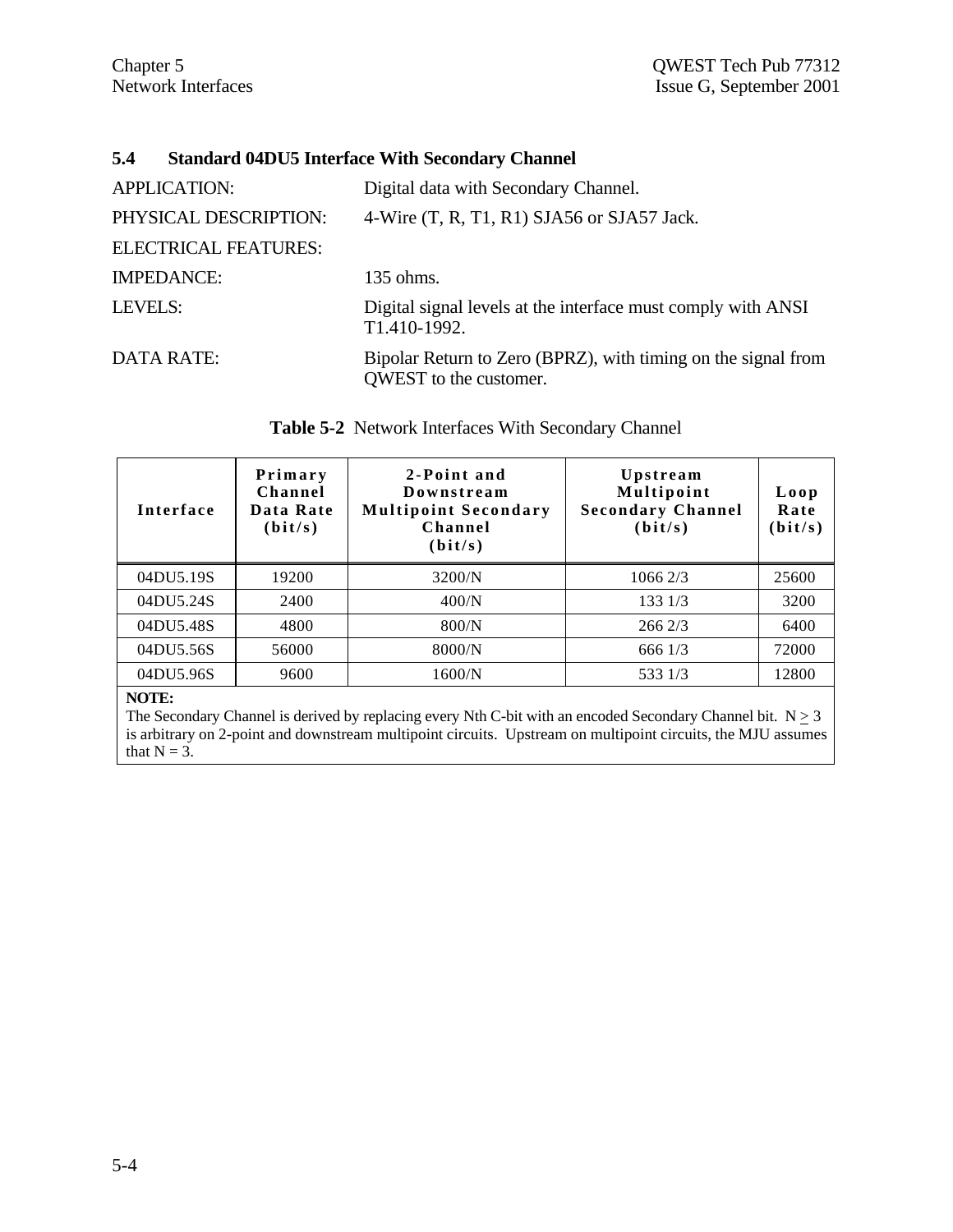## 5.4 Standard 04DU5 Interface With Secondary Channel

APPLICATION: Digital data with Secondary Channel.

PHYSICAL DESCRIPTION: 4-Wire (T, R, T1, R1) SJA56 or SJA57 Jack.

ELECTRICAL FEATURES:

IMPEDANCE: 135 ohms.

LEVELS: Digital signal levels at the interface must comply with ANSI T1.410-1992.

DATA RATE: Bipolar Return to Zero (BPRZ), with timing on the signal from QWEST to the customer.

**Table 5-2** Network Interfaces With Secondary Channel

| Interface | Primary Channel Data Rate (bit/s) | 2-Point and Downstream Multipoint Secondary Channel (bit/s) | Upstream Multipoint Secondary Channel (bit/s) | Loop Rate (bit/s) |
|---|---|---|---|---|
| 04DU5.19S | 19200 | 3200/N | 1066 2/3 | 25600 |
| 04DU5.24S | 2400 | 400/N | 133 1/3 | 3200 |
| 04DU5.48S | 4800 | 800/N | 266 2/3 | 6400 |
| 04DU5.56S | 56000 | 8000/N | 666 1/3 | 72000 |
| 04DU5.96S | 9600 | 1600/N | 533 1/3 | 12800 |

**NOTE:**
The Secondary Channel is derived by replacing every Nth C-bit with an encoded Secondary Channel bit. $N \geq 3$ is arbitrary on 2-point and downstream multipoint circuits. Upstream on multipoint circuits, the MJU assumes that $N = 3$.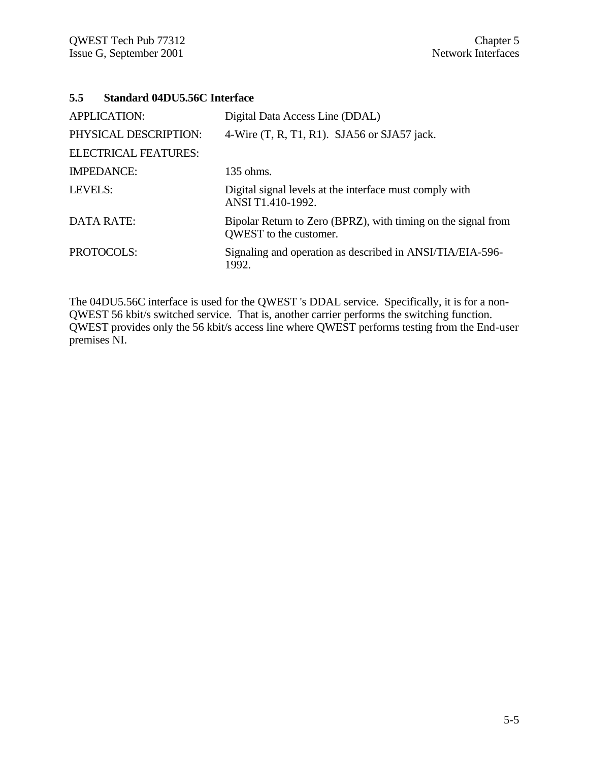## 5.5 Standard 04DU5.56C Interface

| | |
|---|---|
| APPLICATION: | Digital Data Access Line (DDAL) |
| PHYSICAL DESCRIPTION: | 4-Wire (T, R, T1, R1). SJA56 or SJA57 jack. |
| ELECTRICAL FEATURES: | |
| IMPEDANCE: | 135 ohms. |
| LEVELS: | Digital signal levels at the interface must comply with ANSI T1.410-1992. |
| DATA RATE: | Bipolar Return to Zero (BPRZ), with timing on the signal from QWEST to the customer. |
| PROTOCOLS: | Signaling and operation as described in ANSI/TIA/EIA-596-1992. |

The 04DU5.56C interface is used for the QWEST 's DDAL service. Specifically, it is for a non-QWEST 56 kbit/s switched service. That is, another carrier performs the switching function. QWEST provides only the 56 kbit/s access line where QWEST performs testing from the End-user premises NI.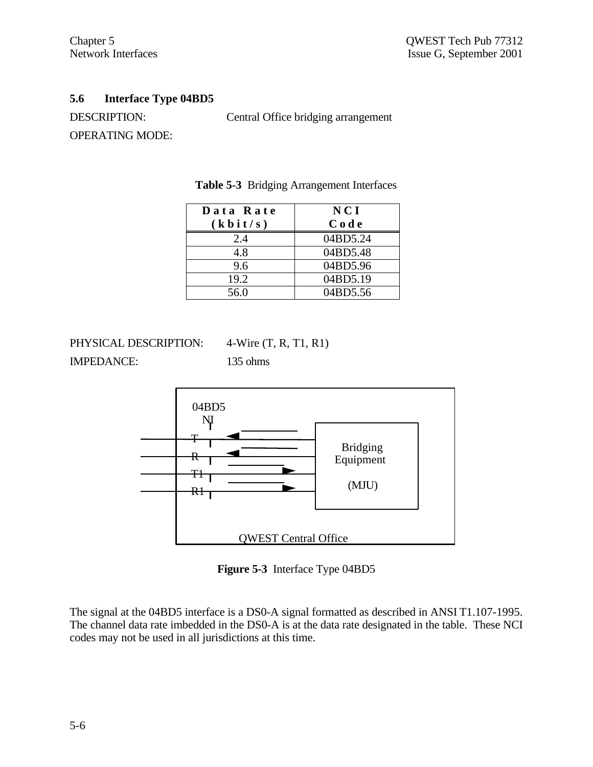## 5.6 Interface Type 04BD5

DESCRIPTION: Central Office bridging arrangement

OPERATING MODE:

**Table 5-3** Bridging Arrangement Interfaces

| Data Rate (kbit/s) | NCI Code |
|---|---|
| 2.4 | 04BD5.24 |
| 4.8 | 04BD5.48 |
| 9.6 | 04BD5.96 |
| 19.2 | 04BD5.19 |
| 56.0 | 04BD5.56 |

PHYSICAL DESCRIPTION: 4-Wire (T, R, T1, R1)

IMPEDANCE: 135 ohms

04BD5 NI

T

R

T1

R1

Bridging Equipment

(MJU)

QWEST Central Office

**Figure 5-3** Interface Type 04BD5

The signal at the 04BD5 interface is a DS0-A signal formatted as described in ANSI T1.107-1995. The channel data rate imbedded in the DS0-A is at the data rate designated in the table. These NCI codes may not be used in all jurisdictions at this time.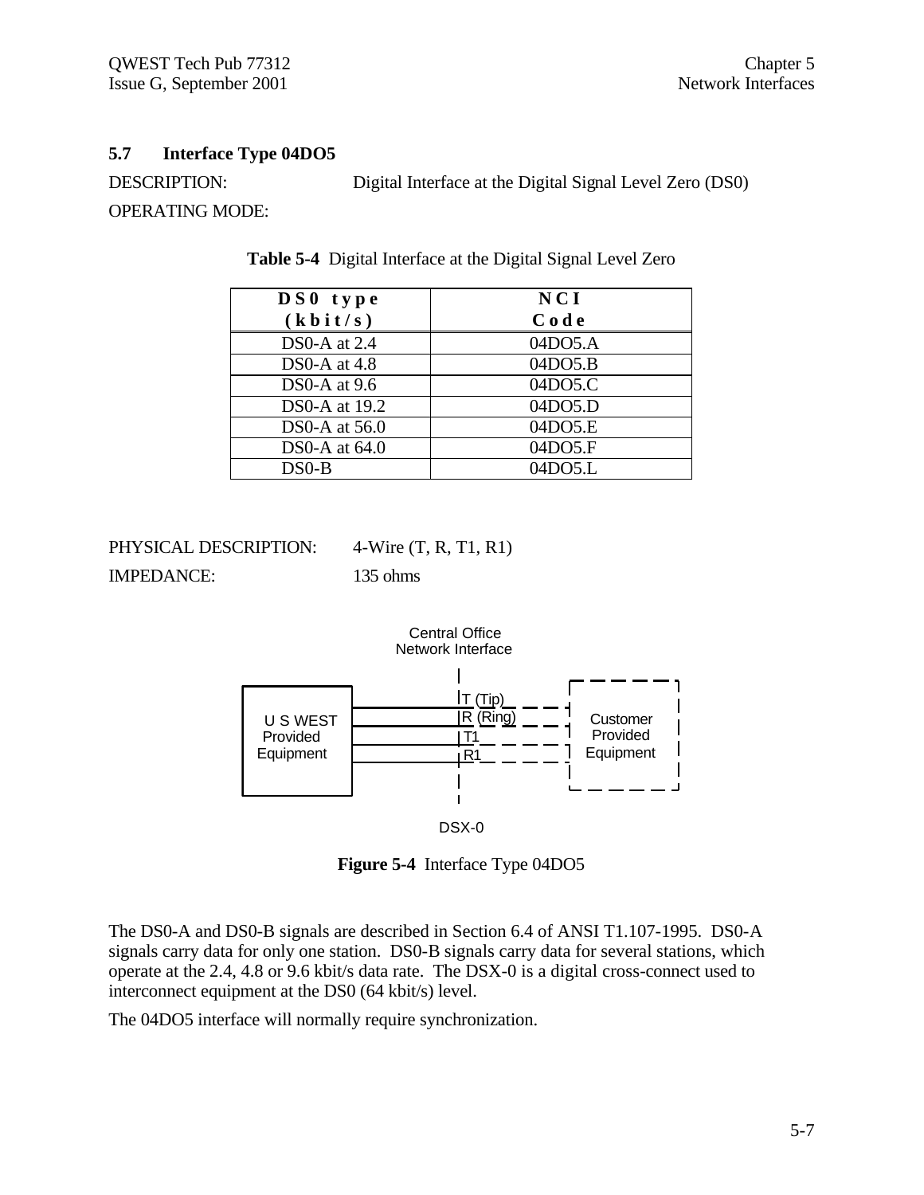## 5.7 Interface Type 04DO5

DESCRIPTION: Digital Interface at the Digital Signal Level Zero (DS0)

OPERATING MODE:

**Table 5-4** Digital Interface at the Digital Signal Level Zero

| DS0 type (kbit/s) | NCI Code |
|---|---|
| DS0-A at 2.4 | 04DO5.A |
| DS0-A at 4.8 | 04DO5.B |
| DS0-A at 9.6 | 04DO5.C |
| DS0-A at 19.2 | 04DO5.D |
| DS0-A at 56.0 | 04DO5.E |
| DS0-A at 64.0 | 04DO5.F |
| DS0-B | 04DO5.L |

PHYSICAL DESCRIPTION: 4-Wire (T, R, T1, R1)

IMPEDANCE: 135 ohms

Central Office Network Interface

U S WEST Provided Equipment — T (Tip), R (Ring), T1, R1 — Customer Provided Equipment

DSX-0

**Figure 5-4** Interface Type 04DO5

The DS0-A and DS0-B signals are described in Section 6.4 of ANSI T1.107-1995. DS0-A signals carry data for only one station. DS0-B signals carry data for several stations, which operate at the 2.4, 4.8 or 9.6 kbit/s data rate. The DSX-0 is a digital cross-connect used to interconnect equipment at the DS0 (64 kbit/s) level.

The 04DO5 interface will normally require synchronization.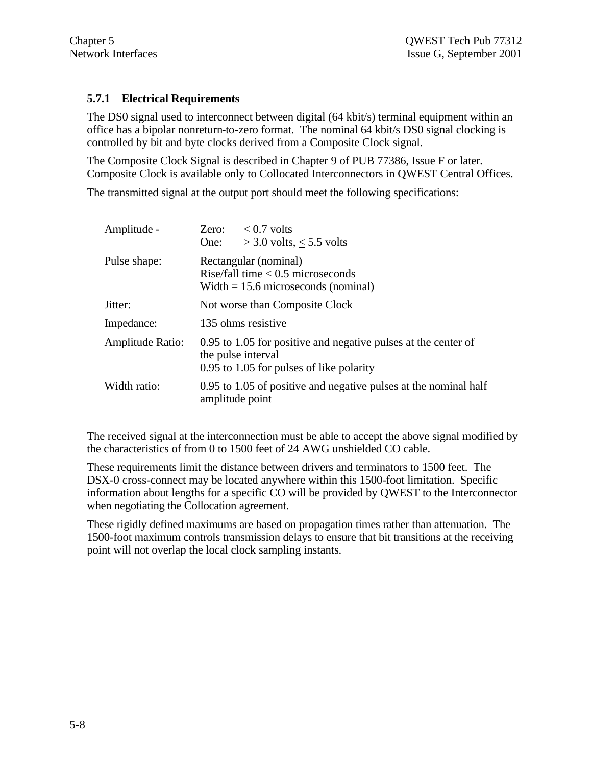### 5.7.1 Electrical Requirements

The DS0 signal used to interconnect between digital (64 kbit/s) terminal equipment within an office has a bipolar nonreturn-to-zero format. The nominal 64 kbit/s DS0 signal clocking is controlled by bit and byte clocks derived from a Composite Clock signal.

The Composite Clock Signal is described in Chapter 9 of PUB 77386, Issue F or later. Composite Clock is available only to Collocated Interconnectors in QWEST Central Offices.

The transmitted signal at the output port should meet the following specifications:

| | |
|---|---|
| Amplitude - | Zero: < 0.7 volts<br>One: > 3.0 volts, ≤ 5.5 volts |
| Pulse shape: | Rectangular (nominal)<br>Rise/fall time < 0.5 microseconds<br>Width = 15.6 microseconds (nominal) |
| Jitter: | Not worse than Composite Clock |
| Impedance: | 135 ohms resistive |
| Amplitude Ratio: | 0.95 to 1.05 for positive and negative pulses at the center of the pulse interval<br>0.95 to 1.05 for pulses of like polarity |
| Width ratio: | 0.95 to 1.05 of positive and negative pulses at the nominal half amplitude point |

The received signal at the interconnection must be able to accept the above signal modified by the characteristics of from 0 to 1500 feet of 24 AWG unshielded CO cable.

These requirements limit the distance between drivers and terminators to 1500 feet. The DSX-0 cross-connect may be located anywhere within this 1500-foot limitation. Specific information about lengths for a specific CO will be provided by QWEST to the Interconnector when negotiating the Collocation agreement.

These rigidly defined maximums are based on propagation times rather than attenuation. The 1500-foot maximum controls transmission delays to ensure that bit transitions at the receiving point will not overlap the local clock sampling instants.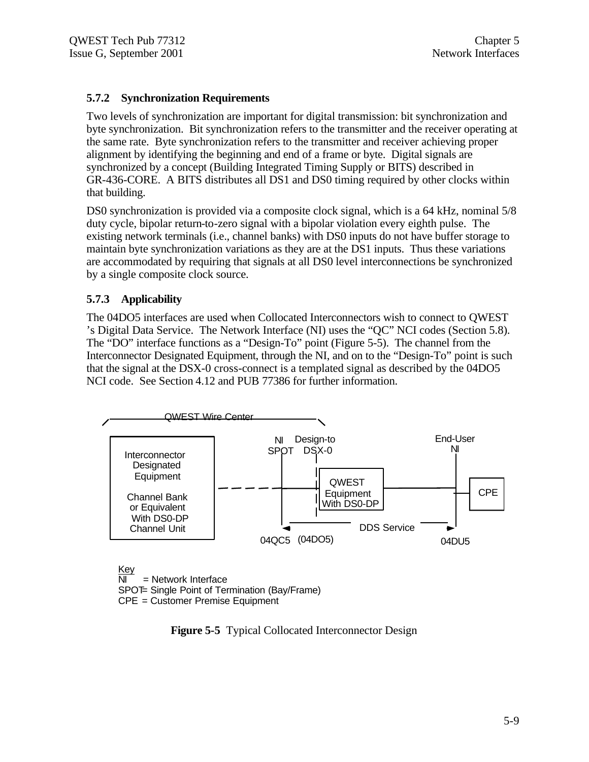### 5.7.2 Synchronization Requirements

Two levels of synchronization are important for digital transmission: bit synchronization and byte synchronization. Bit synchronization refers to the transmitter and the receiver operating at the same rate. Byte synchronization refers to the transmitter and receiver achieving proper alignment by identifying the beginning and end of a frame or byte. Digital signals are synchronized by a concept (Building Integrated Timing Supply or BITS) described in GR-436-CORE. A BITS distributes all DS1 and DS0 timing required by other clocks within that building.

DS0 synchronization is provided via a composite clock signal, which is a 64 kHz, nominal 5/8 duty cycle, bipolar return-to-zero signal with a bipolar violation every eighth pulse. The existing network terminals (i.e., channel banks) with DS0 inputs do not have buffer storage to maintain byte synchronization variations as they are at the DS1 inputs. Thus these variations are accommodated by requiring that signals at all DS0 level interconnections be synchronized by a single composite clock source.

### 5.7.3 Applicability

The 04DO5 interfaces are used when Collocated Interconnectors wish to connect to QWEST 's Digital Data Service. The Network Interface (NI) uses the "QC" NCI codes (Section 5.8). The "DO" interface functions as a "Design-To" point (Figure 5-5). The channel from the Interconnector Designated Equipment, through the NI, and on to the "Design-To" point is such that the signal at the DSX-0 cross-connect is a templated signal as described by the 04DO5 NCI code. See Section 4.12 and PUB 77386 for further information.

QWEST Wire Center

Interconnector Designated Equipment

Channel Bank or Equivalent With DS0-DP Channel Unit

NI SPOT

Design-to DSX-0

QWEST Equipment With DS0-DP

End-User NI

CPE

DDS Service

04QC5 (04DO5) 04DU5

Key
NI = Network Interface
SPOT= Single Point of Termination (Bay/Frame)
CPE = Customer Premise Equipment

**Figure 5-5** Typical Collocated Interconnector Design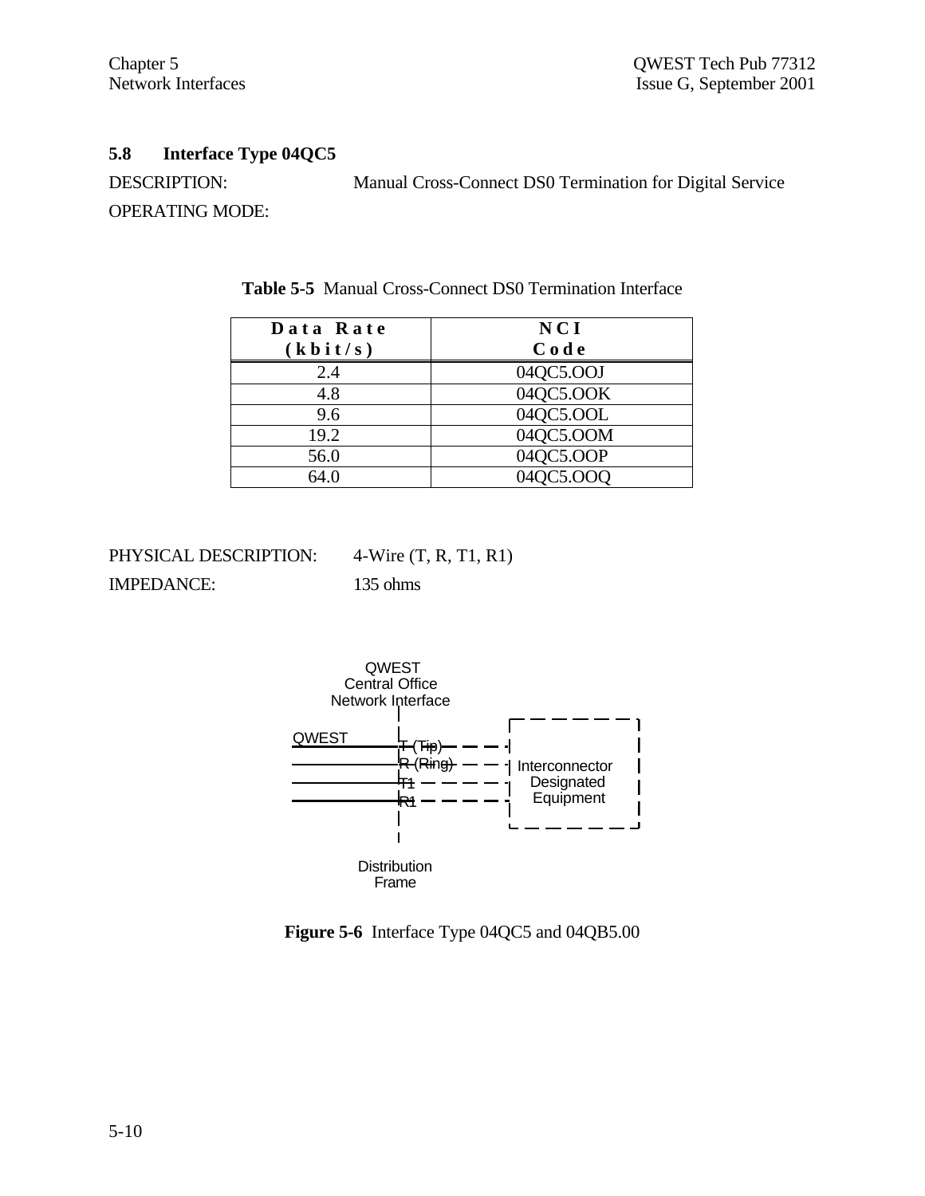## 5.8 Interface Type 04QC5

DESCRIPTION: Manual Cross-Connect DS0 Termination for Digital Service

OPERATING MODE:

**Table 5-5** Manual Cross-Connect DS0 Termination Interface

| Data Rate (kbit/s) | NCI Code |
|---|---|
| 2.4 | 04QC5.OOJ |
| 4.8 | 04QC5.OOK |
| 9.6 | 04QC5.OOL |
| 19.2 | 04QC5.OOM |
| 56.0 | 04QC5.OOP |
| 64.0 | 04QC5.OOQ |

PHYSICAL DESCRIPTION: 4-Wire (T, R, T1, R1)

IMPEDANCE: 135 ohms

QWEST Central Office Network Interface

QWEST

T (Tip)
R (Ring)
T1
R1

Interconnector Designated Equipment

Distribution Frame

**Figure 5-6** Interface Type 04QC5 and 04QB5.00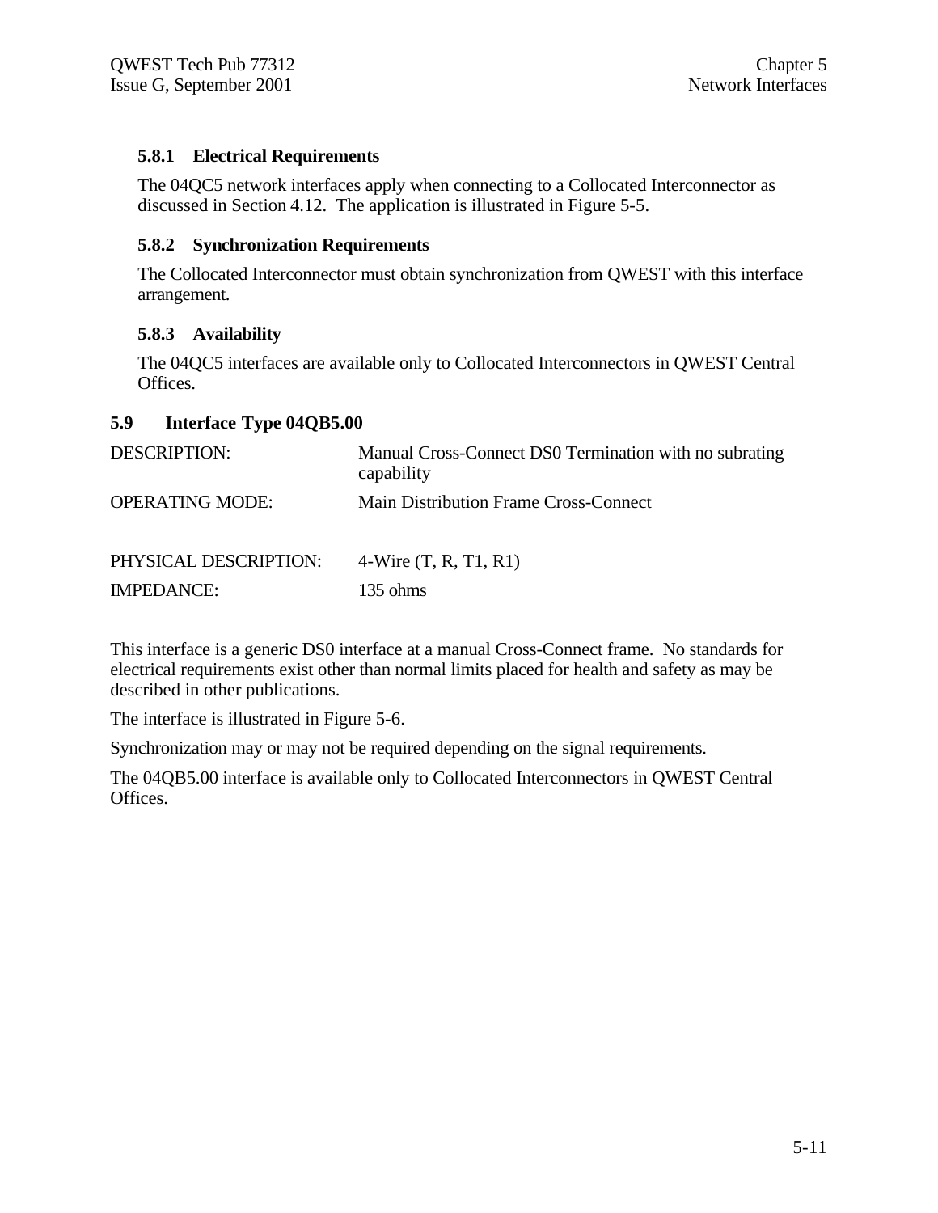### 5.8.1 Electrical Requirements

The 04QC5 network interfaces apply when connecting to a Collocated Interconnector as discussed in Section 4.12. The application is illustrated in Figure 5-5.

### 5.8.2 Synchronization Requirements

The Collocated Interconnector must obtain synchronization from QWEST with this interface arrangement.

### 5.8.3 Availability

The 04QC5 interfaces are available only to Collocated Interconnectors in QWEST Central Offices.

## 5.9 Interface Type 04QB5.00

| | |
|---|---|
| DESCRIPTION: | Manual Cross-Connect DS0 Termination with no subrating capability |
| OPERATING MODE: | Main Distribution Frame Cross-Connect |
| PHYSICAL DESCRIPTION: | 4-Wire (T, R, T1, R1) |
| IMPEDANCE: | 135 ohms |

This interface is a generic DS0 interface at a manual Cross-Connect frame. No standards for electrical requirements exist other than normal limits placed for health and safety as may be described in other publications.

The interface is illustrated in Figure 5-6.

Synchronization may or may not be required depending on the signal requirements.

The 04QB5.00 interface is available only to Collocated Interconnectors in QWEST Central Offices.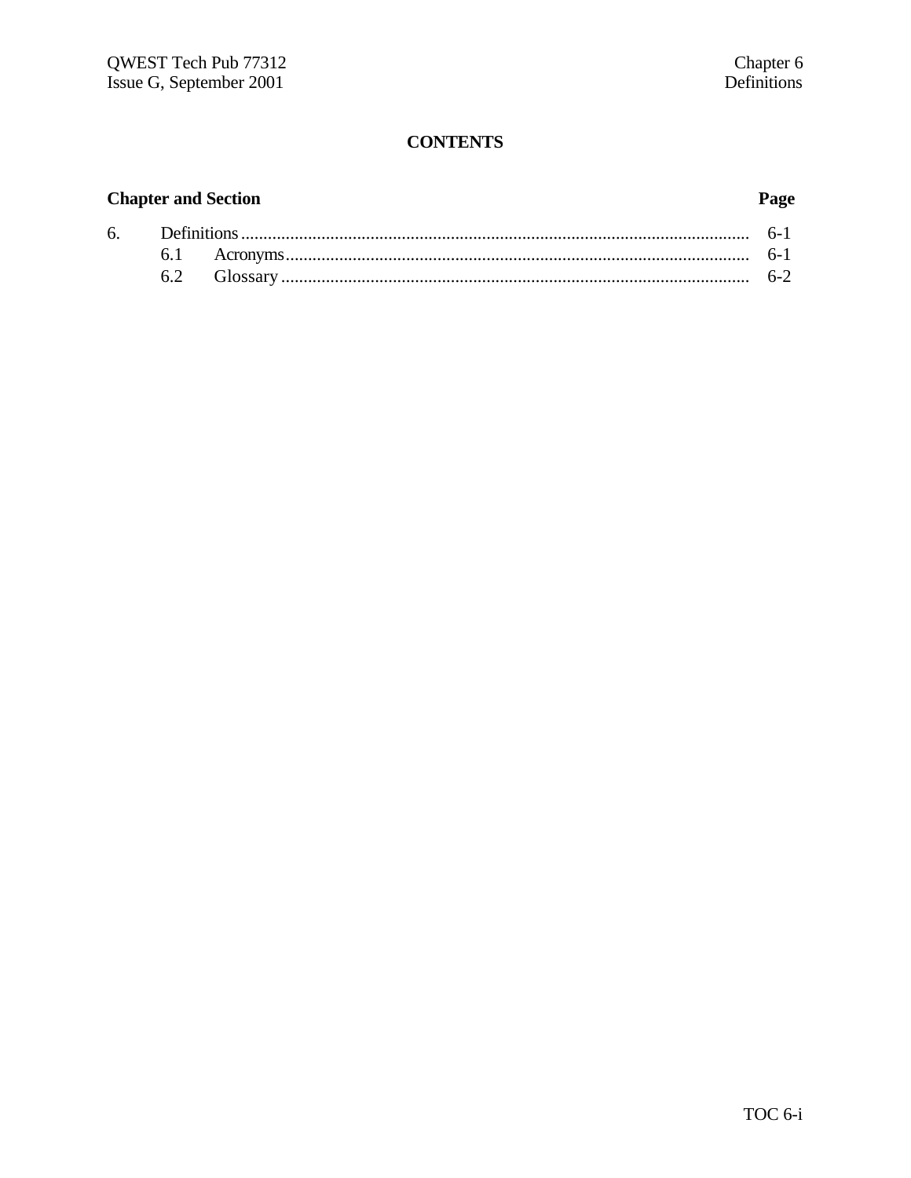## CONTENTS

| Chapter and Section | | | Page |
|---|---|---|---|
| 6. | Definitions | | 6-1 |
| | 6.1 | Acronyms | 6-1 |
| | 6.2 | Glossary | 6-2 |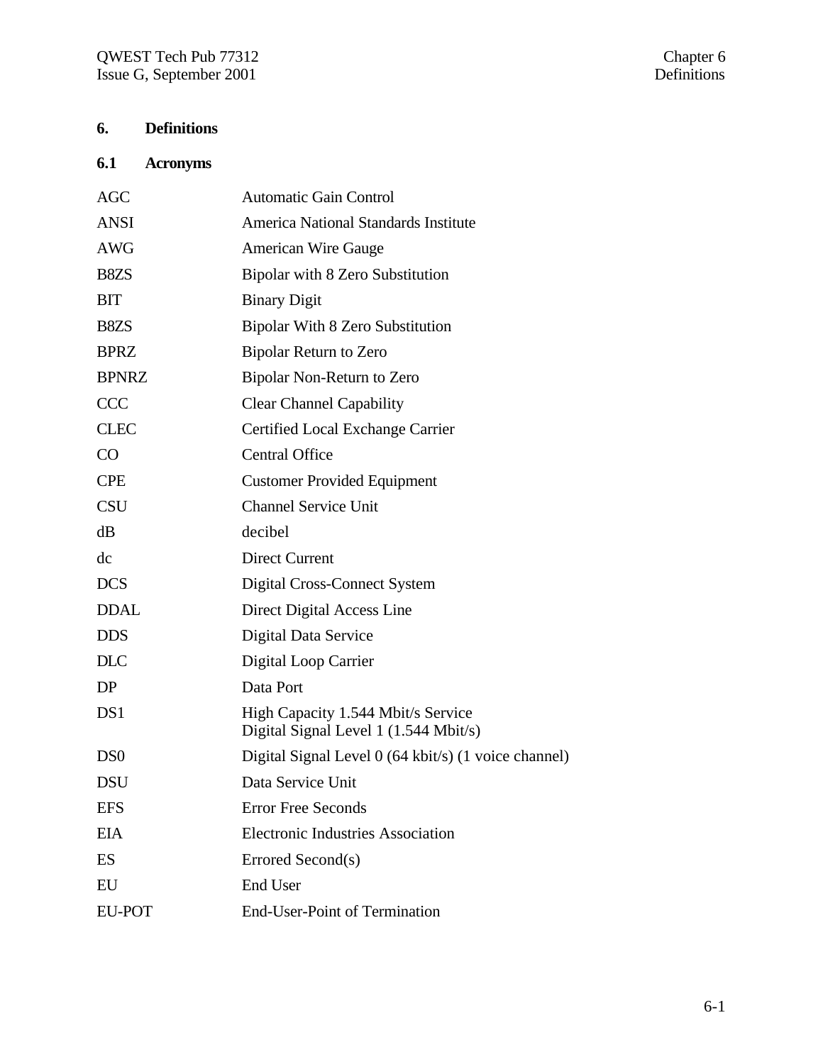# 6. Definitions

## 6.1 Acronyms

| | |
|---|---|
| AGC | Automatic Gain Control |
| ANSI | America National Standards Institute |
| AWG | American Wire Gauge |
| B8ZS | Bipolar with 8 Zero Substitution |
| BIT | Binary Digit |
| B8ZS | Bipolar With 8 Zero Substitution |
| BPRZ | Bipolar Return to Zero |
| BPNRZ | Bipolar Non-Return to Zero |
| CCC | Clear Channel Capability |
| CLEC | Certified Local Exchange Carrier |
| CO | Central Office |
| CPE | Customer Provided Equipment |
| CSU | Channel Service Unit |
| dB | decibel |
| dc | Direct Current |
| DCS | Digital Cross-Connect System |
| DDAL | Direct Digital Access Line |
| DDS | Digital Data Service |
| DLC | Digital Loop Carrier |
| DP | Data Port |
| DS1 | High Capacity 1.544 Mbit/s Service<br>Digital Signal Level 1 (1.544 Mbit/s) |
| DS0 | Digital Signal Level 0 (64 kbit/s) (1 voice channel) |
| DSU | Data Service Unit |
| EFS | Error Free Seconds |
| EIA | Electronic Industries Association |
| ES | Errored Second(s) |
| EU | End User |
| EU-POT | End-User-Point of Termination |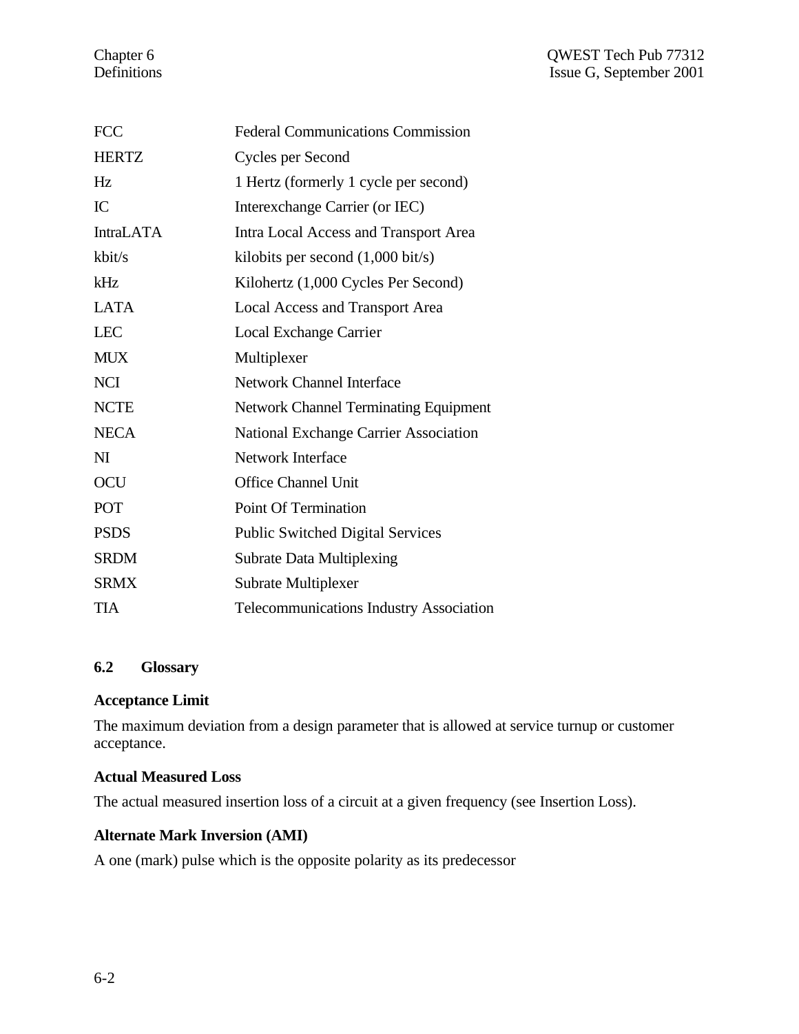| | |
|---|---|
| FCC | Federal Communications Commission |
| HERTZ | Cycles per Second |
| Hz | 1 Hertz (formerly 1 cycle per second) |
| IC | Interexchange Carrier (or IEC) |
| IntraLATA | Intra Local Access and Transport Area |
| kbit/s | kilobits per second (1,000 bit/s) |
| kHz | Kilohertz (1,000 Cycles Per Second) |
| LATA | Local Access and Transport Area |
| LEC | Local Exchange Carrier |
| MUX | Multiplexer |
| NCI | Network Channel Interface |
| NCTE | Network Channel Terminating Equipment |
| NECA | National Exchange Carrier Association |
| NI | Network Interface |
| OCU | Office Channel Unit |
| POT | Point Of Termination |
| PSDS | Public Switched Digital Services |
| SRDM | Subrate Data Multiplexing |
| SRMX | Subrate Multiplexer |
| TIA | Telecommunications Industry Association |

## 6.2 Glossary

**Acceptance Limit**

The maximum deviation from a design parameter that is allowed at service turnup or customer acceptance.

**Actual Measured Loss**

The actual measured insertion loss of a circuit at a given frequency (see Insertion Loss).

**Alternate Mark Inversion (AMI)**

A one (mark) pulse which is the opposite polarity as its predecessor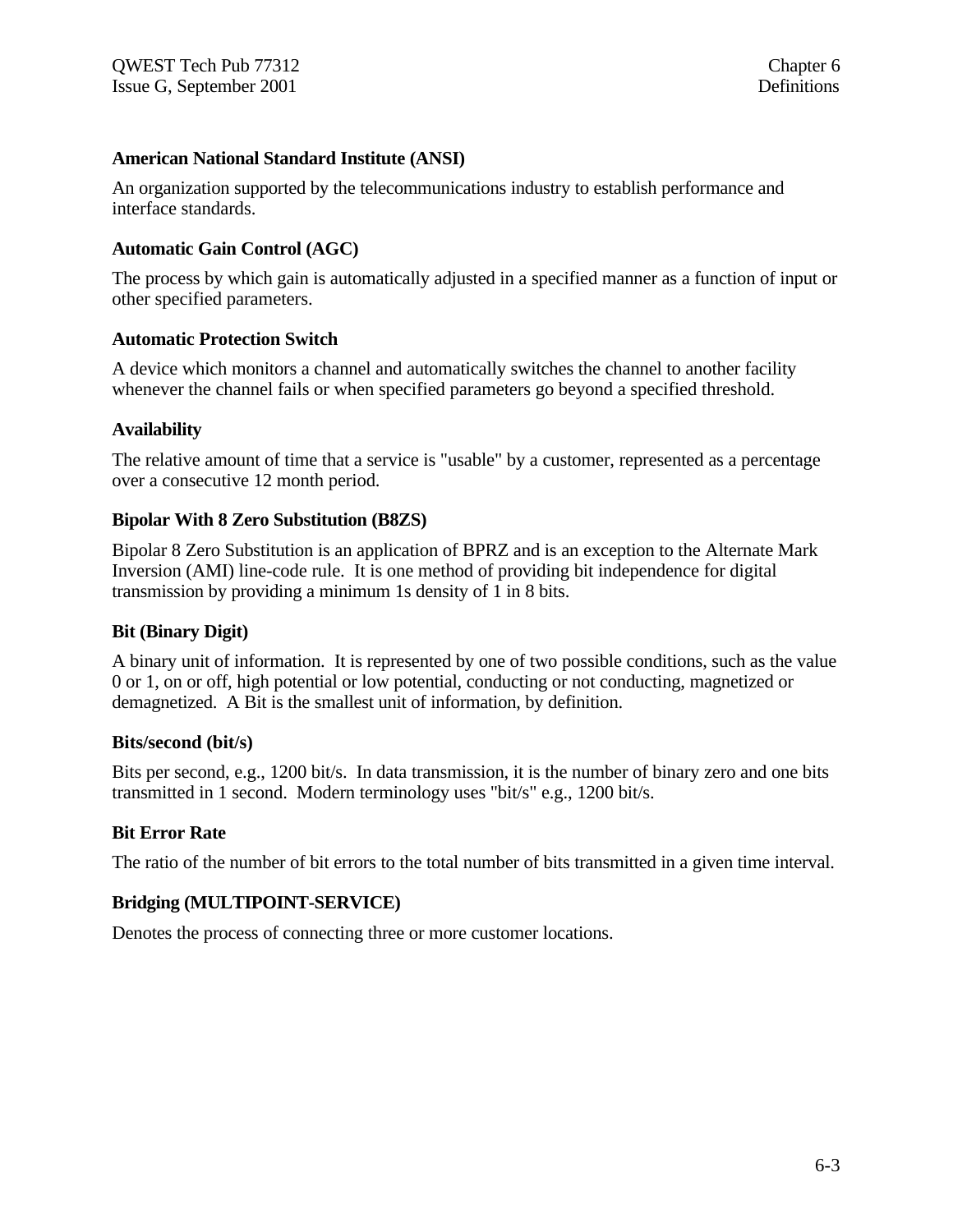**American National Standard Institute (ANSI)**

An organization supported by the telecommunications industry to establish performance and interface standards.

**Automatic Gain Control (AGC)**

The process by which gain is automatically adjusted in a specified manner as a function of input or other specified parameters.

**Automatic Protection Switch**

A device which monitors a channel and automatically switches the channel to another facility whenever the channel fails or when specified parameters go beyond a specified threshold.

**Availability**

The relative amount of time that a service is "usable" by a customer, represented as a percentage over a consecutive 12 month period.

**Bipolar With 8 Zero Substitution (B8ZS)**

Bipolar 8 Zero Substitution is an application of BPRZ and is an exception to the Alternate Mark Inversion (AMI) line-code rule. It is one method of providing bit independence for digital transmission by providing a minimum 1s density of 1 in 8 bits.

**Bit (Binary Digit)**

A binary unit of information. It is represented by one of two possible conditions, such as the value 0 or 1, on or off, high potential or low potential, conducting or not conducting, magnetized or demagnetized. A Bit is the smallest unit of information, by definition.

**Bits/second (bit/s)**

Bits per second, e.g., 1200 bit/s. In data transmission, it is the number of binary zero and one bits transmitted in 1 second. Modern terminology uses "bit/s" e.g., 1200 bit/s.

**Bit Error Rate**

The ratio of the number of bit errors to the total number of bits transmitted in a given time interval.

**Bridging (MULTIPOINT-SERVICE)**

Denotes the process of connecting three or more customer locations.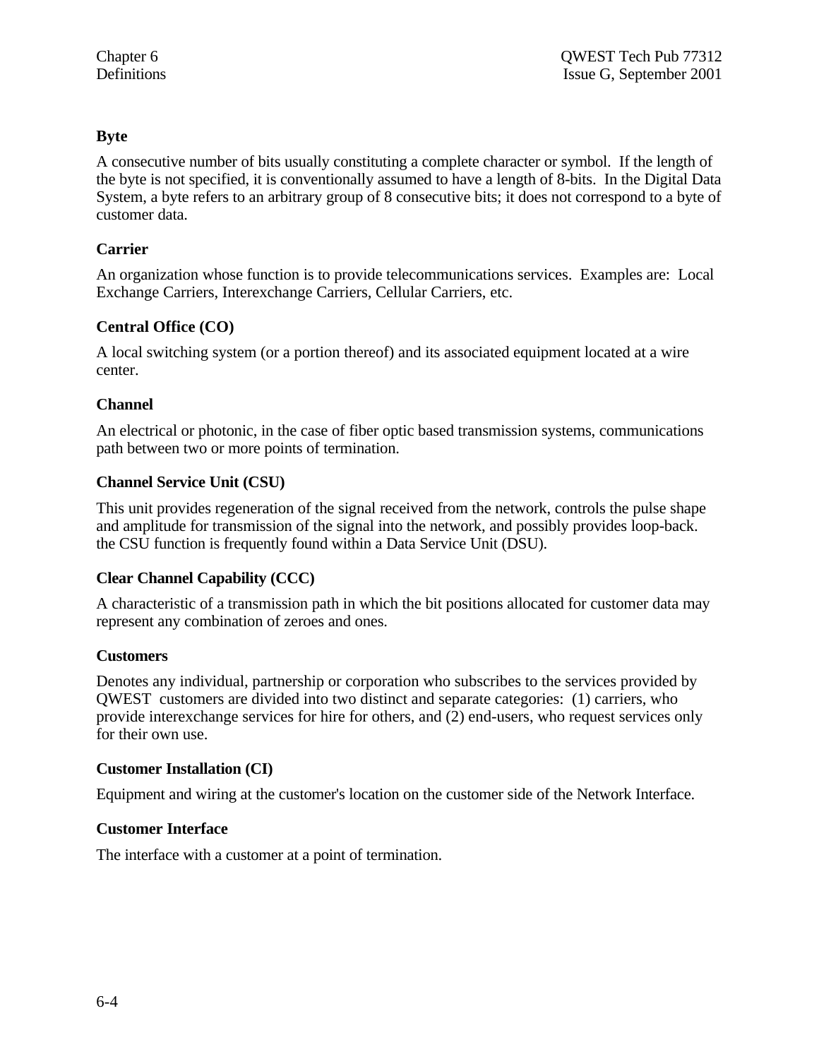**Byte**

A consecutive number of bits usually constituting a complete character or symbol. If the length of the byte is not specified, it is conventionally assumed to have a length of 8-bits. In the Digital Data System, a byte refers to an arbitrary group of 8 consecutive bits; it does not correspond to a byte of customer data.

**Carrier**

An organization whose function is to provide telecommunications services. Examples are: Local Exchange Carriers, Interexchange Carriers, Cellular Carriers, etc.

**Central Office (CO)**

A local switching system (or a portion thereof) and its associated equipment located at a wire center.

**Channel**

An electrical or photonic, in the case of fiber optic based transmission systems, communications path between two or more points of termination.

**Channel Service Unit (CSU)**

This unit provides regeneration of the signal received from the network, controls the pulse shape and amplitude for transmission of the signal into the network, and possibly provides loop-back. the CSU function is frequently found within a Data Service Unit (DSU).

**Clear Channel Capability (CCC)**

A characteristic of a transmission path in which the bit positions allocated for customer data may represent any combination of zeroes and ones.

**Customers**

Denotes any individual, partnership or corporation who subscribes to the services provided by QWEST customers are divided into two distinct and separate categories: (1) carriers, who provide interexchange services for hire for others, and (2) end-users, who request services only for their own use.

**Customer Installation (CI)**

Equipment and wiring at the customer's location on the customer side of the Network Interface.

**Customer Interface**

The interface with a customer at a point of termination.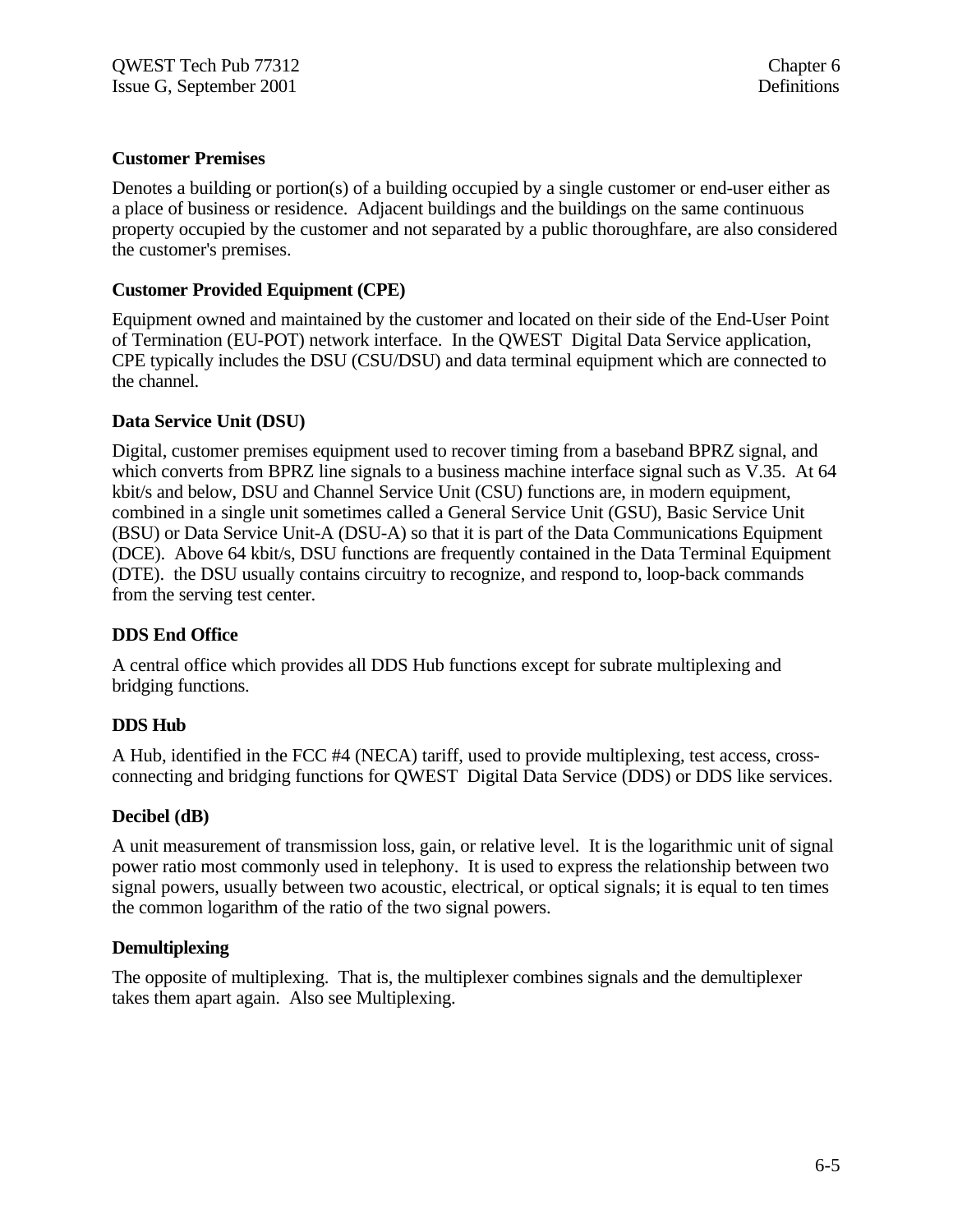**Customer Premises**

Denotes a building or portion(s) of a building occupied by a single customer or end-user either as a place of business or residence. Adjacent buildings and the buildings on the same continuous property occupied by the customer and not separated by a public thoroughfare, are also considered the customer's premises.

**Customer Provided Equipment (CPE)**

Equipment owned and maintained by the customer and located on their side of the End-User Point of Termination (EU-POT) network interface. In the QWEST Digital Data Service application, CPE typically includes the DSU (CSU/DSU) and data terminal equipment which are connected to the channel.

**Data Service Unit (DSU)**

Digital, customer premises equipment used to recover timing from a baseband BPRZ signal, and which converts from BPRZ line signals to a business machine interface signal such as V.35. At 64 kbit/s and below, DSU and Channel Service Unit (CSU) functions are, in modern equipment, combined in a single unit sometimes called a General Service Unit (GSU), Basic Service Unit (BSU) or Data Service Unit-A (DSU-A) so that it is part of the Data Communications Equipment (DCE). Above 64 kbit/s, DSU functions are frequently contained in the Data Terminal Equipment (DTE). the DSU usually contains circuitry to recognize, and respond to, loop-back commands from the serving test center.

**DDS End Office**

A central office which provides all DDS Hub functions except for subrate multiplexing and bridging functions.

**DDS Hub**

A Hub, identified in the FCC #4 (NECA) tariff, used to provide multiplexing, test access, cross-connecting and bridging functions for QWEST Digital Data Service (DDS) or DDS like services.

**Decibel (dB)**

A unit measurement of transmission loss, gain, or relative level. It is the logarithmic unit of signal power ratio most commonly used in telephony. It is used to express the relationship between two signal powers, usually between two acoustic, electrical, or optical signals; it is equal to ten times the common logarithm of the ratio of the two signal powers.

**Demultiplexing**

The opposite of multiplexing. That is, the multiplexer combines signals and the demultiplexer takes them apart again. Also see Multiplexing.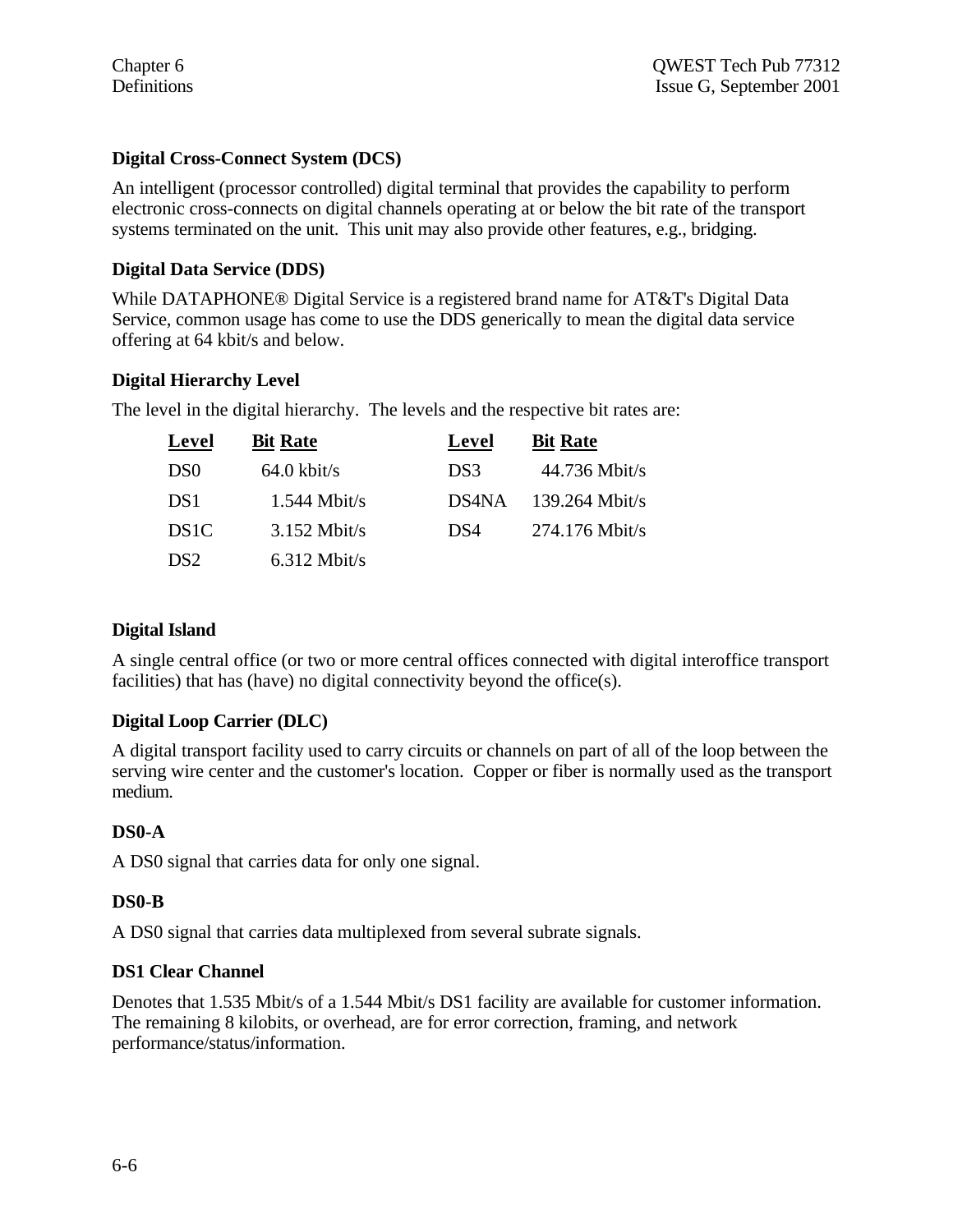### Digital Cross-Connect System (DCS)

An intelligent (processor controlled) digital terminal that provides the capability to perform electronic cross-connects on digital channels operating at or below the bit rate of the transport systems terminated on the unit. This unit may also provide other features, e.g., bridging.

### Digital Data Service (DDS)

While DATAPHONE® Digital Service is a registered brand name for AT&T's Digital Data Service, common usage has come to use the DDS generically to mean the digital data service offering at 64 kbit/s and below.

### Digital Hierarchy Level

The level in the digital hierarchy. The levels and the respective bit rates are:

| Level | Bit Rate | Level | Bit Rate |
|---|---|---|---|
| DS0 | 64.0 kbit/s | DS3 | 44.736 Mbit/s |
| DS1 | 1.544 Mbit/s | DS4NA | 139.264 Mbit/s |
| DS1C | 3.152 Mbit/s | DS4 | 274.176 Mbit/s |
| DS2 | 6.312 Mbit/s | | |

### Digital Island

A single central office (or two or more central offices connected with digital interoffice transport facilities) that has (have) no digital connectivity beyond the office(s).

### Digital Loop Carrier (DLC)

A digital transport facility used to carry circuits or channels on part of all of the loop between the serving wire center and the customer's location. Copper or fiber is normally used as the transport medium.

### DS0-A

A DS0 signal that carries data for only one signal.

### DS0-B

A DS0 signal that carries data multiplexed from several subrate signals.

### DS1 Clear Channel

Denotes that 1.535 Mbit/s of a 1.544 Mbit/s DS1 facility are available for customer information. The remaining 8 kilobits, or overhead, are for error correction, framing, and network performance/status/information.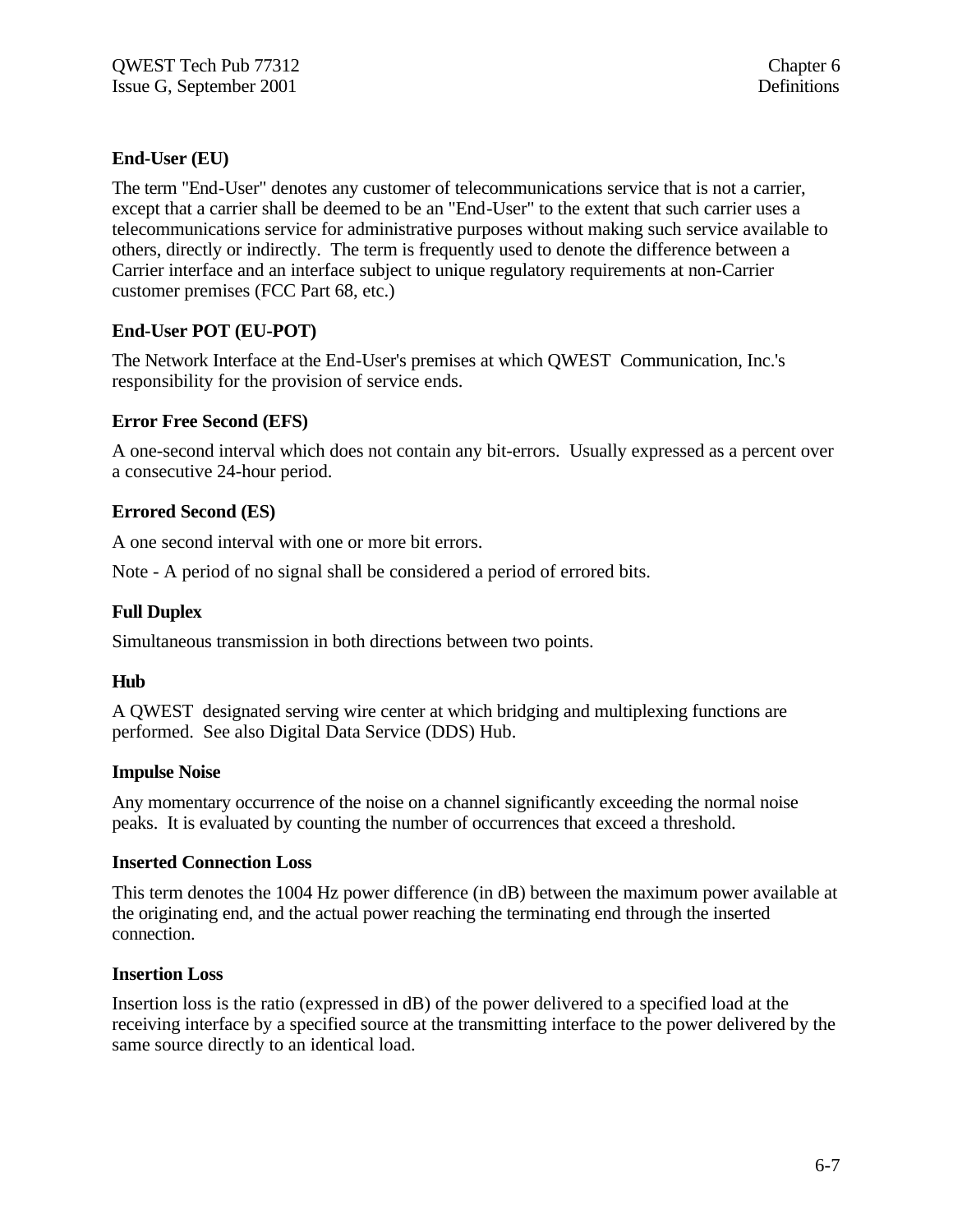**End-User (EU)**

The term "End-User" denotes any customer of telecommunications service that is not a carrier, except that a carrier shall be deemed to be an "End-User" to the extent that such carrier uses a telecommunications service for administrative purposes without making such service available to others, directly or indirectly. The term is frequently used to denote the difference between a Carrier interface and an interface subject to unique regulatory requirements at non-Carrier customer premises (FCC Part 68, etc.)

**End-User POT (EU-POT)**

The Network Interface at the End-User's premises at which QWEST Communication, Inc.'s responsibility for the provision of service ends.

**Error Free Second (EFS)**

A one-second interval which does not contain any bit-errors. Usually expressed as a percent over a consecutive 24-hour period.

**Errored Second (ES)**

A one second interval with one or more bit errors.

Note - A period of no signal shall be considered a period of errored bits.

**Full Duplex**

Simultaneous transmission in both directions between two points.

**Hub**

A QWEST designated serving wire center at which bridging and multiplexing functions are performed. See also Digital Data Service (DDS) Hub.

**Impulse Noise**

Any momentary occurrence of the noise on a channel significantly exceeding the normal noise peaks. It is evaluated by counting the number of occurrences that exceed a threshold.

**Inserted Connection Loss**

This term denotes the 1004 Hz power difference (in dB) between the maximum power available at the originating end, and the actual power reaching the terminating end through the inserted connection.

**Insertion Loss**

Insertion loss is the ratio (expressed in dB) of the power delivered to a specified load at the receiving interface by a specified source at the transmitting interface to the power delivered by the same source directly to an identical load.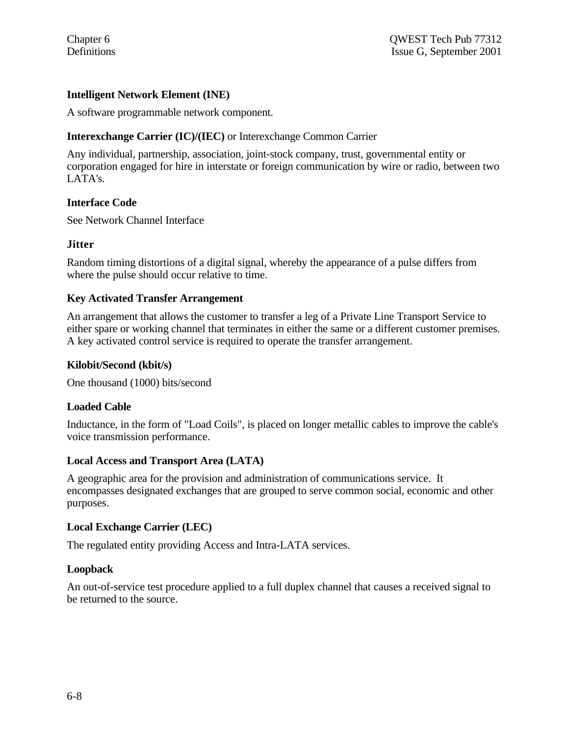**Intelligent Network Element (INE)**

A software programmable network component.

**Interexchange Carrier (IC)/(IEC)** or Interexchange Common Carrier

Any individual, partnership, association, joint-stock company, trust, governmental entity or corporation engaged for hire in interstate or foreign communication by wire or radio, between two LATA's.

**Interface Code**

See Network Channel Interface

**Jitter**

Random timing distortions of a digital signal, whereby the appearance of a pulse differs from where the pulse should occur relative to time.

**Key Activated Transfer Arrangement**

An arrangement that allows the customer to transfer a leg of a Private Line Transport Service to either spare or working channel that terminates in either the same or a different customer premises. A key activated control service is required to operate the transfer arrangement.

**Kilobit/Second (kbit/s)**

One thousand (1000) bits/second

**Loaded Cable**

Inductance, in the form of "Load Coils", is placed on longer metallic cables to improve the cable's voice transmission performance.

**Local Access and Transport Area (LATA)**

A geographic area for the provision and administration of communications service. It encompasses designated exchanges that are grouped to serve common social, economic and other purposes.

**Local Exchange Carrier (LEC)**

The regulated entity providing Access and Intra-LATA services.

**Loopback**

An out-of-service test procedure applied to a full duplex channel that causes a received signal to be returned to the source.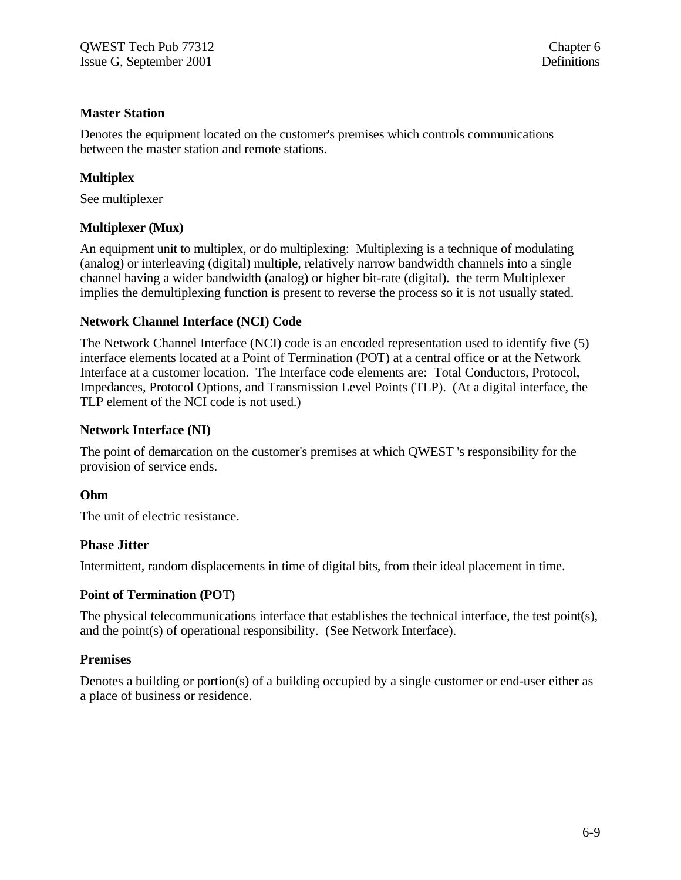### Master Station

Denotes the equipment located on the customer's premises which controls communications between the master station and remote stations.

### Multiplex

See multiplexer

### Multiplexer (Mux)

An equipment unit to multiplex, or do multiplexing: Multiplexing is a technique of modulating (analog) or interleaving (digital) multiple, relatively narrow bandwidth channels into a single channel having a wider bandwidth (analog) or higher bit-rate (digital). the term Multiplexer implies the demultiplexing function is present to reverse the process so it is not usually stated.

### Network Channel Interface (NCI) Code

The Network Channel Interface (NCI) code is an encoded representation used to identify five (5) interface elements located at a Point of Termination (POT) at a central office or at the Network Interface at a customer location. The Interface code elements are: Total Conductors, Protocol, Impedances, Protocol Options, and Transmission Level Points (TLP). (At a digital interface, the TLP element of the NCI code is not used.)

### Network Interface (NI)

The point of demarcation on the customer's premises at which QWEST 's responsibility for the provision of service ends.

### Ohm

The unit of electric resistance.

### Phase Jitter

Intermittent, random displacements in time of digital bits, from their ideal placement in time.

### Point of Termination (POT)

The physical telecommunications interface that establishes the technical interface, the test point(s), and the point(s) of operational responsibility. (See Network Interface).

### Premises

Denotes a building or portion(s) of a building occupied by a single customer or end-user either as a place of business or residence.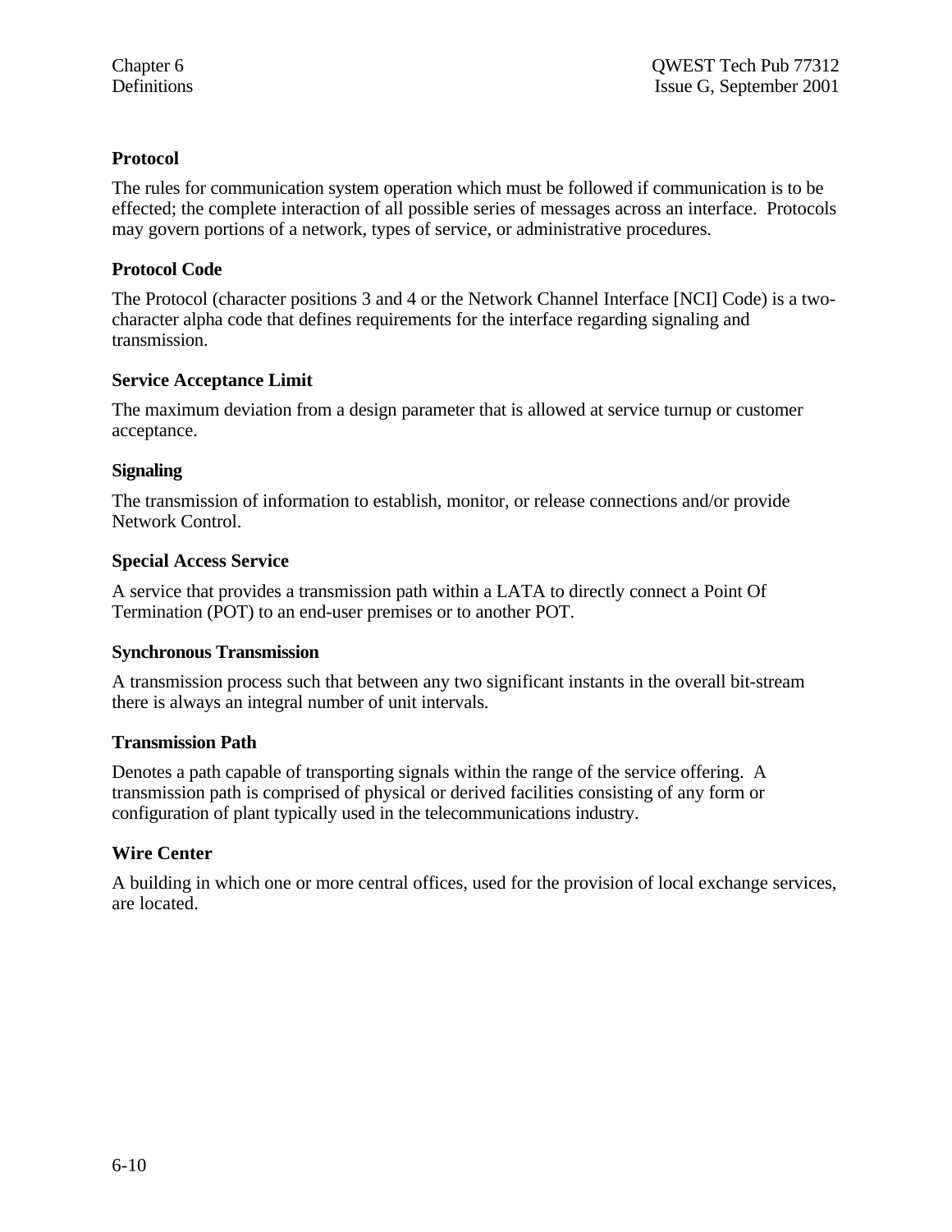**Protocol**

The rules for communication system operation which must be followed if communication is to be effected; the complete interaction of all possible series of messages across an interface. Protocols may govern portions of a network, types of service, or administrative procedures.

**Protocol Code**

The Protocol (character positions 3 and 4 or the Network Channel Interface [NCI] Code) is a two-character alpha code that defines requirements for the interface regarding signaling and transmission.

**Service Acceptance Limit**

The maximum deviation from a design parameter that is allowed at service turnup or customer acceptance.

**Signaling**

The transmission of information to establish, monitor, or release connections and/or provide Network Control.

**Special Access Service**

A service that provides a transmission path within a LATA to directly connect a Point Of Termination (POT) to an end-user premises or to another POT.

**Synchronous Transmission**

A transmission process such that between any two significant instants in the overall bit-stream there is always an integral number of unit intervals.

**Transmission Path**

Denotes a path capable of transporting signals within the range of the service offering. A transmission path is comprised of physical or derived facilities consisting of any form or configuration of plant typically used in the telecommunications industry.

**Wire Center**

A building in which one or more central offices, used for the provision of local exchange services, are located.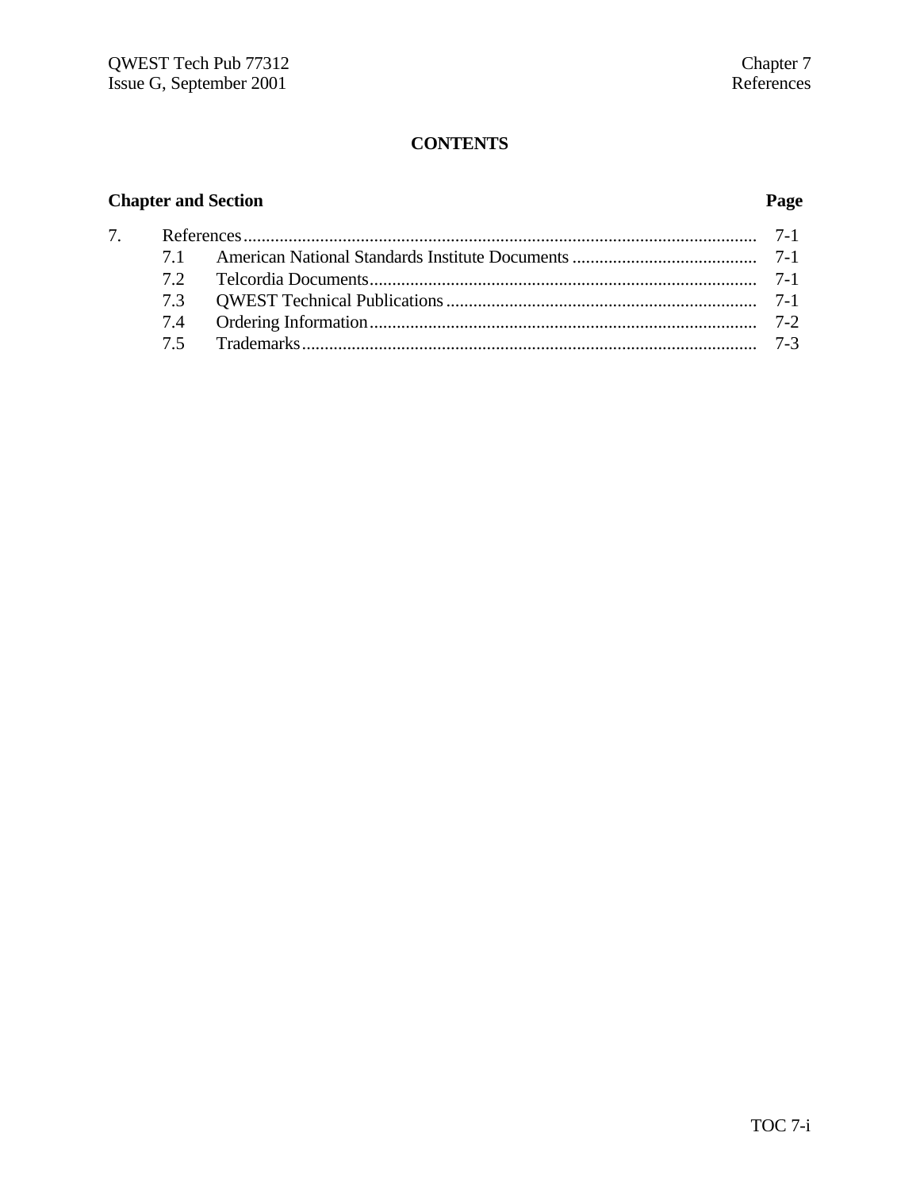# CONTENTS

| Chapter and Section | | Page |
|---|---|---|
| 7. | References | 7-1 |
| 7.1 | American National Standards Institute Documents | 7-1 |
| 7.2 | Telcordia Documents | 7-1 |
| 7.3 | QWEST Technical Publications | 7-1 |
| 7.4 | Ordering Information | 7-2 |
| 7.5 | Trademarks | 7-3 |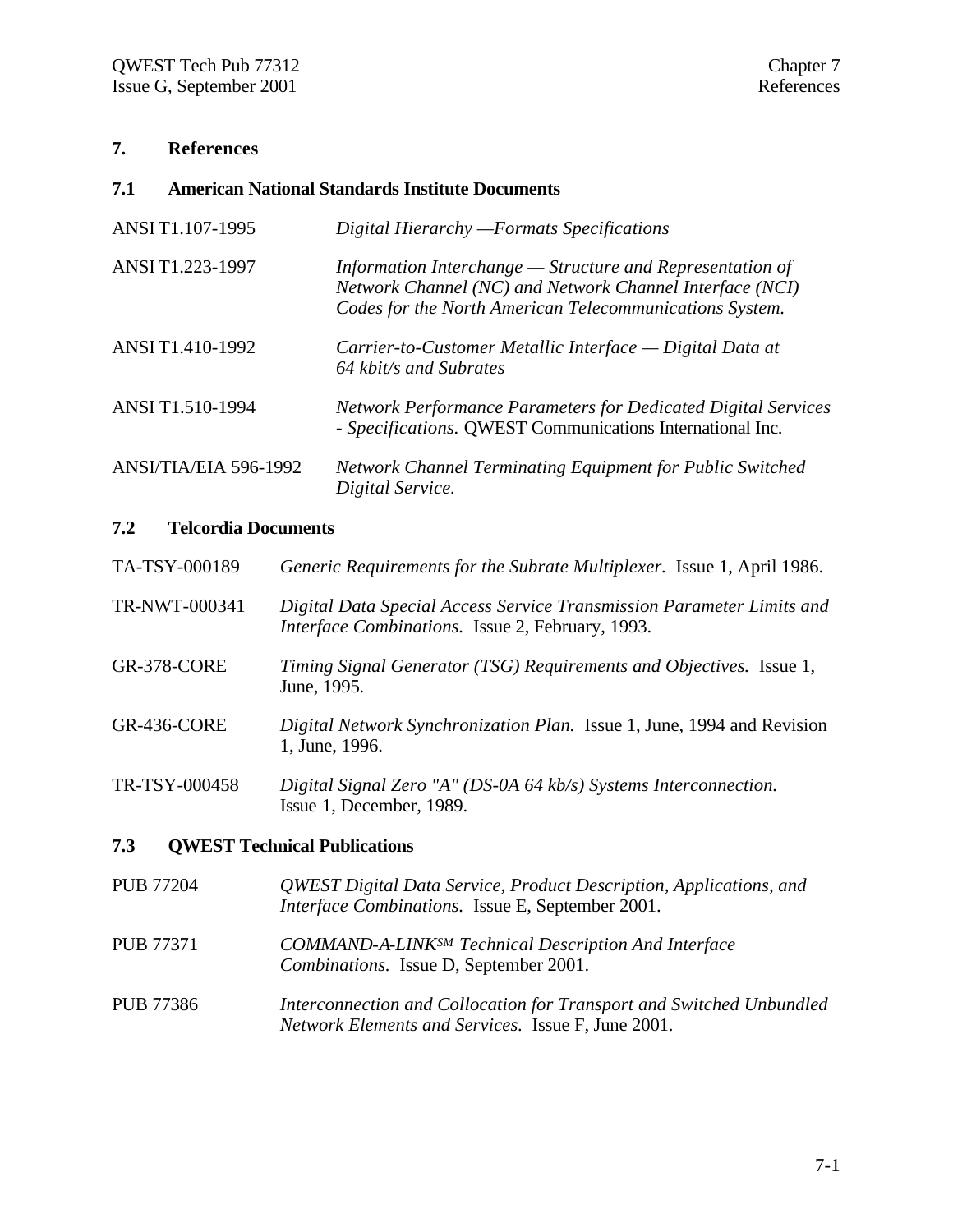# 7. References

## 7.1 American National Standards Institute Documents

| | |
|---|---|
| ANSI T1.107-1995 | *Digital Hierarchy —Formats Specifications* |
| ANSI T1.223-1997 | *Information Interchange — Structure and Representation of Network Channel (NC) and Network Channel Interface (NCI) Codes for the North American Telecommunications System.* |
| ANSI T1.410-1992 | *Carrier-to-Customer Metallic Interface — Digital Data at 64 kbit/s and Subrates* |
| ANSI T1.510-1994 | *Network Performance Parameters for Dedicated Digital Services - Specifications.* QWEST Communications International Inc. |
| ANSI/TIA/EIA 596-1992 | *Network Channel Terminating Equipment for Public Switched Digital Service.* |

## 7.2 Telcordia Documents

| | |
|---|---|
| TA-TSY-000189 | *Generic Requirements for the Subrate Multiplexer.* Issue 1, April 1986. |
| TR-NWT-000341 | *Digital Data Special Access Service Transmission Parameter Limits and Interface Combinations.* Issue 2, February, 1993. |
| GR-378-CORE | *Timing Signal Generator (TSG) Requirements and Objectives.* Issue 1, June, 1995. |
| GR-436-CORE | *Digital Network Synchronization Plan.* Issue 1, June, 1994 and Revision 1, June, 1996. |
| TR-TSY-000458 | *Digital Signal Zero "A" (DS-0A 64 kb/s) Systems Interconnection.* Issue 1, December, 1989. |

## 7.3 QWEST Technical Publications

| | |
|---|---|
| PUB 77204 | *QWEST Digital Data Service, Product Description, Applications, and Interface Combinations.* Issue E, September 2001. |
| PUB 77371 | *COMMAND-A-LINK[SM] Technical Description And Interface Combinations.* Issue D, September 2001. |
| PUB 77386 | *Interconnection and Collocation for Transport and Switched Unbundled Network Elements and Services.* Issue F, June 2001. |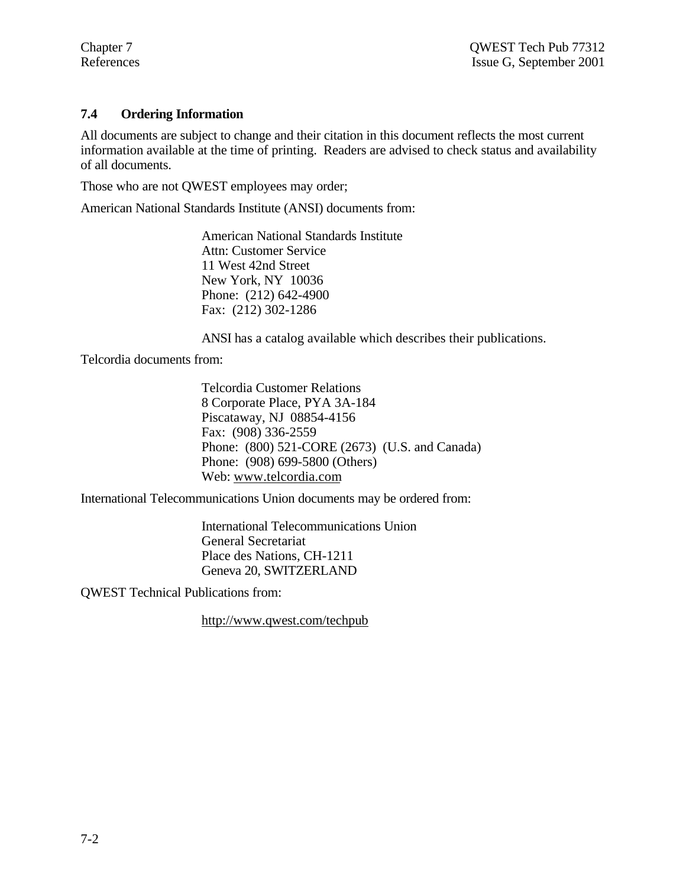### 7.4 Ordering Information

All documents are subject to change and their citation in this document reflects the most current information available at the time of printing. Readers are advised to check status and availability of all documents.

Those who are not QWEST employees may order;

American National Standards Institute (ANSI) documents from:

> American National Standards Institute
> Attn: Customer Service
> 11 West 42nd Street
> New York, NY 10036
> Phone: (212) 642-4900
> Fax: (212) 302-1286
>
> ANSI has a catalog available which describes their publications.

Telcordia documents from:

> Telcordia Customer Relations
> 8 Corporate Place, PYA 3A-184
> Piscataway, NJ 08854-4156
> Fax: (908) 336-2559
> Phone: (800) 521-CORE (2673) (U.S. and Canada)
> Phone: (908) 699-5800 (Others)
> Web: www.telcordia.com

International Telecommunications Union documents may be ordered from:

> International Telecommunications Union
> General Secretariat
> Place des Nations, CH-1211
> Geneva 20, SWITZERLAND

QWEST Technical Publications from:

> http://www.qwest.com/techpub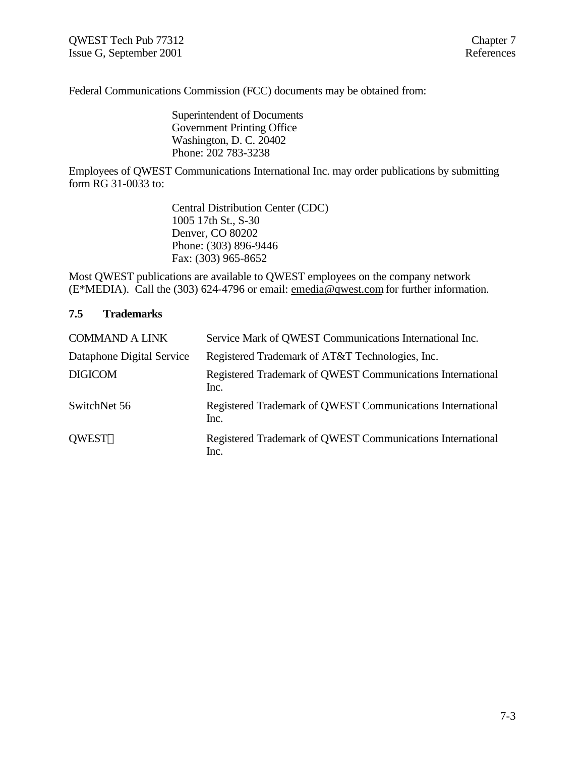Federal Communications Commission (FCC) documents may be obtained from:

Superintendent of Documents
Government Printing Office
Washington, D. C. 20402
Phone: 202 783-3238

Employees of QWEST Communications International Inc. may order publications by submitting form RG 31-0033 to:

Central Distribution Center (CDC)
1005 17th St., S-30
Denver, CO 80202
Phone: (303) 896-9446
Fax: (303) 965-8652

Most QWEST publications are available to QWEST employees on the company network (E*MEDIA). Call the (303) 624-4796 or email: emedia@qwest.com for further information.

## 7.5 Trademarks

| | |
|---|---|
| COMMAND A LINK | Service Mark of QWEST Communications International Inc. |
| Dataphone Digital Service | Registered Trademark of AT&T Technologies, Inc. |
| DIGICOM | Registered Trademark of QWEST Communications International Inc. |
| SwitchNet 56 | Registered Trademark of QWEST Communications International Inc. |
| QWEST | Registered Trademark of QWEST Communications International Inc. |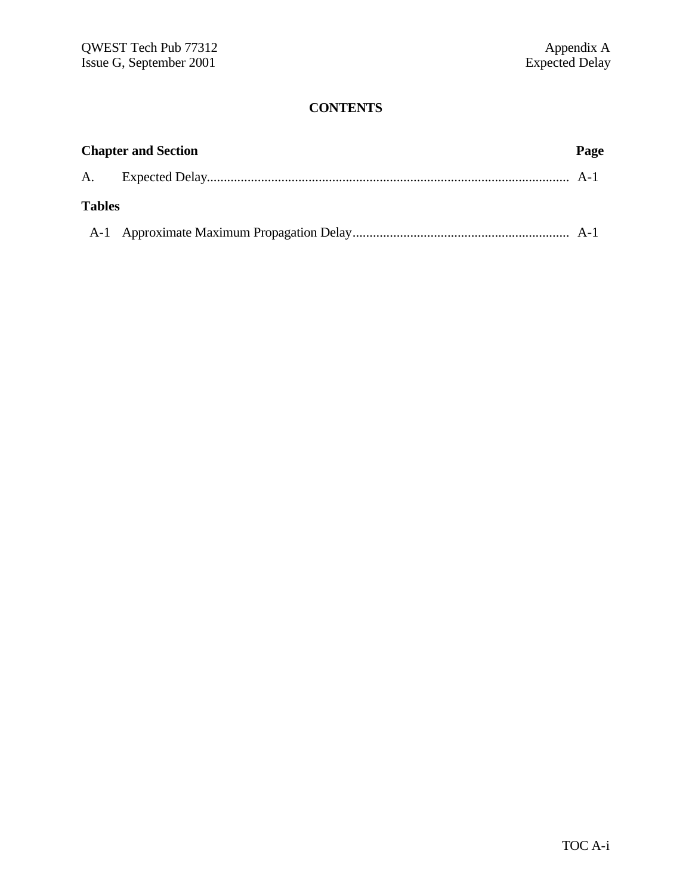# CONTENTS

| Chapter and Section | | Page |
|---|---|---|
| A. | Expected Delay | A-1 |

**Tables**

| | | |
|---|---|---|
| A-1 | Approximate Maximum Propagation Delay | A-1 |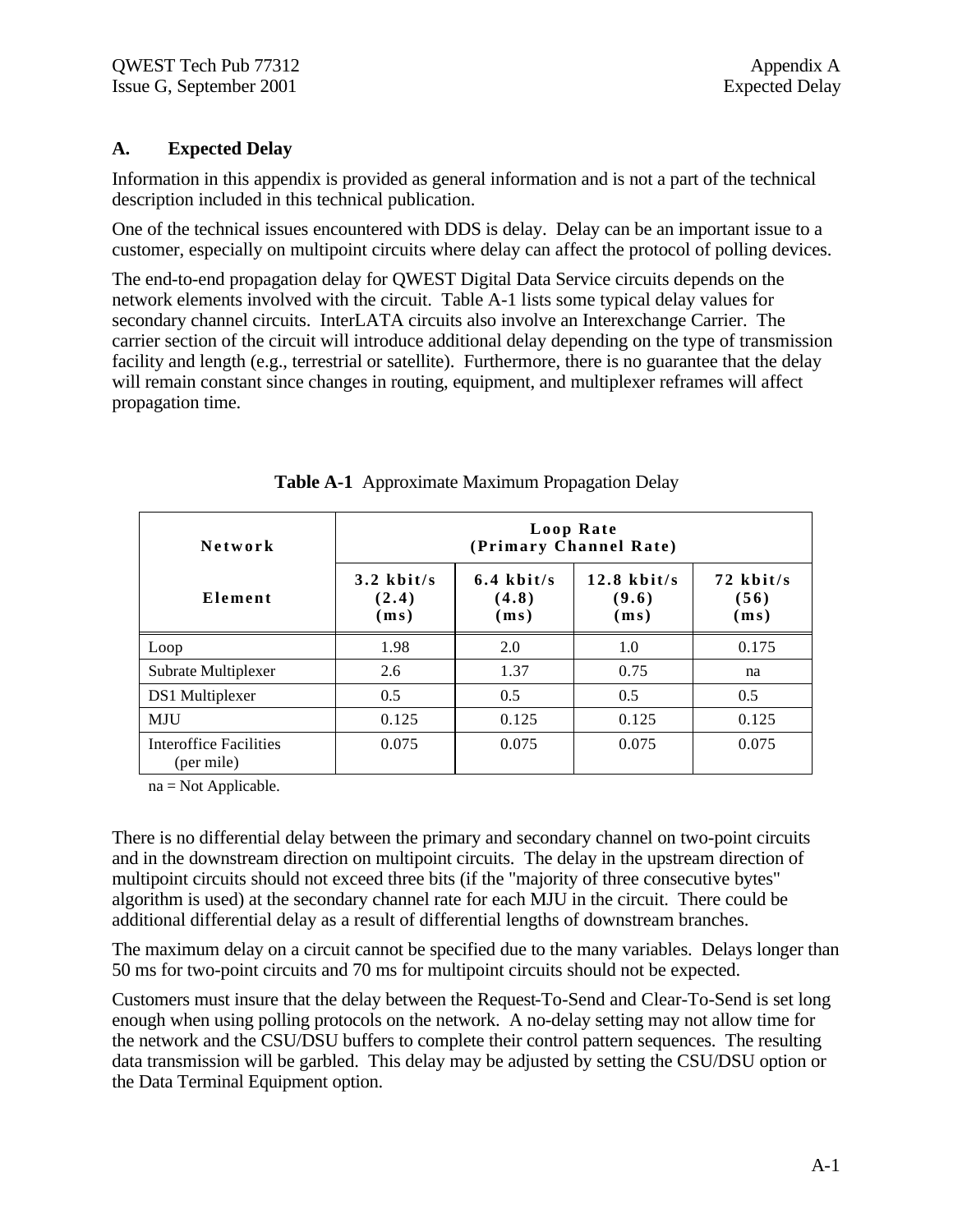## A. Expected Delay

Information in this appendix is provided as general information and is not a part of the technical description included in this technical publication.

One of the technical issues encountered with DDS is delay. Delay can be an important issue to a customer, especially on multipoint circuits where delay can affect the protocol of polling devices.

The end-to-end propagation delay for QWEST Digital Data Service circuits depends on the network elements involved with the circuit. Table A-1 lists some typical delay values for secondary channel circuits. InterLATA circuits also involve an Interexchange Carrier. The carrier section of the circuit will introduce additional delay depending on the type of transmission facility and length (e.g., terrestrial or satellite). Furthermore, there is no guarantee that the delay will remain constant since changes in routing, equipment, and multiplexer reframes will affect propagation time.

**Table A-1** Approximate Maximum Propagation Delay

| **Network** | **Loop Rate (Primary Channel Rate)** | | | |
|---|---|---|---|---|
| **Element** | **3.2 kbit/s (2.4) (ms)** | **6.4 kbit/s (4.8) (ms)** | **12.8 kbit/s (9.6) (ms)** | **72 kbit/s (56) (ms)** |
| Loop | 1.98 | 2.0 | 1.0 | 0.175 |
| Subrate Multiplexer | 2.6 | 1.37 | 0.75 | na |
| DS1 Multiplexer | 0.5 | 0.5 | 0.5 | 0.5 |
| MJU | 0.125 | 0.125 | 0.125 | 0.125 |
| Interoffice Facilities (per mile) | 0.075 | 0.075 | 0.075 | 0.075 |

na = Not Applicable.

There is no differential delay between the primary and secondary channel on two-point circuits and in the downstream direction on multipoint circuits. The delay in the upstream direction of multipoint circuits should not exceed three bits (if the "majority of three consecutive bytes" algorithm is used) at the secondary channel rate for each MJU in the circuit. There could be additional differential delay as a result of differential lengths of downstream branches.

The maximum delay on a circuit cannot be specified due to the many variables. Delays longer than 50 ms for two-point circuits and 70 ms for multipoint circuits should not be expected.

Customers must insure that the delay between the Request-To-Send and Clear-To-Send is set long enough when using polling protocols on the network. A no-delay setting may not allow time for the network and the CSU/DSU buffers to complete their control pattern sequences. The resulting data transmission will be garbled. This delay may be adjusted by setting the CSU/DSU option or the Data Terminal Equipment option.